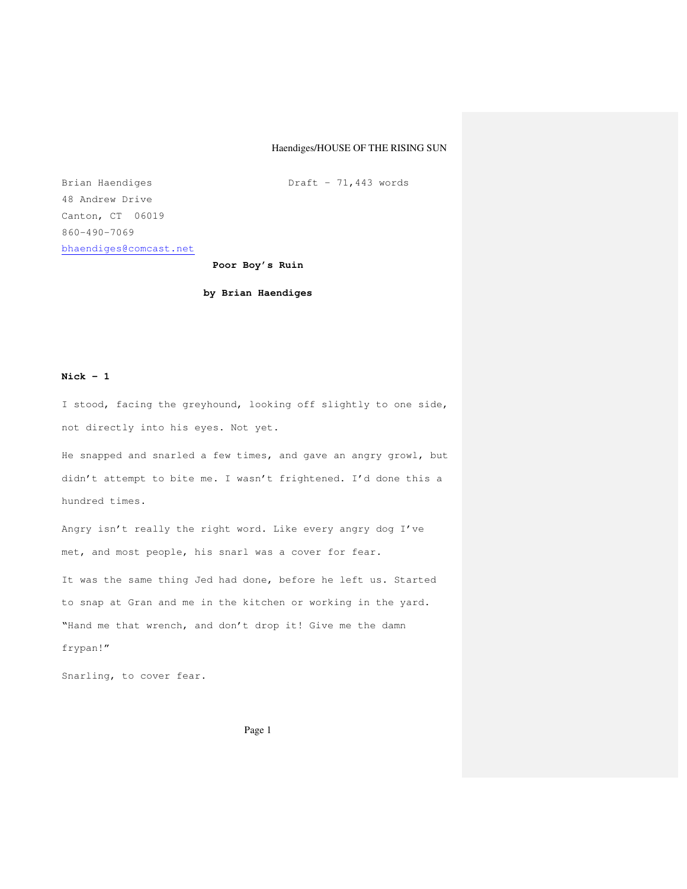Brian Haendiges  
48 Andrew Drive  
Canton, CT 06019  
860-490-7069  
bhaendiges@comcast.net

Draft - 71,443 words

**Poor Boy's Ruin**

**by Brian Haendiges**

**Nick – 1**

I stood, facing the greyhound, looking off slightly to one side, not directly into his eyes. Not yet.

He snapped and snarled a few times, and gave an angry growl, but didn't attempt to bite me. I wasn't frightened. I'd done this a hundred times.

Angry isn't really the right word. Like every angry dog I've met, and most people, his snarl was a cover for fear.

It was the same thing Jed had done, before he left us. Started to snap at Gran and me in the kitchen or working in the yard. "Hand me that wrench, and don't drop it! Give me the damn frypan!"

Snarling, to cover fear.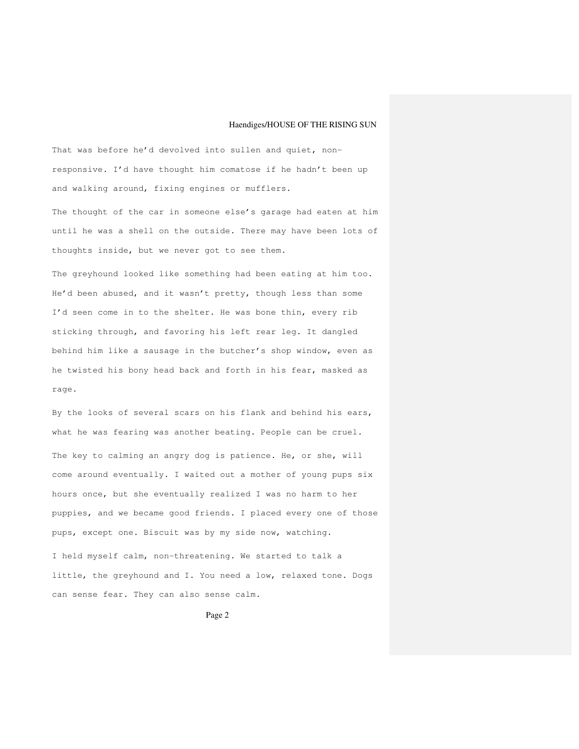That was before he'd devolved into sullen and quiet, non-responsive. I'd have thought him comatose if he hadn't been up and walking around, fixing engines or mufflers.

The thought of the car in someone else's garage had eaten at him until he was a shell on the outside. There may have been lots of thoughts inside, but we never got to see them.

The greyhound looked like something had been eating at him too. He'd been abused, and it wasn't pretty, though less than some I'd seen come in to the shelter. He was bone thin, every rib sticking through, and favoring his left rear leg. It dangled behind him like a sausage in the butcher's shop window, even as he twisted his bony head back and forth in his fear, masked as rage.

By the looks of several scars on his flank and behind his ears, what he was fearing was another beating. People can be cruel.

The key to calming an angry dog is patience. He, or she, will come around eventually. I waited out a mother of young pups six hours once, but she eventually realized I was no harm to her puppies, and we became good friends. I placed every one of those pups, except one. Biscuit was by my side now, watching.

I held myself calm, non-threatening. We started to talk a little, the greyhound and I. You need a low, relaxed tone. Dogs can sense fear. They can also sense calm.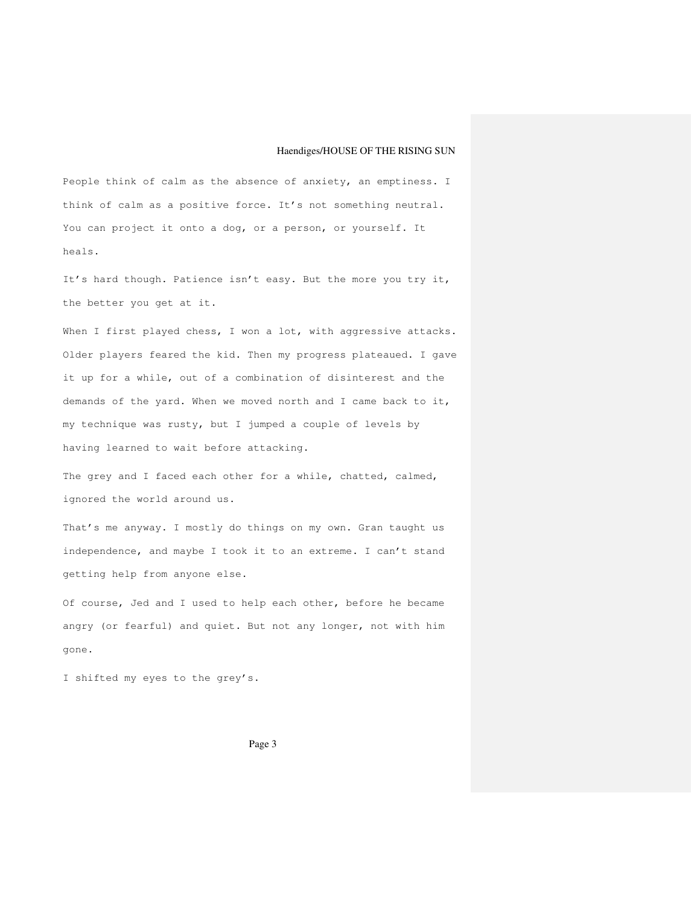People think of calm as the absence of anxiety, an emptiness. I think of calm as a positive force. It's not something neutral. You can project it onto a dog, or a person, or yourself. It heals.

It's hard though. Patience isn't easy. But the more you try it, the better you get at it.

When I first played chess, I won a lot, with aggressive attacks. Older players feared the kid. Then my progress plateaued. I gave it up for a while, out of a combination of disinterest and the demands of the yard. When we moved north and I came back to it, my technique was rusty, but I jumped a couple of levels by having learned to wait before attacking.

The grey and I faced each other for a while, chatted, calmed, ignored the world around us.

That's me anyway. I mostly do things on my own. Gran taught us independence, and maybe I took it to an extreme. I can't stand getting help from anyone else.

Of course, Jed and I used to help each other, before he became angry (or fearful) and quiet. But not any longer, not with him gone.

I shifted my eyes to the grey's.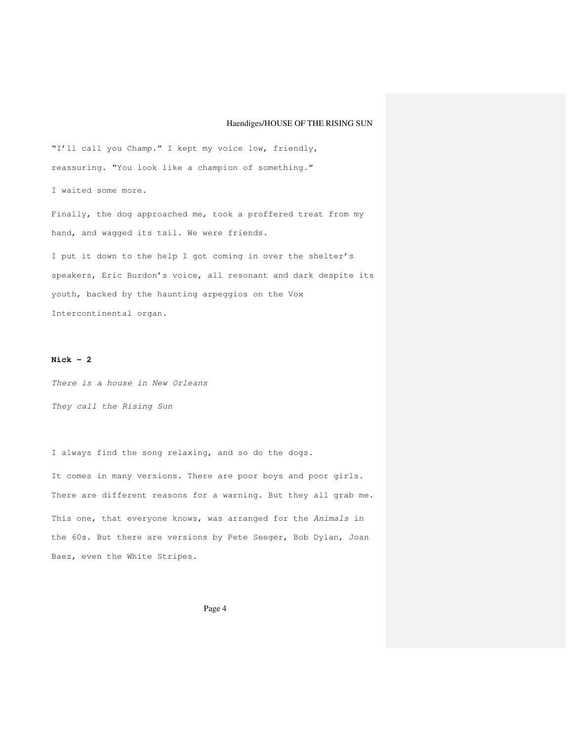"I'll call you Champ." I kept my voice low, friendly, reassuring. "You look like a champion of something."

I waited some more.

Finally, the dog approached me, took a proffered treat from my hand, and wagged its tail. We were friends.

I put it down to the help I got coming in over the shelter's speakers, Eric Burdon's voice, all resonant and dark despite its youth, backed by the haunting arpeggios on the Vox Intercontinental organ.

**Nick – 2**

*There is a house in New Orleans*

*They call the Rising Sun*

I always find the song relaxing, and so do the dogs.

It comes in many versions. There are poor boys and poor girls. There are different reasons for a warning. But they all grab me.

This one, that everyone knows, was arranged for the *Animals* in the 60s. But there are versions by Pete Seeger, Bob Dylan, Joan Baez, even the White Stripes.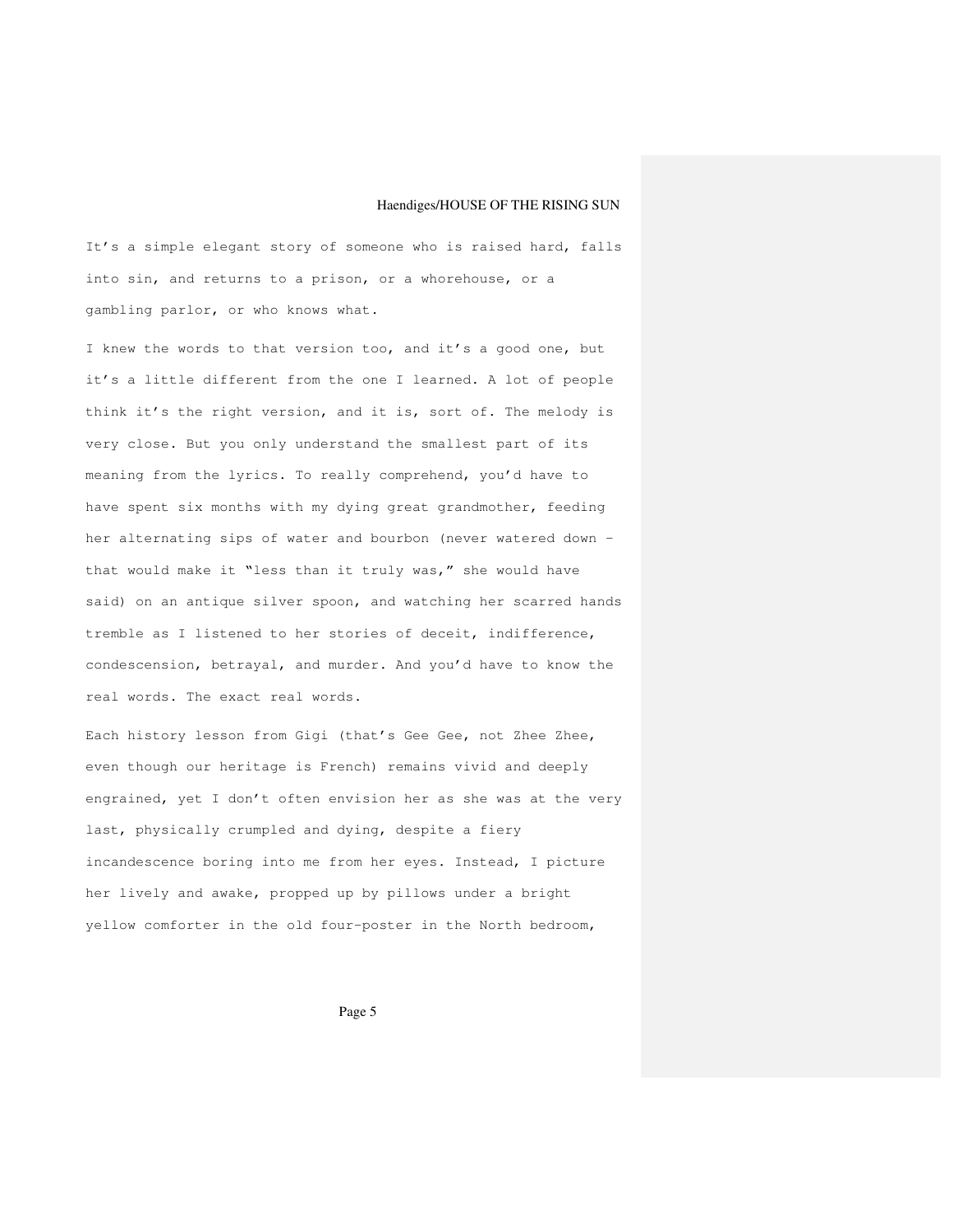It's a simple elegant story of someone who is raised hard, falls into sin, and returns to a prison, or a whorehouse, or a gambling parlor, or who knows what.

I knew the words to that version too, and it's a good one, but it's a little different from the one I learned. A lot of people think it's the right version, and it is, sort of. The melody is very close. But you only understand the smallest part of its meaning from the lyrics. To really comprehend, you'd have to have spent six months with my dying great grandmother, feeding her alternating sips of water and bourbon (never watered down – that would make it "less than it truly was," she would have said) on an antique silver spoon, and watching her scarred hands tremble as I listened to her stories of deceit, indifference, condescension, betrayal, and murder. And you'd have to know the real words. The exact real words.

Each history lesson from Gigi (that's Gee Gee, not Zhee Zhee, even though our heritage is French) remains vivid and deeply engrained, yet I don't often envision her as she was at the very last, physically crumpled and dying, despite a fiery incandescence boring into me from her eyes. Instead, I picture her lively and awake, propped up by pillows under a bright yellow comforter in the old four-poster in the North bedroom,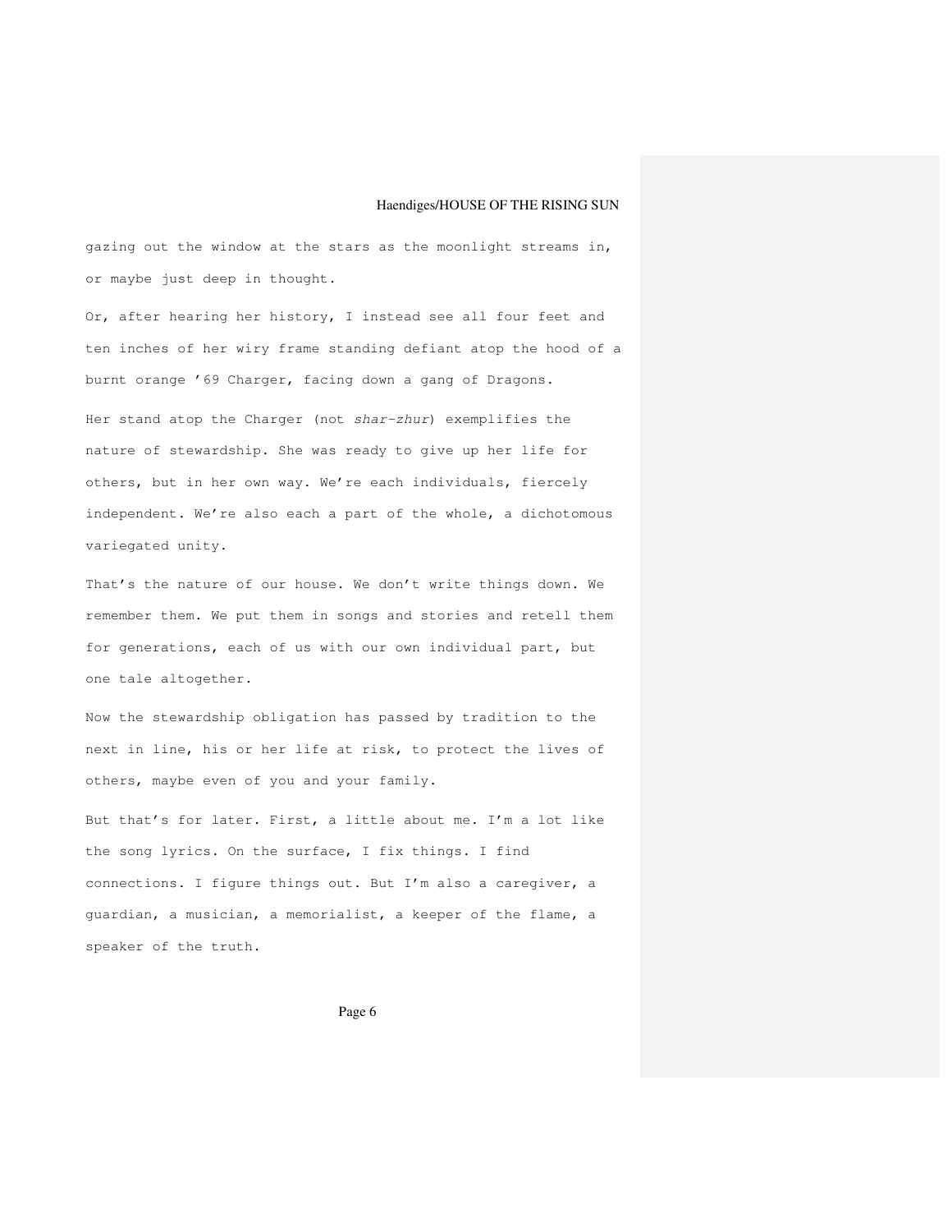gazing out the window at the stars as the moonlight streams in, or maybe just deep in thought.

Or, after hearing her history, I instead see all four feet and ten inches of her wiry frame standing defiant atop the hood of a burnt orange ’69 Charger, facing down a gang of Dragons.

Her stand atop the Charger (not *shar-zhur*) exemplifies the nature of stewardship. She was ready to give up her life for others, but in her own way. We’re each individuals, fiercely independent. We’re also each a part of the whole, a dichotomous variegated unity.

That’s the nature of our house. We don’t write things down. We remember them. We put them in songs and stories and retell them for generations, each of us with our own individual part, but one tale altogether.

Now the stewardship obligation has passed by tradition to the next in line, his or her life at risk, to protect the lives of others, maybe even of you and your family.

But that’s for later. First, a little about me. I’m a lot like the song lyrics. On the surface, I fix things. I find connections. I figure things out. But I’m also a caregiver, a guardian, a musician, a memorialist, a keeper of the flame, a speaker of the truth.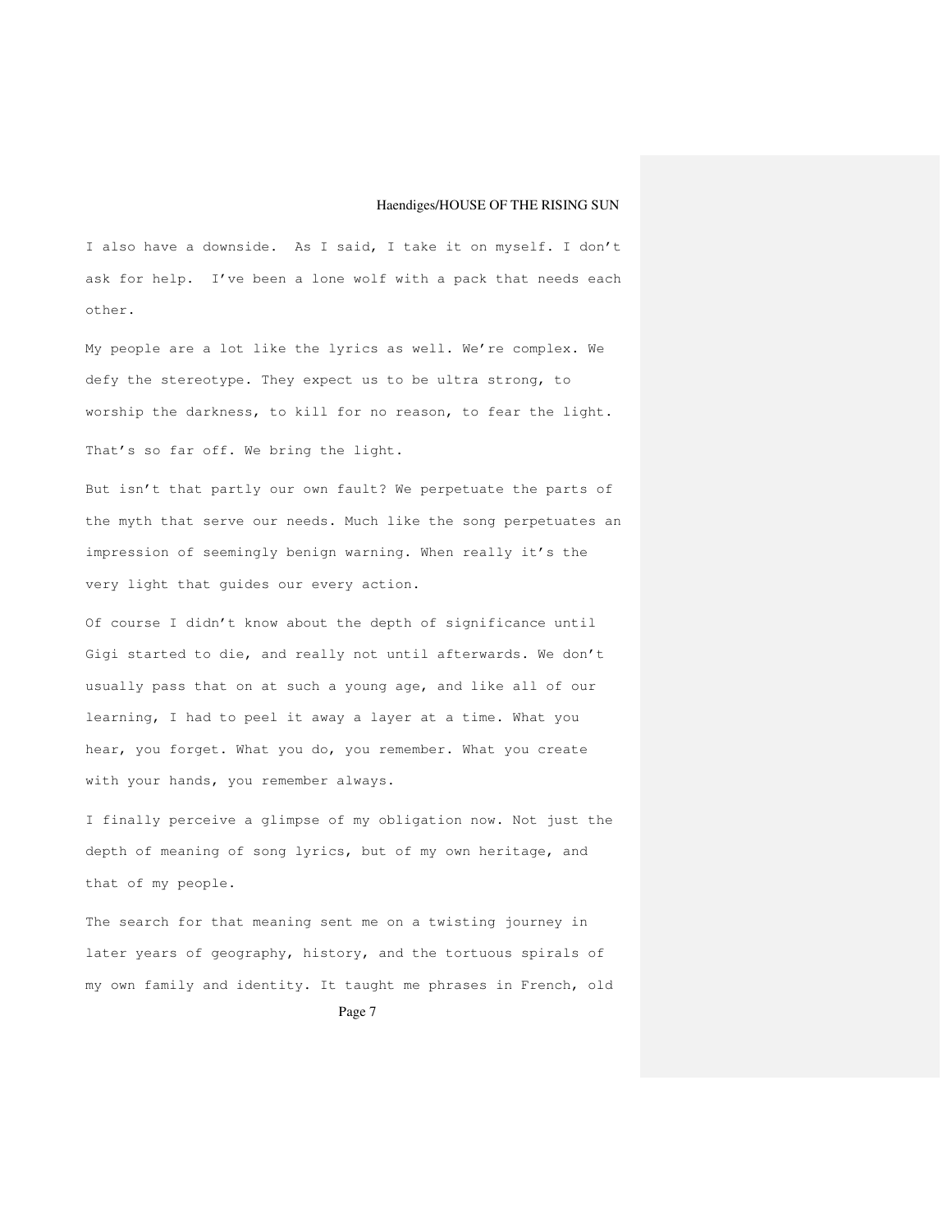I also have a downside. As I said, I take it on myself. I don't ask for help. I've been a lone wolf with a pack that needs each other.

My people are a lot like the lyrics as well. We're complex. We defy the stereotype. They expect us to be ultra strong, to worship the darkness, to kill for no reason, to fear the light.

That's so far off. We bring the light.

But isn't that partly our own fault? We perpetuate the parts of the myth that serve our needs. Much like the song perpetuates an impression of seemingly benign warning. When really it's the very light that guides our every action.

Of course I didn't know about the depth of significance until Gigi started to die, and really not until afterwards. We don't usually pass that on at such a young age, and like all of our learning, I had to peel it away a layer at a time. What you hear, you forget. What you do, you remember. What you create with your hands, you remember always.

I finally perceive a glimpse of my obligation now. Not just the depth of meaning of song lyrics, but of my own heritage, and that of my people.

The search for that meaning sent me on a twisting journey in later years of geography, history, and the tortuous spirals of my own family and identity. It taught me phrases in French, old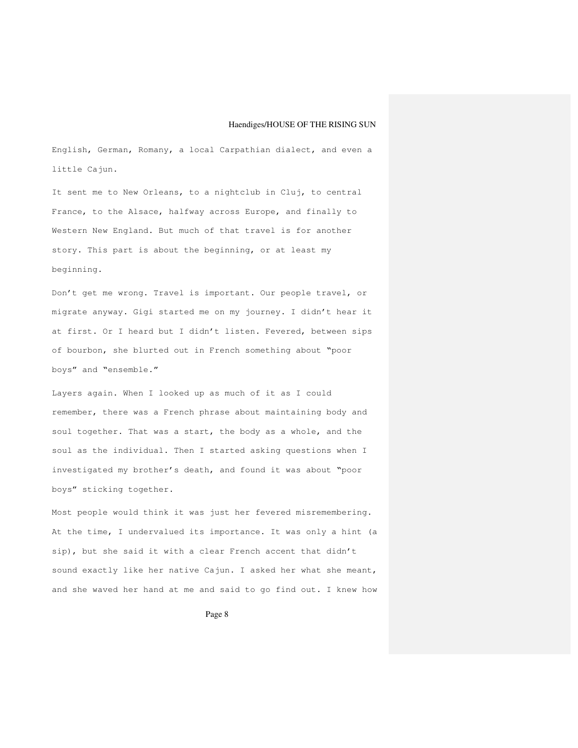English, German, Romany, a local Carpathian dialect, and even a little Cajun.

It sent me to New Orleans, to a nightclub in Cluj, to central France, to the Alsace, halfway across Europe, and finally to Western New England. But much of that travel is for another story. This part is about the beginning, or at least my beginning.

Don’t get me wrong. Travel is important. Our people travel, or migrate anyway. Gigi started me on my journey. I didn’t hear it at first. Or I heard but I didn’t listen. Fevered, between sips of bourbon, she blurted out in French something about “poor boys” and “ensemble.”

Layers again. When I looked up as much of it as I could remember, there was a French phrase about maintaining body and soul together. That was a start, the body as a whole, and the soul as the individual. Then I started asking questions when I investigated my brother’s death, and found it was about “poor boys” sticking together.

Most people would think it was just her fevered misremembering. At the time, I undervalued its importance. It was only a hint (a sip), but she said it with a clear French accent that didn’t sound exactly like her native Cajun. I asked her what she meant, and she waved her hand at me and said to go find out. I knew how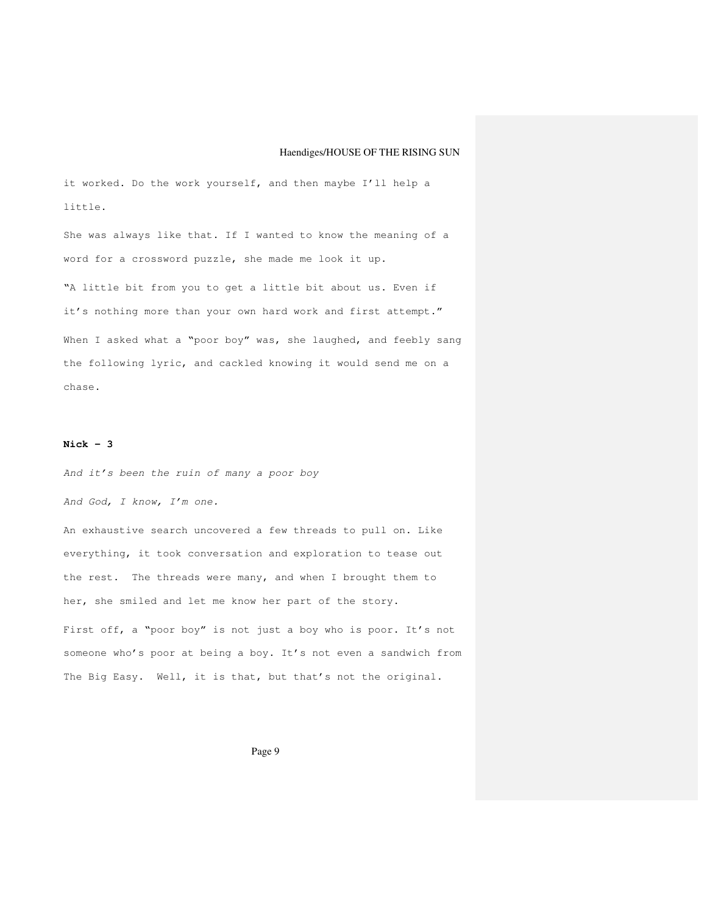it worked. Do the work yourself, and then maybe I'll help a little.

She was always like that. If I wanted to know the meaning of a word for a crossword puzzle, she made me look it up.

"A little bit from you to get a little bit about us. Even if it's nothing more than your own hard work and first attempt."

When I asked what a "poor boy" was, she laughed, and feebly sang the following lyric, and cackled knowing it would send me on a chase.

**Nick – 3**

*And it's been the ruin of many a poor boy*

*And God, I know, I'm one.*

An exhaustive search uncovered a few threads to pull on. Like everything, it took conversation and exploration to tease out the rest. The threads were many, and when I brought them to her, she smiled and let me know her part of the story.

First off, a "poor boy" is not just a boy who is poor. It's not someone who's poor at being a boy. It's not even a sandwich from The Big Easy. Well, it is that, but that's not the original.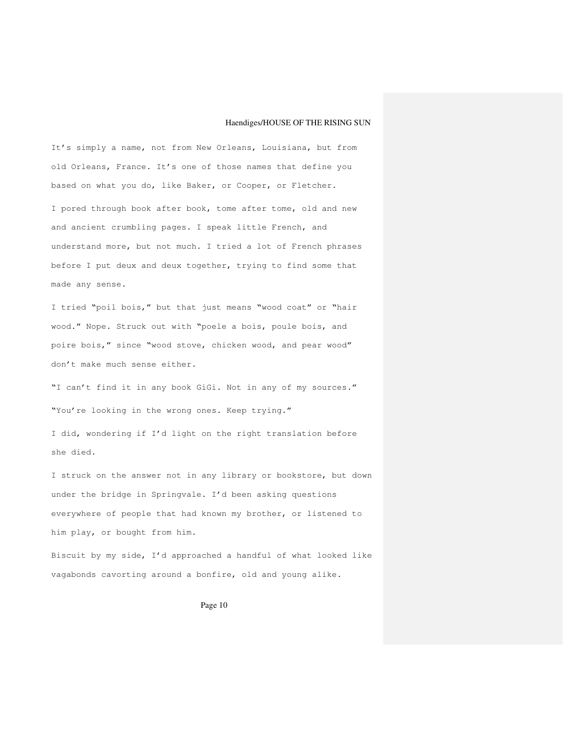It’s simply a name, not from New Orleans, Louisiana, but from old Orleans, France. It’s one of those names that define you based on what you do, like Baker, or Cooper, or Fletcher.

I pored through book after book, tome after tome, old and new and ancient crumbling pages. I speak little French, and understand more, but not much. I tried a lot of French phrases before I put deux and deux together, trying to find some that made any sense.

I tried “poil bois,” but that just means “wood coat” or “hair wood.” Nope. Struck out with “poele a bois, poule bois, and poire bois,” since “wood stove, chicken wood, and pear wood” don’t make much sense either.

“I can’t find it in any book GiGi. Not in any of my sources.”

“You’re looking in the wrong ones. Keep trying.”

I did, wondering if I’d light on the right translation before she died.

I struck on the answer not in any library or bookstore, but down under the bridge in Springvale. I’d been asking questions everywhere of people that had known my brother, or listened to him play, or bought from him.

Biscuit by my side, I’d approached a handful of what looked like vagabonds cavorting around a bonfire, old and young alike.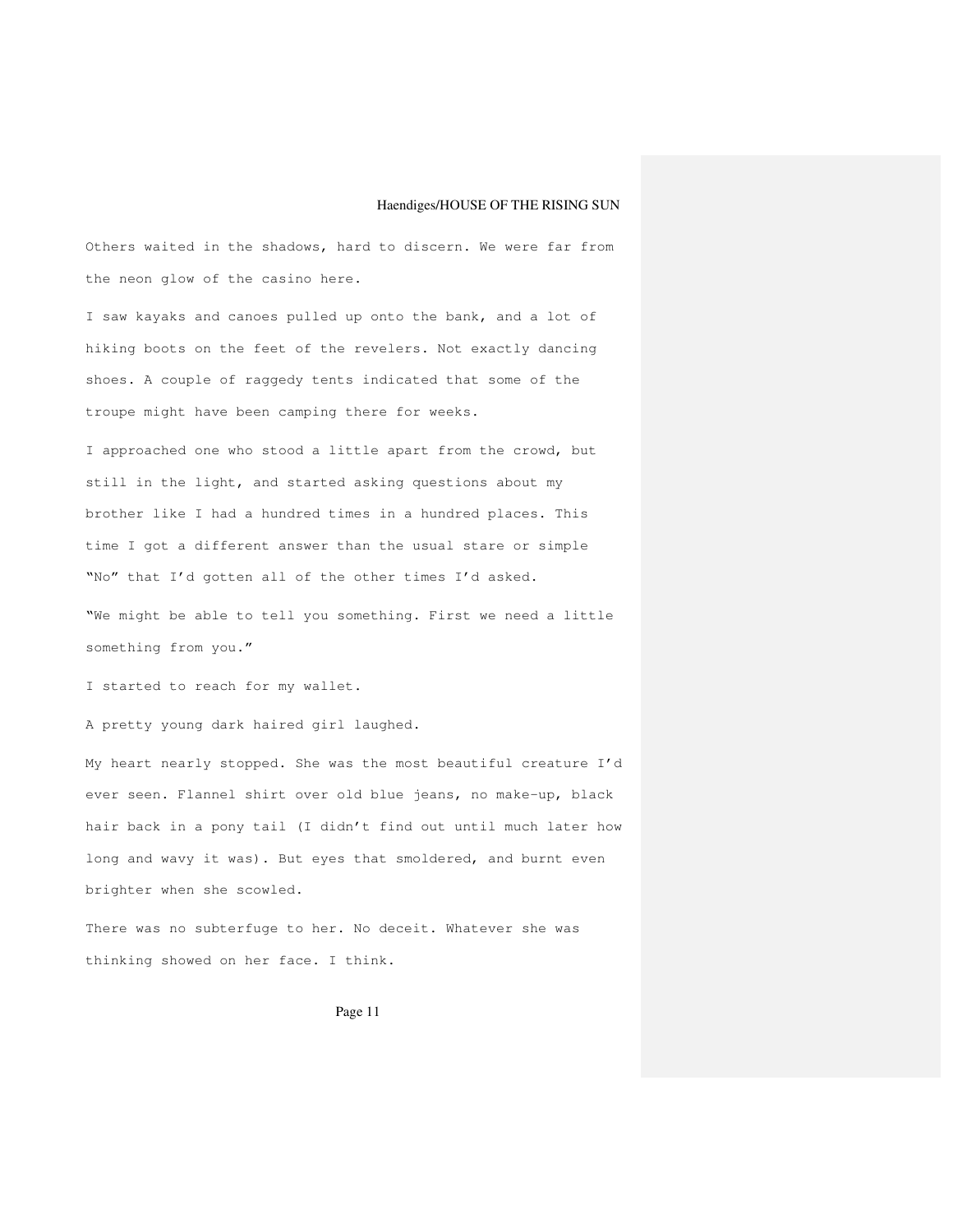Others waited in the shadows, hard to discern. We were far from the neon glow of the casino here.

I saw kayaks and canoes pulled up onto the bank, and a lot of hiking boots on the feet of the revelers. Not exactly dancing shoes. A couple of raggedy tents indicated that some of the troupe might have been camping there for weeks.

I approached one who stood a little apart from the crowd, but still in the light, and started asking questions about my brother like I had a hundred times in a hundred places. This time I got a different answer than the usual stare or simple "No" that I'd gotten all of the other times I'd asked.

"We might be able to tell you something. First we need a little something from you."

I started to reach for my wallet.

A pretty young dark haired girl laughed.

My heart nearly stopped. She was the most beautiful creature I'd ever seen. Flannel shirt over old blue jeans, no make-up, black hair back in a pony tail (I didn't find out until much later how long and wavy it was). But eyes that smoldered, and burnt even brighter when she scowled.

There was no subterfuge to her. No deceit. Whatever she was thinking showed on her face. I think.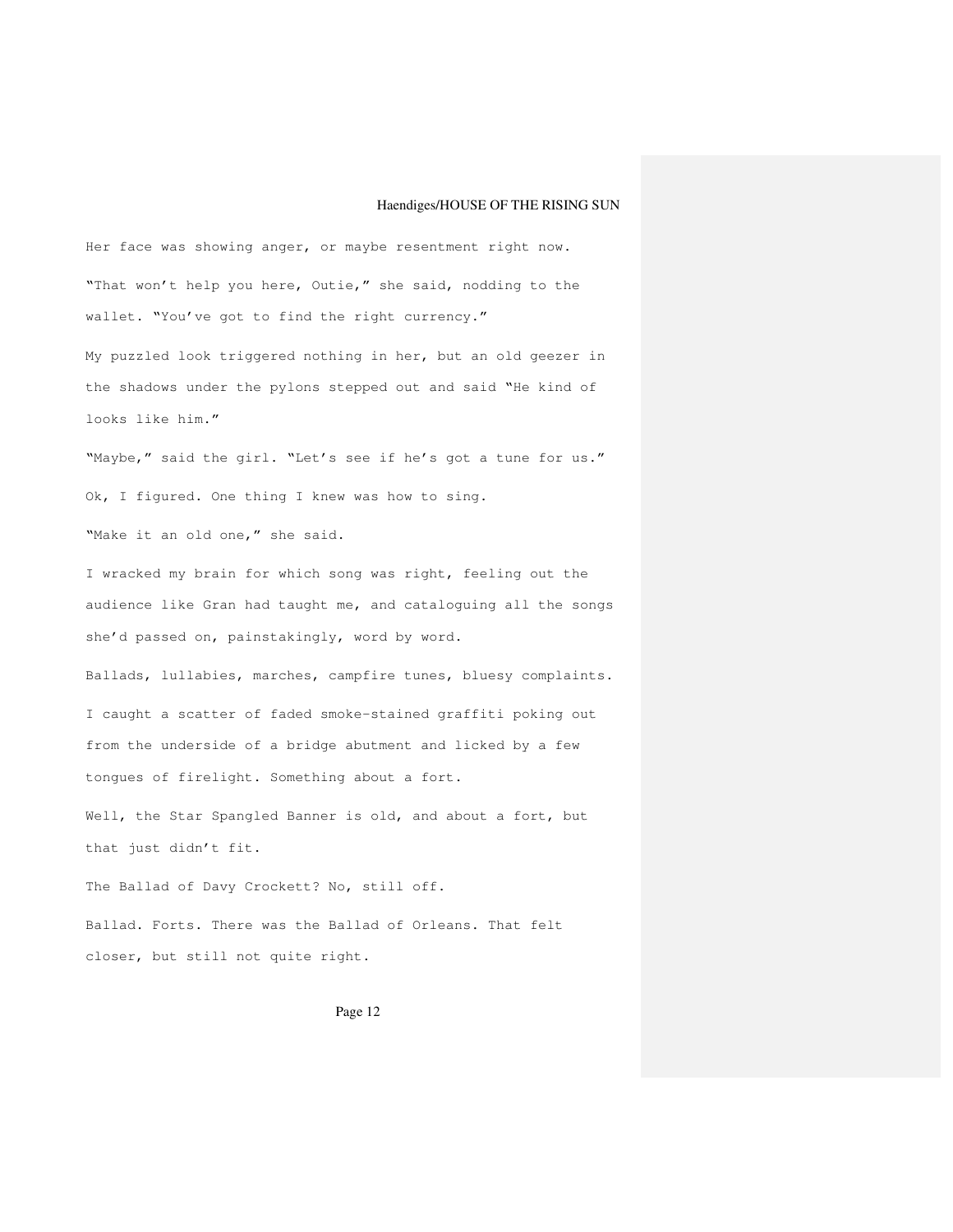Her face was showing anger, or maybe resentment right now.

"That won't help you here, Outie," she said, nodding to the wallet. "You've got to find the right currency."

My puzzled look triggered nothing in her, but an old geezer in the shadows under the pylons stepped out and said "He kind of looks like him."

"Maybe," said the girl. "Let's see if he's got a tune for us."

Ok, I figured. One thing I knew was how to sing.

"Make it an old one," she said.

I wracked my brain for which song was right, feeling out the audience like Gran had taught me, and cataloguing all the songs she'd passed on, painstakingly, word by word.

Ballads, lullabies, marches, campfire tunes, bluesy complaints.

I caught a scatter of faded smoke-stained graffiti poking out from the underside of a bridge abutment and licked by a few tongues of firelight. Something about a fort.

Well, the Star Spangled Banner is old, and about a fort, but that just didn't fit.

The Ballad of Davy Crockett? No, still off.

Ballad. Forts. There was the Ballad of Orleans. That felt closer, but still not quite right.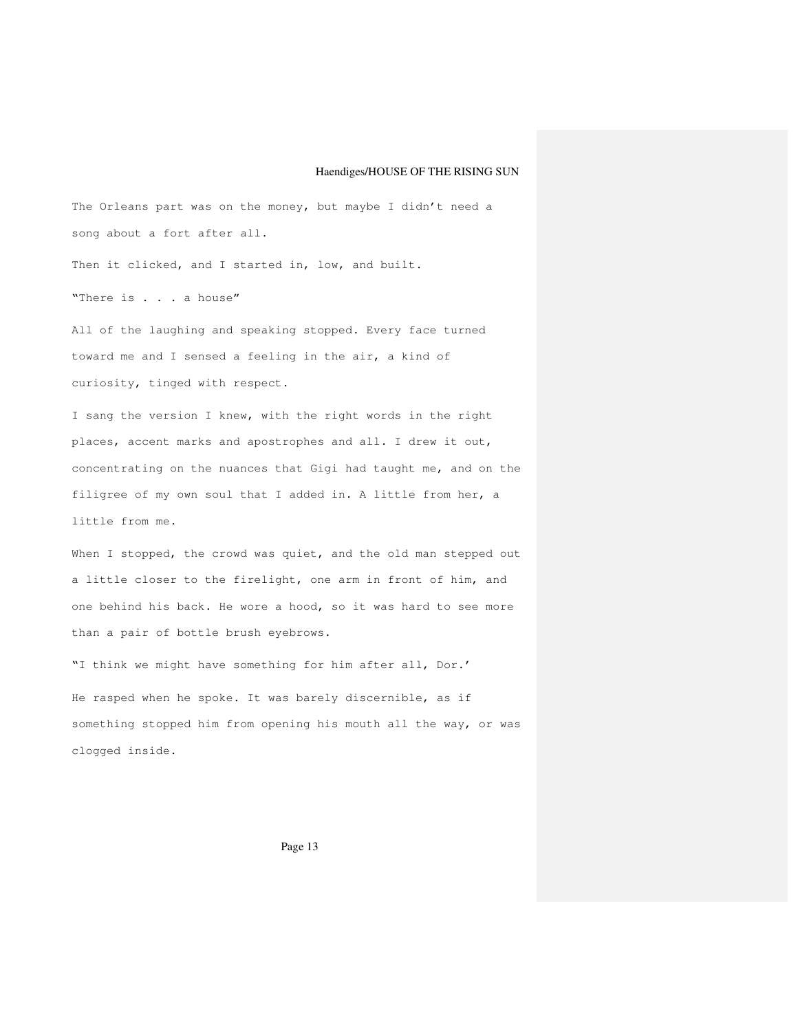The Orleans part was on the money, but maybe I didn't need a song about a fort after all.

Then it clicked, and I started in, low, and built.

"There is . . . a house"

All of the laughing and speaking stopped. Every face turned toward me and I sensed a feeling in the air, a kind of curiosity, tinged with respect.

I sang the version I knew, with the right words in the right places, accent marks and apostrophes and all. I drew it out, concentrating on the nuances that Gigi had taught me, and on the filigree of my own soul that I added in. A little from her, a little from me.

When I stopped, the crowd was quiet, and the old man stepped out a little closer to the firelight, one arm in front of him, and one behind his back. He wore a hood, so it was hard to see more than a pair of bottle brush eyebrows.

"I think we might have something for him after all, Dor.'

He rasped when he spoke. It was barely discernible, as if something stopped him from opening his mouth all the way, or was clogged inside.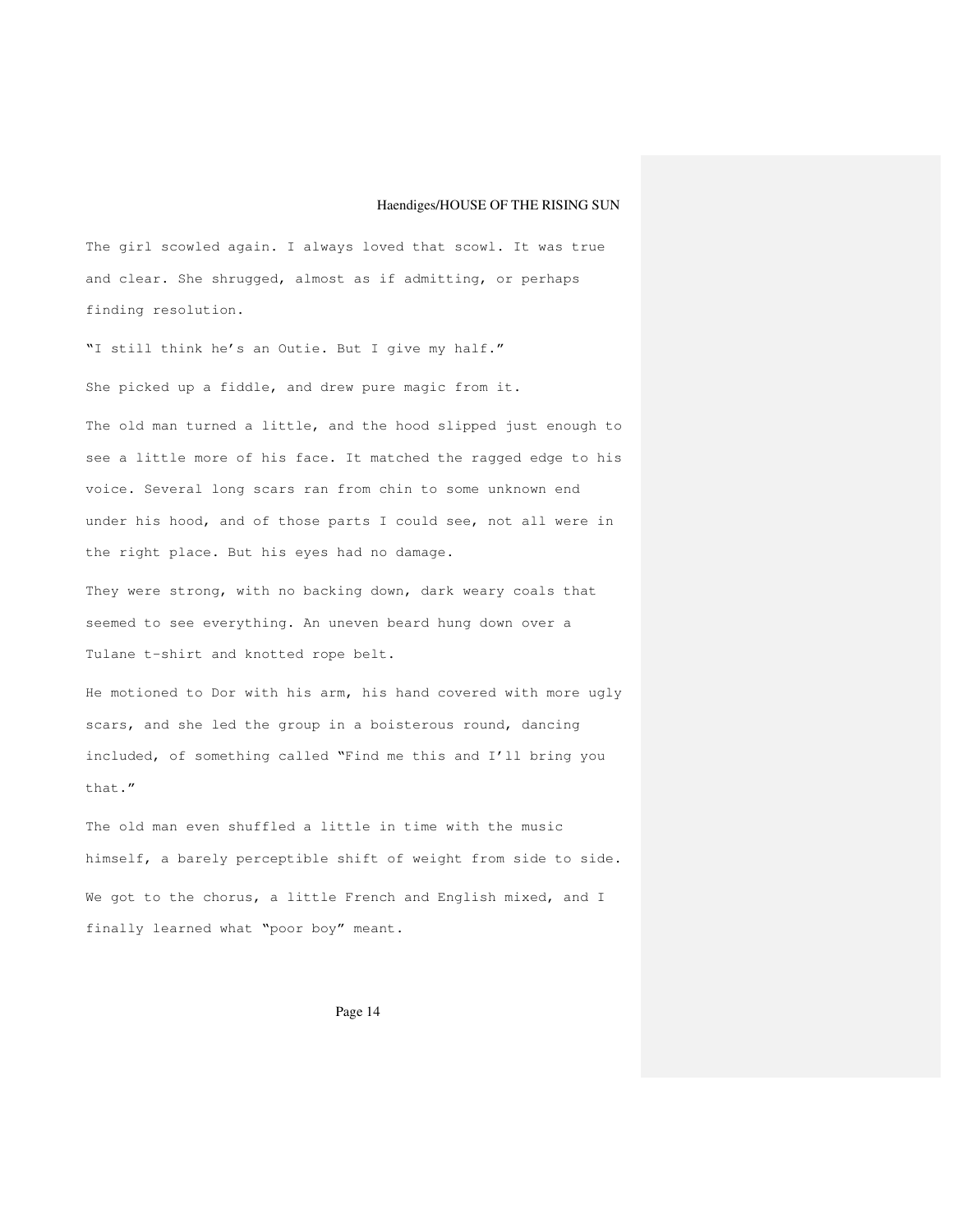The girl scowled again. I always loved that scowl. It was true and clear. She shrugged, almost as if admitting, or perhaps finding resolution.

"I still think he's an Outie. But I give my half."

She picked up a fiddle, and drew pure magic from it.

The old man turned a little, and the hood slipped just enough to see a little more of his face. It matched the ragged edge to his voice. Several long scars ran from chin to some unknown end under his hood, and of those parts I could see, not all were in the right place. But his eyes had no damage.

They were strong, with no backing down, dark weary coals that seemed to see everything. An uneven beard hung down over a Tulane t-shirt and knotted rope belt.

He motioned to Dor with his arm, his hand covered with more ugly scars, and she led the group in a boisterous round, dancing included, of something called "Find me this and I'll bring you that."

The old man even shuffled a little in time with the music himself, a barely perceptible shift of weight from side to side.

We got to the chorus, a little French and English mixed, and I finally learned what "poor boy" meant.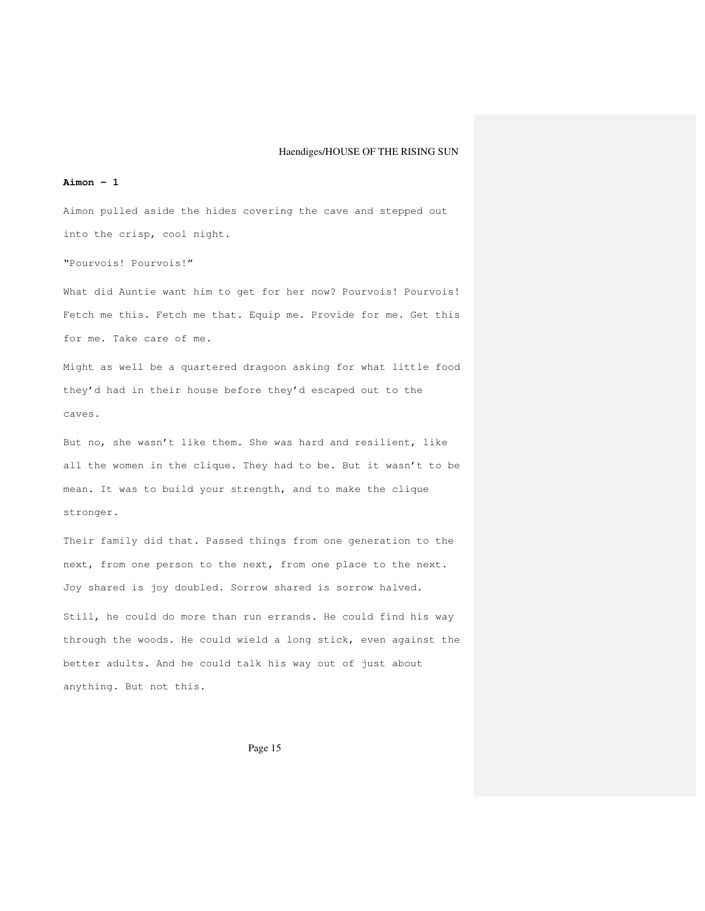**Aimon – 1**

Aimon pulled aside the hides covering the cave and stepped out into the crisp, cool night.

"Pourvois! Pourvois!"

What did Auntie want him to get for her now? Pourvois! Pourvois! Fetch me this. Fetch me that. Equip me. Provide for me. Get this for me. Take care of me.

Might as well be a quartered dragoon asking for what little food they'd had in their house before they'd escaped out to the caves.

But no, she wasn't like them. She was hard and resilient, like all the women in the clique. They had to be. But it wasn't to be mean. It was to build your strength, and to make the clique stronger.

Their family did that. Passed things from one generation to the next, from one person to the next, from one place to the next. Joy shared is joy doubled. Sorrow shared is sorrow halved.

Still, he could do more than run errands. He could find his way through the woods. He could wield a long stick, even against the better adults. And he could talk his way out of just about anything. But not this.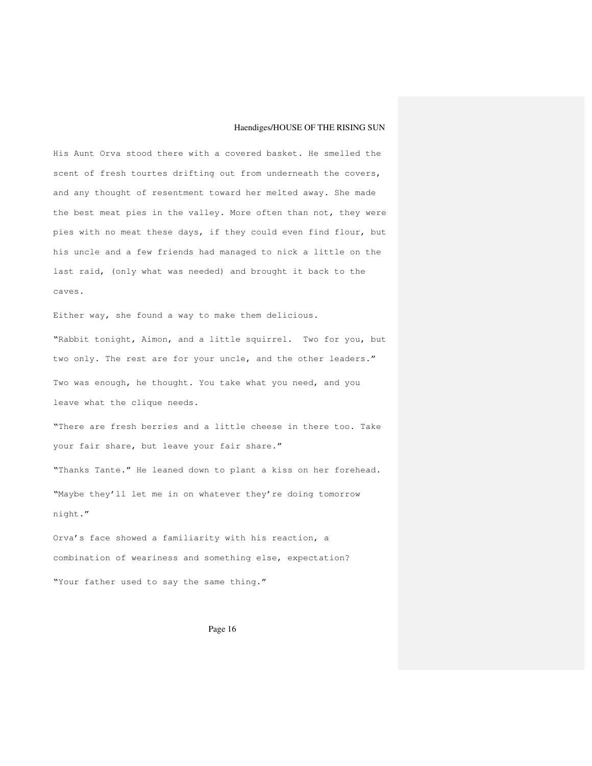His Aunt Orva stood there with a covered basket. He smelled the scent of fresh tourtes drifting out from underneath the covers, and any thought of resentment toward her melted away. She made the best meat pies in the valley. More often than not, they were pies with no meat these days, if they could even find flour, but his uncle and a few friends had managed to nick a little on the last raid, (only what was needed) and brought it back to the caves.

Either way, she found a way to make them delicious.

"Rabbit tonight, Aimon, and a little squirrel. Two for you, but two only. The rest are for your uncle, and the other leaders."

Two was enough, he thought. You take what you need, and you leave what the clique needs.

"There are fresh berries and a little cheese in there too. Take your fair share, but leave your fair share."

"Thanks Tante." He leaned down to plant a kiss on her forehead.

"Maybe they'll let me in on whatever they're doing tomorrow night."

Orva's face showed a familiarity with his reaction, a combination of weariness and something else, expectation?

"Your father used to say the same thing."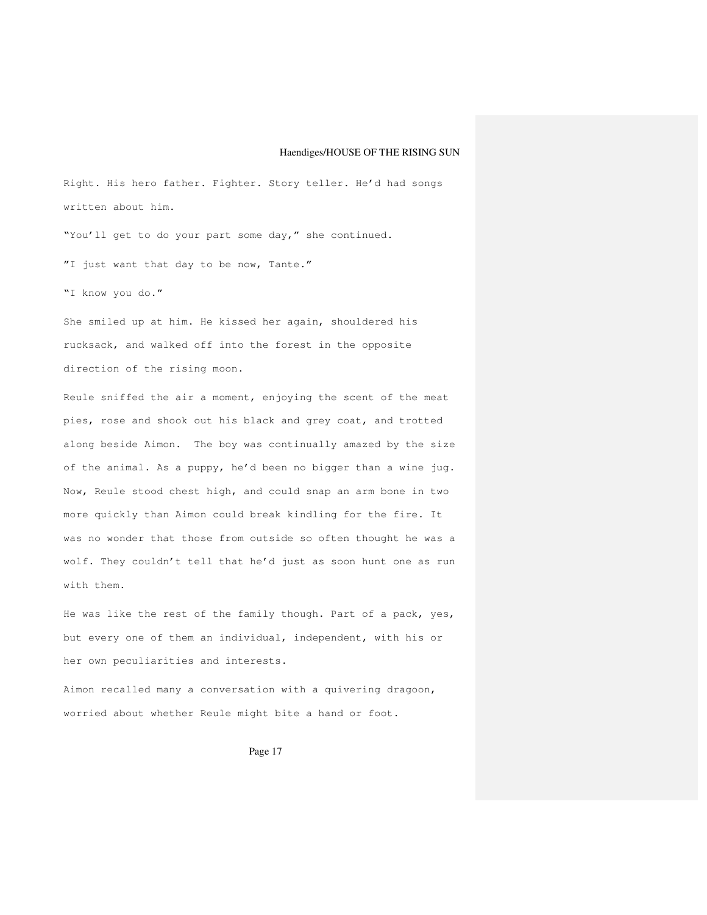Right. His hero father. Fighter. Story teller. He'd had songs written about him.

"You'll get to do your part some day," she continued.

"I just want that day to be now, Tante."

"I know you do."

She smiled up at him. He kissed her again, shouldered his rucksack, and walked off into the forest in the opposite direction of the rising moon.

Reule sniffed the air a moment, enjoying the scent of the meat pies, rose and shook out his black and grey coat, and trotted along beside Aimon. The boy was continually amazed by the size of the animal. As a puppy, he'd been no bigger than a wine jug. Now, Reule stood chest high, and could snap an arm bone in two more quickly than Aimon could break kindling for the fire. It was no wonder that those from outside so often thought he was a wolf. They couldn't tell that he'd just as soon hunt one as run with them.

He was like the rest of the family though. Part of a pack, yes, but every one of them an individual, independent, with his or her own peculiarities and interests.

Aimon recalled many a conversation with a quivering dragoon, worried about whether Reule might bite a hand or foot.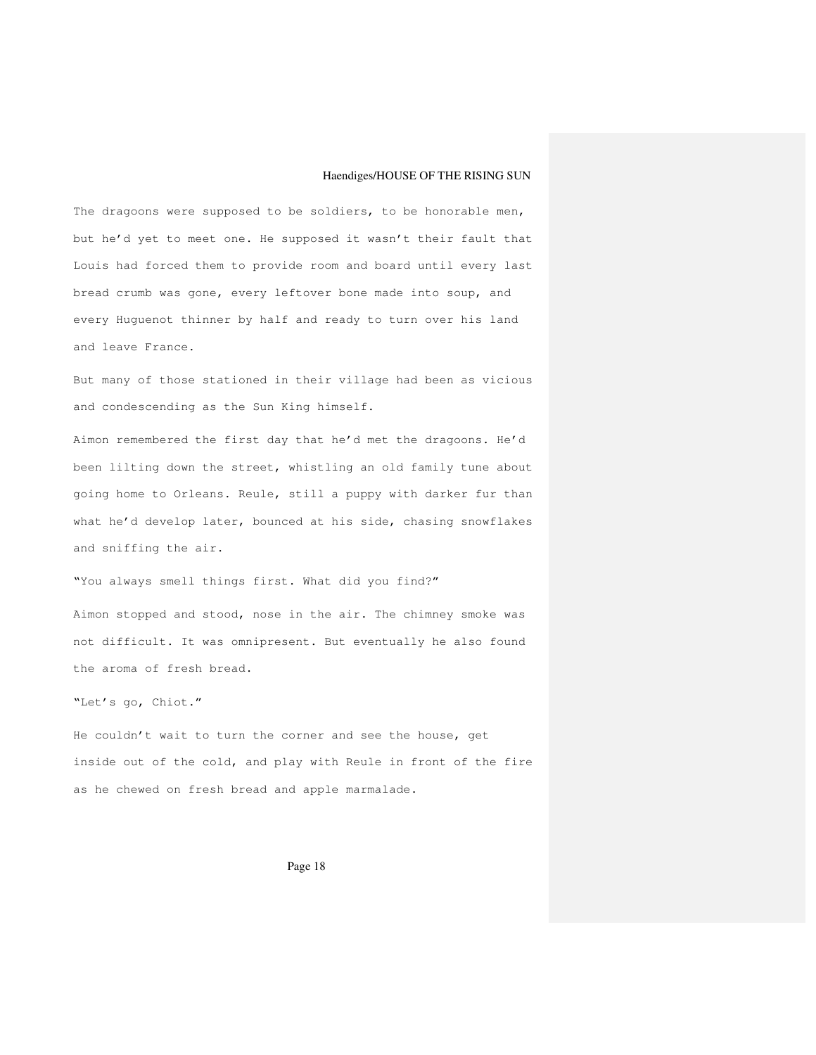The dragoons were supposed to be soldiers, to be honorable men, but he'd yet to meet one. He supposed it wasn't their fault that Louis had forced them to provide room and board until every last bread crumb was gone, every leftover bone made into soup, and every Huguenot thinner by half and ready to turn over his land and leave France.

But many of those stationed in their village had been as vicious and condescending as the Sun King himself.

Aimon remembered the first day that he'd met the dragoons. He'd been lilting down the street, whistling an old family tune about going home to Orleans. Reule, still a puppy with darker fur than what he'd develop later, bounced at his side, chasing snowflakes and sniffing the air.

"You always smell things first. What did you find?"

Aimon stopped and stood, nose in the air. The chimney smoke was not difficult. It was omnipresent. But eventually he also found the aroma of fresh bread.

"Let's go, Chiot."

He couldn't wait to turn the corner and see the house, get inside out of the cold, and play with Reule in front of the fire as he chewed on fresh bread and apple marmalade.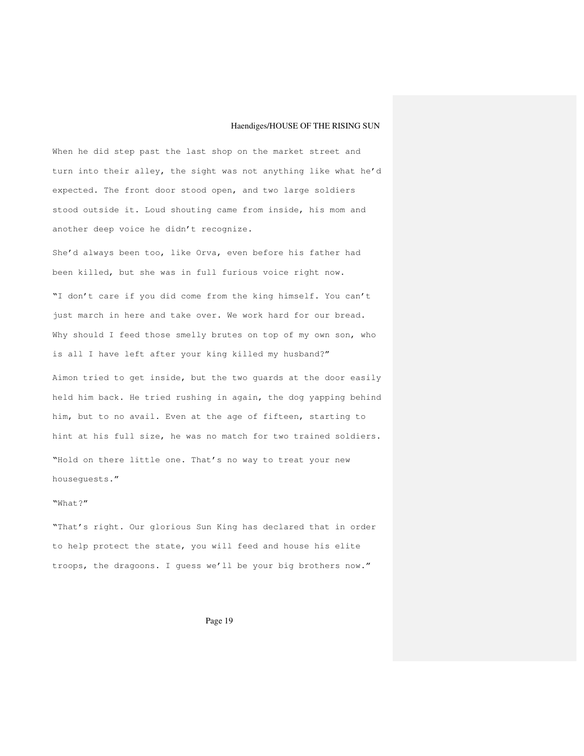When he did step past the last shop on the market street and turn into their alley, the sight was not anything like what he'd expected. The front door stood open, and two large soldiers stood outside it. Loud shouting came from inside, his mom and another deep voice he didn't recognize.

She'd always been too, like Orva, even before his father had been killed, but she was in full furious voice right now.

"I don't care if you did come from the king himself. You can't just march in here and take over. We work hard for our bread. Why should I feed those smelly brutes on top of my own son, who is all I have left after your king killed my husband?"

Aimon tried to get inside, but the two guards at the door easily held him back. He tried rushing in again, the dog yapping behind him, but to no avail. Even at the age of fifteen, starting to hint at his full size, he was no match for two trained soldiers.

"Hold on there little one. That's no way to treat your new houseguests."

"What?"

"That's right. Our glorious Sun King has declared that in order to help protect the state, you will feed and house his elite troops, the dragoons. I guess we'll be your big brothers now."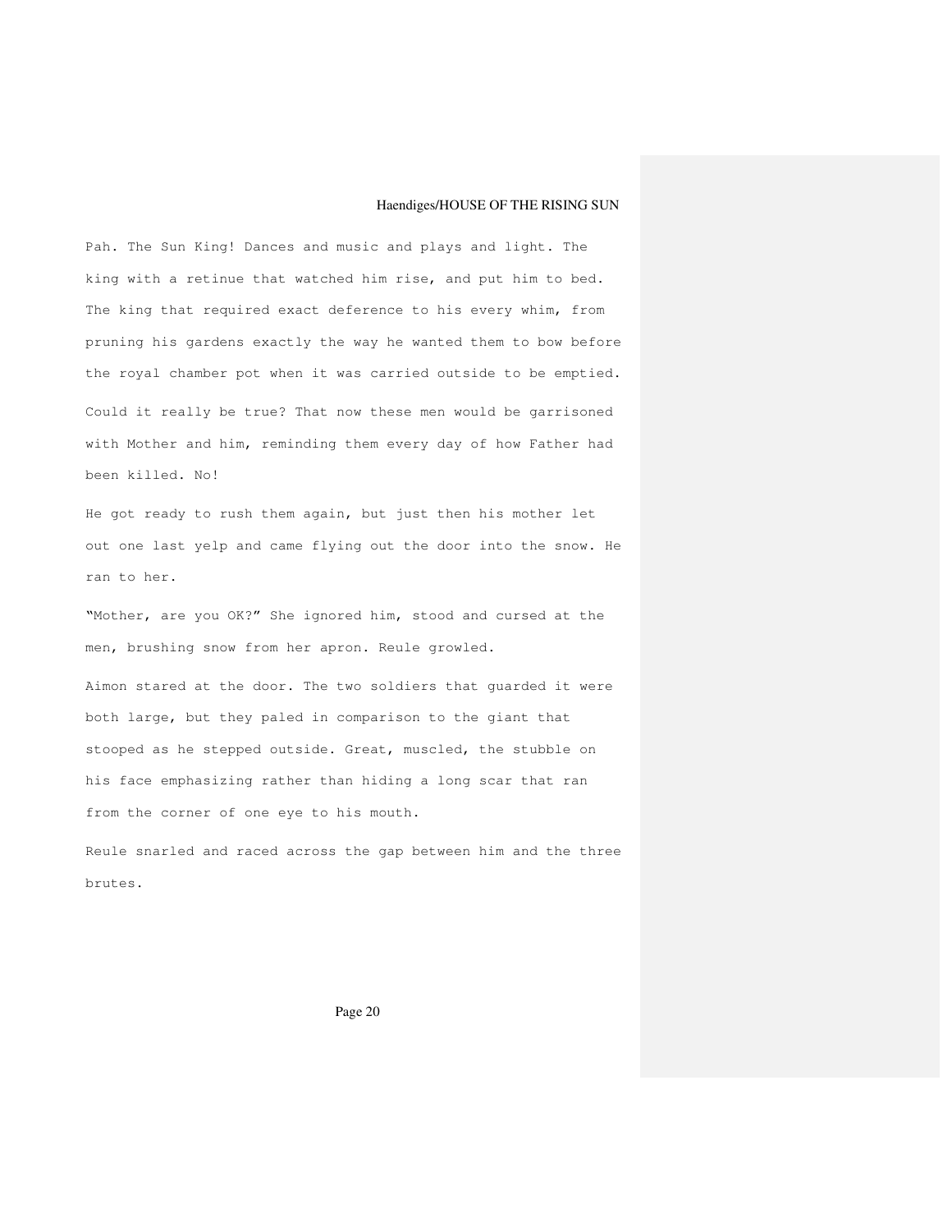Pah. The Sun King! Dances and music and plays and light. The king with a retinue that watched him rise, and put him to bed. The king that required exact deference to his every whim, from pruning his gardens exactly the way he wanted them to bow before the royal chamber pot when it was carried outside to be emptied.

Could it really be true? That now these men would be garrisoned with Mother and him, reminding them every day of how Father had been killed. No!

He got ready to rush them again, but just then his mother let out one last yelp and came flying out the door into the snow. He ran to her.

"Mother, are you OK?" She ignored him, stood and cursed at the men, brushing snow from her apron. Reule growled.

Aimon stared at the door. The two soldiers that guarded it were both large, but they paled in comparison to the giant that stooped as he stepped outside. Great, muscled, the stubble on his face emphasizing rather than hiding a long scar that ran from the corner of one eye to his mouth.

Reule snarled and raced across the gap between him and the three brutes.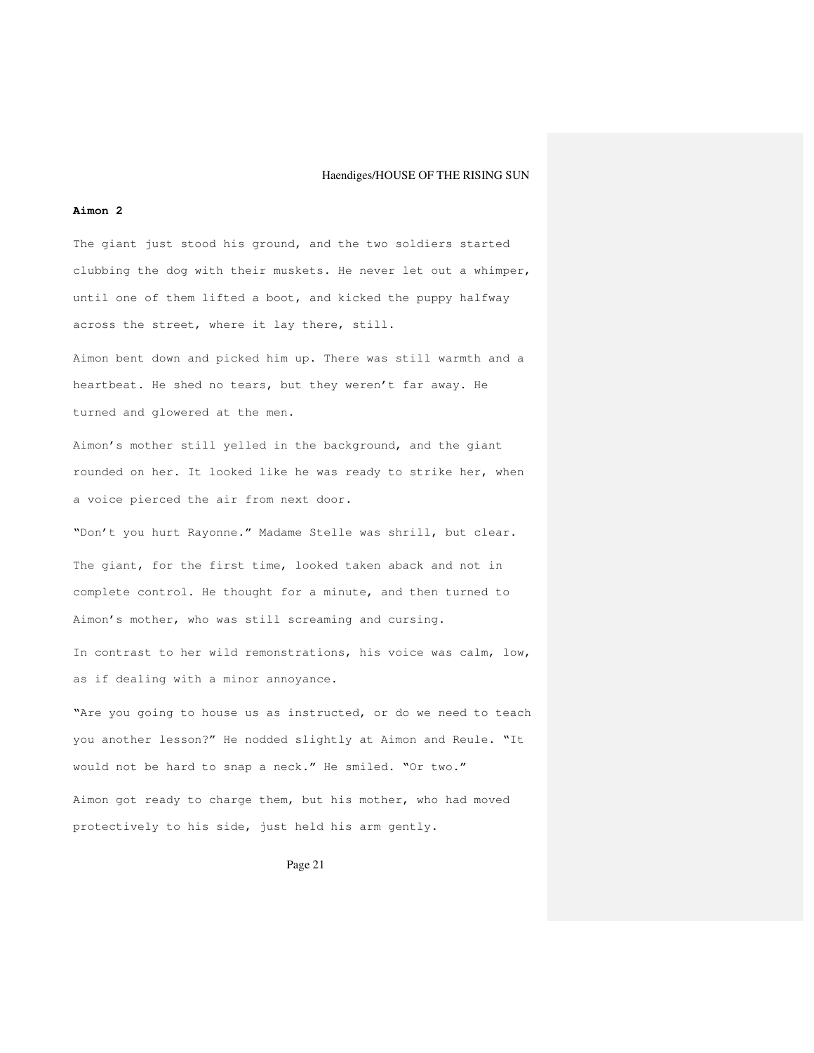**Aimon 2**

The giant just stood his ground, and the two soldiers started clubbing the dog with their muskets. He never let out a whimper, until one of them lifted a boot, and kicked the puppy halfway across the street, where it lay there, still.

Aimon bent down and picked him up. There was still warmth and a heartbeat. He shed no tears, but they weren't far away. He turned and glowered at the men.

Aimon's mother still yelled in the background, and the giant rounded on her. It looked like he was ready to strike her, when a voice pierced the air from next door.

"Don't you hurt Rayonne." Madame Stelle was shrill, but clear.

The giant, for the first time, looked taken aback and not in complete control. He thought for a minute, and then turned to Aimon's mother, who was still screaming and cursing.

In contrast to her wild remonstrations, his voice was calm, low, as if dealing with a minor annoyance.

"Are you going to house us as instructed, or do we need to teach you another lesson?" He nodded slightly at Aimon and Reule. "It would not be hard to snap a neck." He smiled. "Or two."

Aimon got ready to charge them, but his mother, who had moved protectively to his side, just held his arm gently.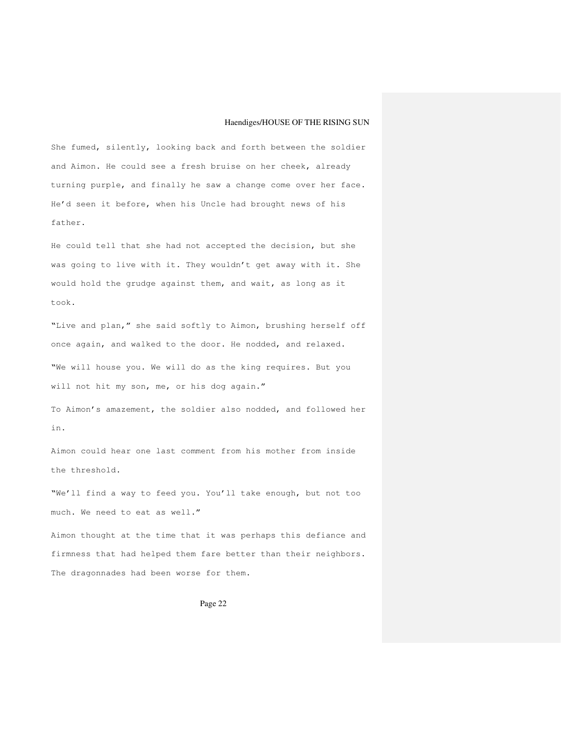She fumed, silently, looking back and forth between the soldier and Aimon. He could see a fresh bruise on her cheek, already turning purple, and finally he saw a change come over her face. He'd seen it before, when his Uncle had brought news of his father.

He could tell that she had not accepted the decision, but she was going to live with it. They wouldn't get away with it. She would hold the grudge against them, and wait, as long as it took.

"Live and plan," she said softly to Aimon, brushing herself off once again, and walked to the door. He nodded, and relaxed.

"We will house you. We will do as the king requires. But you will not hit my son, me, or his dog again."

To Aimon's amazement, the soldier also nodded, and followed her in.

Aimon could hear one last comment from his mother from inside the threshold.

"We'll find a way to feed you. You'll take enough, but not too much. We need to eat as well."

Aimon thought at the time that it was perhaps this defiance and firmness that had helped them fare better than their neighbors. The dragonnades had been worse for them.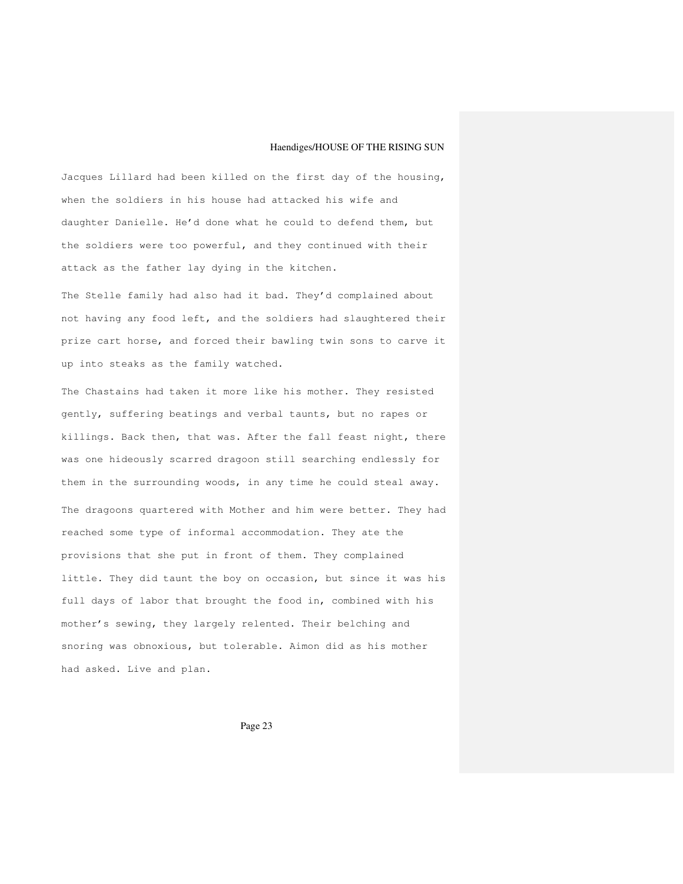Jacques Lillard had been killed on the first day of the housing, when the soldiers in his house had attacked his wife and daughter Danielle. He'd done what he could to defend them, but the soldiers were too powerful, and they continued with their attack as the father lay dying in the kitchen.

The Stelle family had also had it bad. They'd complained about not having any food left, and the soldiers had slaughtered their prize cart horse, and forced their bawling twin sons to carve it up into steaks as the family watched.

The Chastains had taken it more like his mother. They resisted gently, suffering beatings and verbal taunts, but no rapes or killings. Back then, that was. After the fall feast night, there was one hideously scarred dragoon still searching endlessly for them in the surrounding woods, in any time he could steal away.

The dragoons quartered with Mother and him were better. They had reached some type of informal accommodation. They ate the provisions that she put in front of them. They complained little. They did taunt the boy on occasion, but since it was his full days of labor that brought the food in, combined with his mother's sewing, they largely relented. Their belching and snoring was obnoxious, but tolerable. Aimon did as his mother had asked. Live and plan.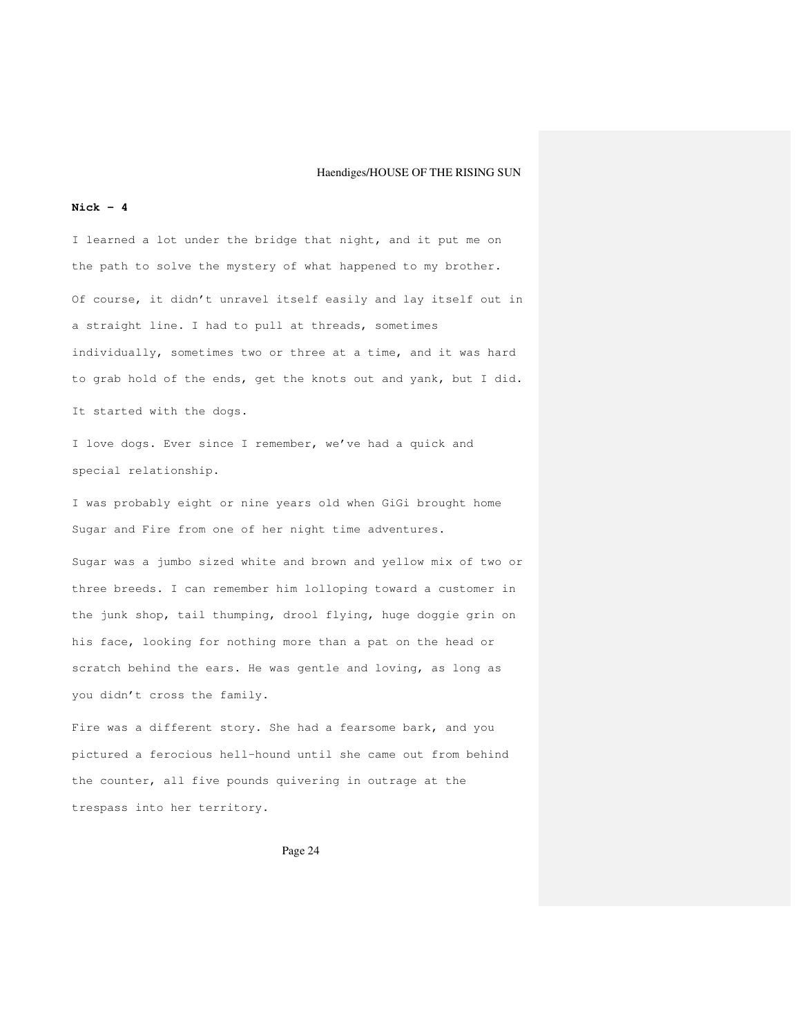**Nick - 4**

I learned a lot under the bridge that night, and it put me on the path to solve the mystery of what happened to my brother.

Of course, it didn't unravel itself easily and lay itself out in a straight line. I had to pull at threads, sometimes individually, sometimes two or three at a time, and it was hard to grab hold of the ends, get the knots out and yank, but I did.

It started with the dogs.

I love dogs. Ever since I remember, we've had a quick and special relationship.

I was probably eight or nine years old when GiGi brought home Sugar and Fire from one of her night time adventures.

Sugar was a jumbo sized white and brown and yellow mix of two or three breeds. I can remember him lolloping toward a customer in the junk shop, tail thumping, drool flying, huge doggie grin on his face, looking for nothing more than a pat on the head or scratch behind the ears. He was gentle and loving, as long as you didn't cross the family.

Fire was a different story. She had a fearsome bark, and you pictured a ferocious hell-hound until she came out from behind the counter, all five pounds quivering in outrage at the trespass into her territory.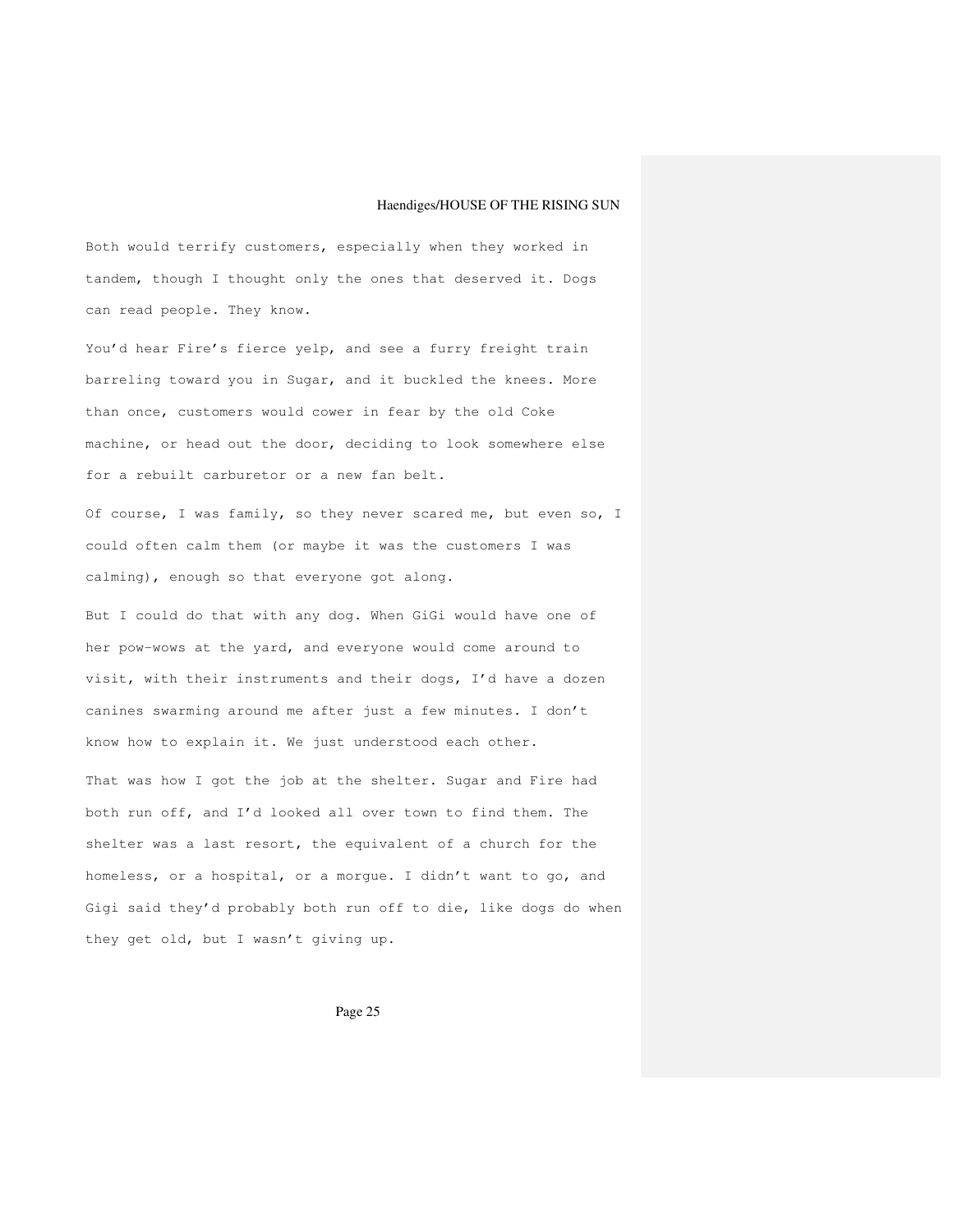Both would terrify customers, especially when they worked in tandem, though I thought only the ones that deserved it. Dogs can read people. They know.

You'd hear Fire's fierce yelp, and see a furry freight train barreling toward you in Sugar, and it buckled the knees. More than once, customers would cower in fear by the old Coke machine, or head out the door, deciding to look somewhere else for a rebuilt carburetor or a new fan belt.

Of course, I was family, so they never scared me, but even so, I could often calm them (or maybe it was the customers I was calming), enough so that everyone got along.

But I could do that with any dog. When GiGi would have one of her pow-wows at the yard, and everyone would come around to visit, with their instruments and their dogs, I'd have a dozen canines swarming around me after just a few minutes. I don't know how to explain it. We just understood each other.

That was how I got the job at the shelter. Sugar and Fire had both run off, and I'd looked all over town to find them. The shelter was a last resort, the equivalent of a church for the homeless, or a hospital, or a morgue. I didn't want to go, and Gigi said they'd probably both run off to die, like dogs do when they get old, but I wasn't giving up.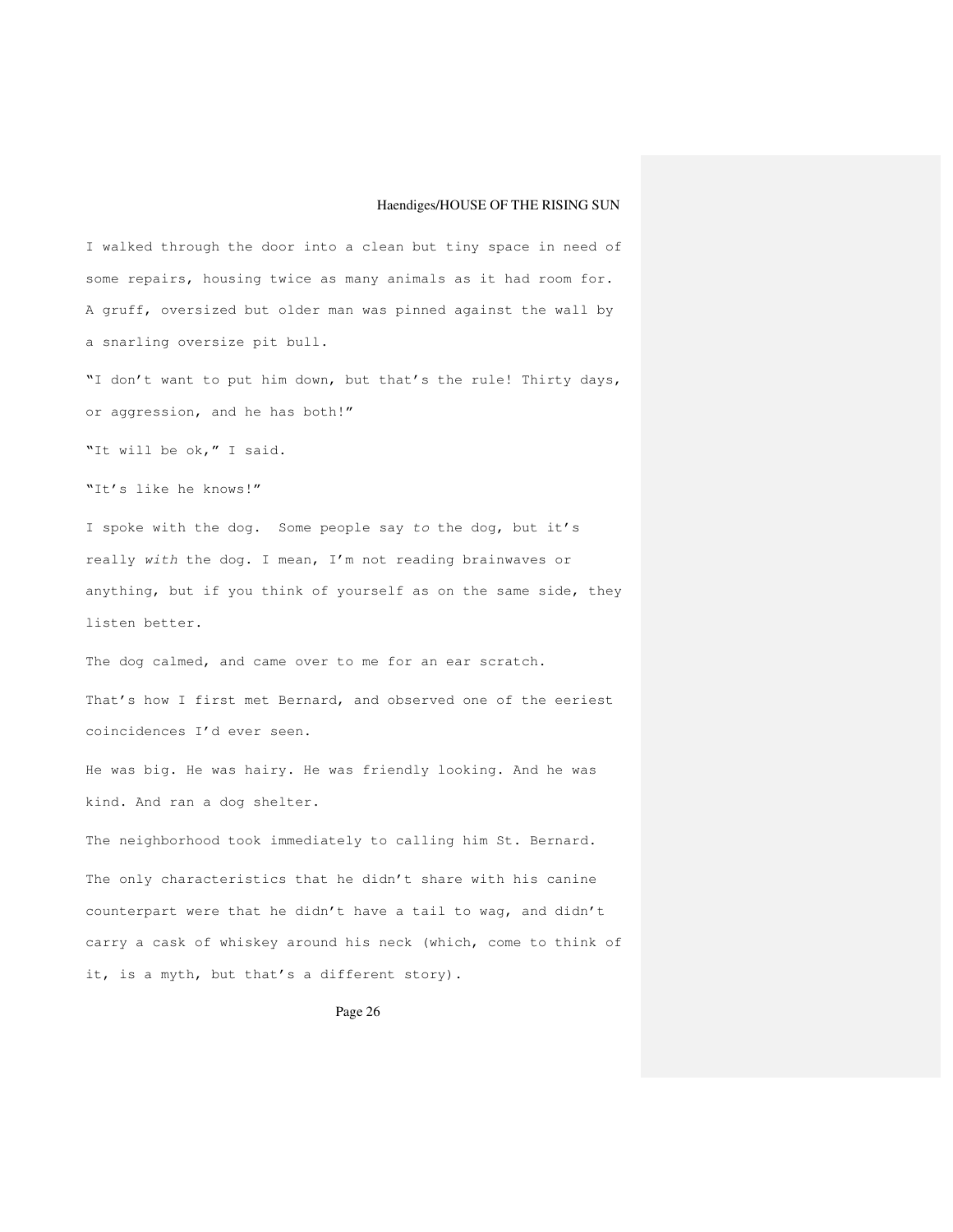I walked through the door into a clean but tiny space in need of some repairs, housing twice as many animals as it had room for. A gruff, oversized but older man was pinned against the wall by a snarling oversize pit bull.

"I don't want to put him down, but that's the rule! Thirty days, or aggression, and he has both!"

"It will be ok," I said.

"It's like he knows!"

I spoke with the dog. Some people say *to* the dog, but it's really *with* the dog. I mean, I'm not reading brainwaves or anything, but if you think of yourself as on the same side, they listen better.

The dog calmed, and came over to me for an ear scratch.

That's how I first met Bernard, and observed one of the eeriest coincidences I'd ever seen.

He was big. He was hairy. He was friendly looking. And he was kind. And ran a dog shelter.

The neighborhood took immediately to calling him St. Bernard.

The only characteristics that he didn't share with his canine counterpart were that he didn't have a tail to wag, and didn't carry a cask of whiskey around his neck (which, come to think of it, is a myth, but that's a different story).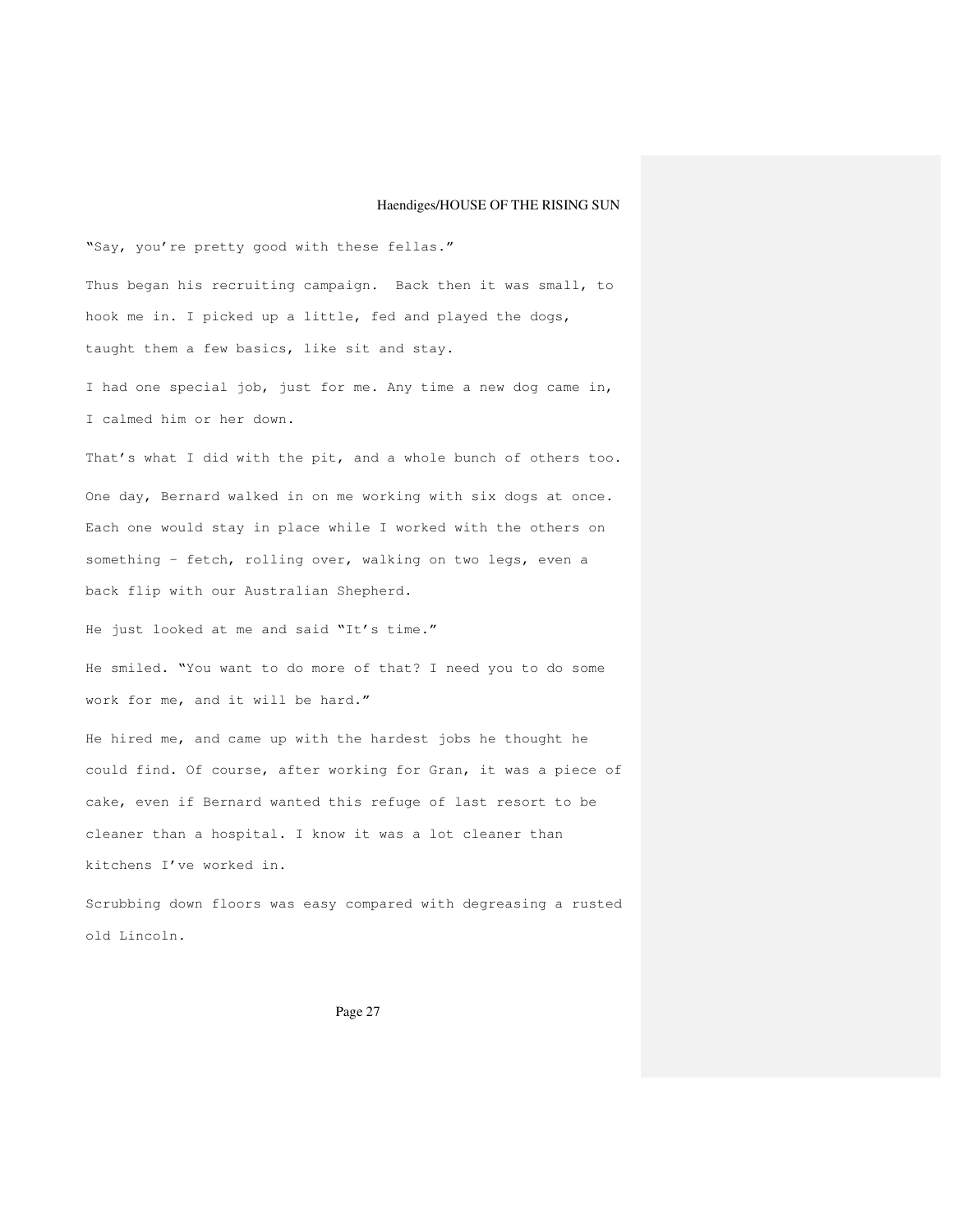"Say, you're pretty good with these fellas."

Thus began his recruiting campaign. Back then it was small, to hook me in. I picked up a little, fed and played the dogs, taught them a few basics, like sit and stay.

I had one special job, just for me. Any time a new dog came in, I calmed him or her down.

That's what I did with the pit, and a whole bunch of others too.

One day, Bernard walked in on me working with six dogs at once. Each one would stay in place while I worked with the others on something - fetch, rolling over, walking on two legs, even a back flip with our Australian Shepherd.

He just looked at me and said "It's time."

He smiled. "You want to do more of that? I need you to do some work for me, and it will be hard."

He hired me, and came up with the hardest jobs he thought he could find. Of course, after working for Gran, it was a piece of cake, even if Bernard wanted this refuge of last resort to be cleaner than a hospital. I know it was a lot cleaner than kitchens I've worked in.

Scrubbing down floors was easy compared with degreasing a rusted old Lincoln.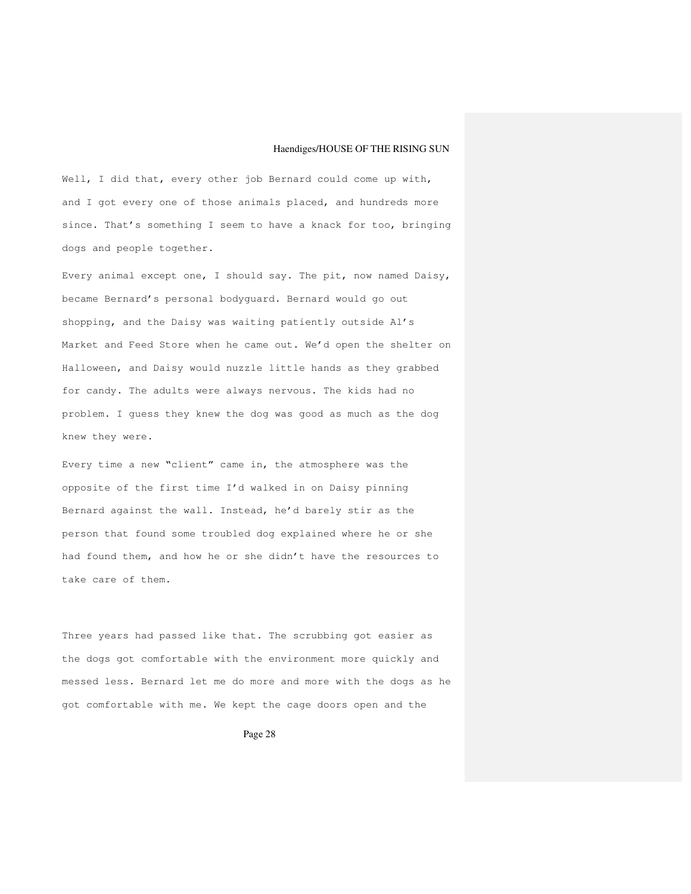Well, I did that, every other job Bernard could come up with, and I got every one of those animals placed, and hundreds more since. That's something I seem to have a knack for too, bringing dogs and people together.

Every animal except one, I should say. The pit, now named Daisy, became Bernard's personal bodyguard. Bernard would go out shopping, and the Daisy was waiting patiently outside Al's Market and Feed Store when he came out. We'd open the shelter on Halloween, and Daisy would nuzzle little hands as they grabbed for candy. The adults were always nervous. The kids had no problem. I guess they knew the dog was good as much as the dog knew they were.

Every time a new "client" came in, the atmosphere was the opposite of the first time I'd walked in on Daisy pinning Bernard against the wall. Instead, he'd barely stir as the person that found some troubled dog explained where he or she had found them, and how he or she didn't have the resources to take care of them.

Three years had passed like that. The scrubbing got easier as the dogs got comfortable with the environment more quickly and messed less. Bernard let me do more and more with the dogs as he got comfortable with me. We kept the cage doors open and the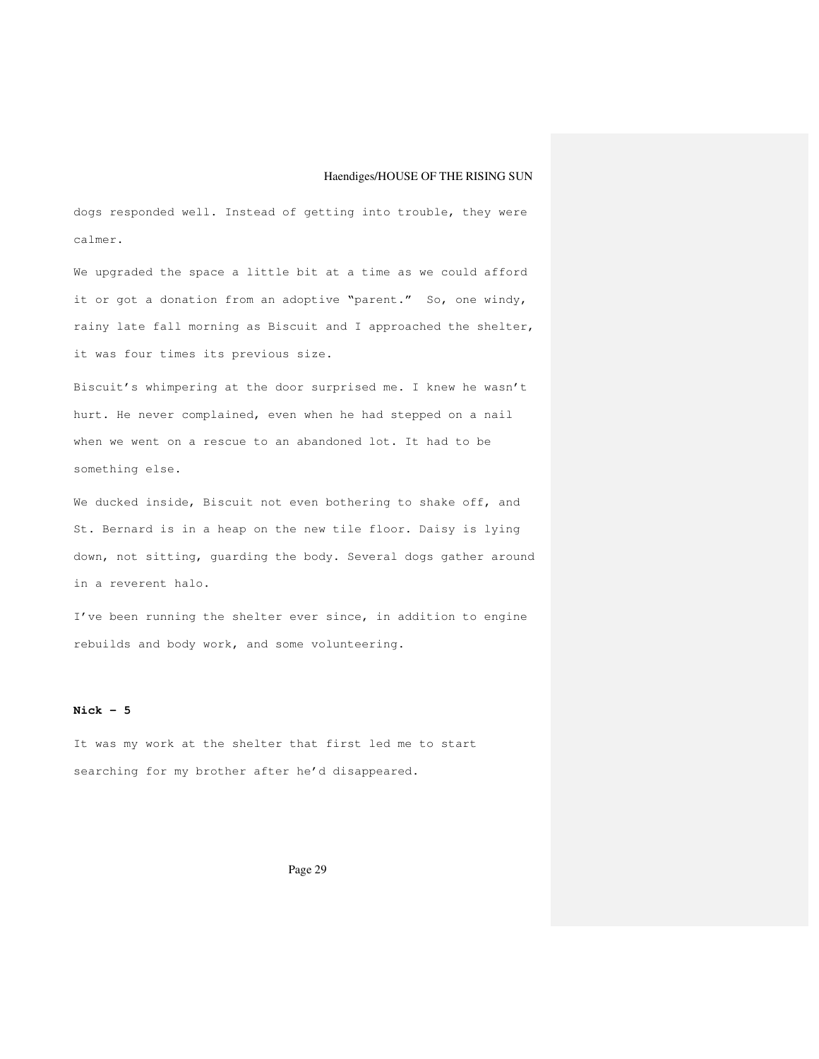dogs responded well. Instead of getting into trouble, they were calmer.

We upgraded the space a little bit at a time as we could afford it or got a donation from an adoptive "parent."  So, one windy, rainy late fall morning as Biscuit and I approached the shelter, it was four times its previous size.

Biscuit's whimpering at the door surprised me. I knew he wasn't hurt. He never complained, even when he had stepped on a nail when we went on a rescue to an abandoned lot. It had to be something else.

We ducked inside, Biscuit not even bothering to shake off, and St. Bernard is in a heap on the new tile floor. Daisy is lying down, not sitting, guarding the body. Several dogs gather around in a reverent halo.

I've been running the shelter ever since, in addition to engine rebuilds and body work, and some volunteering.

**Nick – 5**

It was my work at the shelter that first led me to start searching for my brother after he'd disappeared.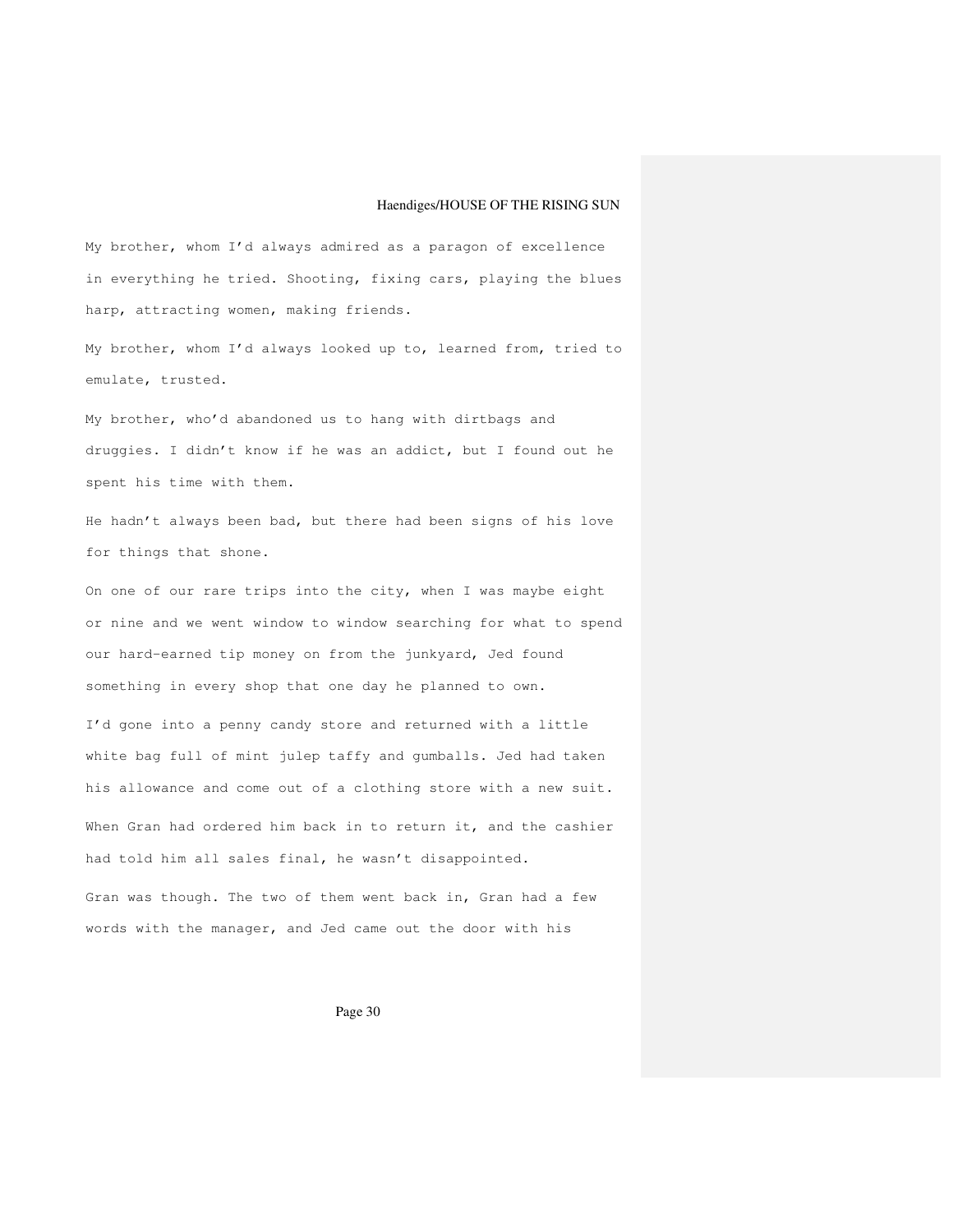My brother, whom I'd always admired as a paragon of excellence in everything he tried. Shooting, fixing cars, playing the blues harp, attracting women, making friends.

My brother, whom I'd always looked up to, learned from, tried to emulate, trusted.

My brother, who'd abandoned us to hang with dirtbags and druggies. I didn't know if he was an addict, but I found out he spent his time with them.

He hadn't always been bad, but there had been signs of his love for things that shone.

On one of our rare trips into the city, when I was maybe eight or nine and we went window to window searching for what to spend our hard-earned tip money on from the junkyard, Jed found something in every shop that one day he planned to own.

I'd gone into a penny candy store and returned with a little white bag full of mint julep taffy and gumballs. Jed had taken his allowance and come out of a clothing store with a new suit.

When Gran had ordered him back in to return it, and the cashier had told him all sales final, he wasn't disappointed.

Gran was though. The two of them went back in, Gran had a few words with the manager, and Jed came out the door with his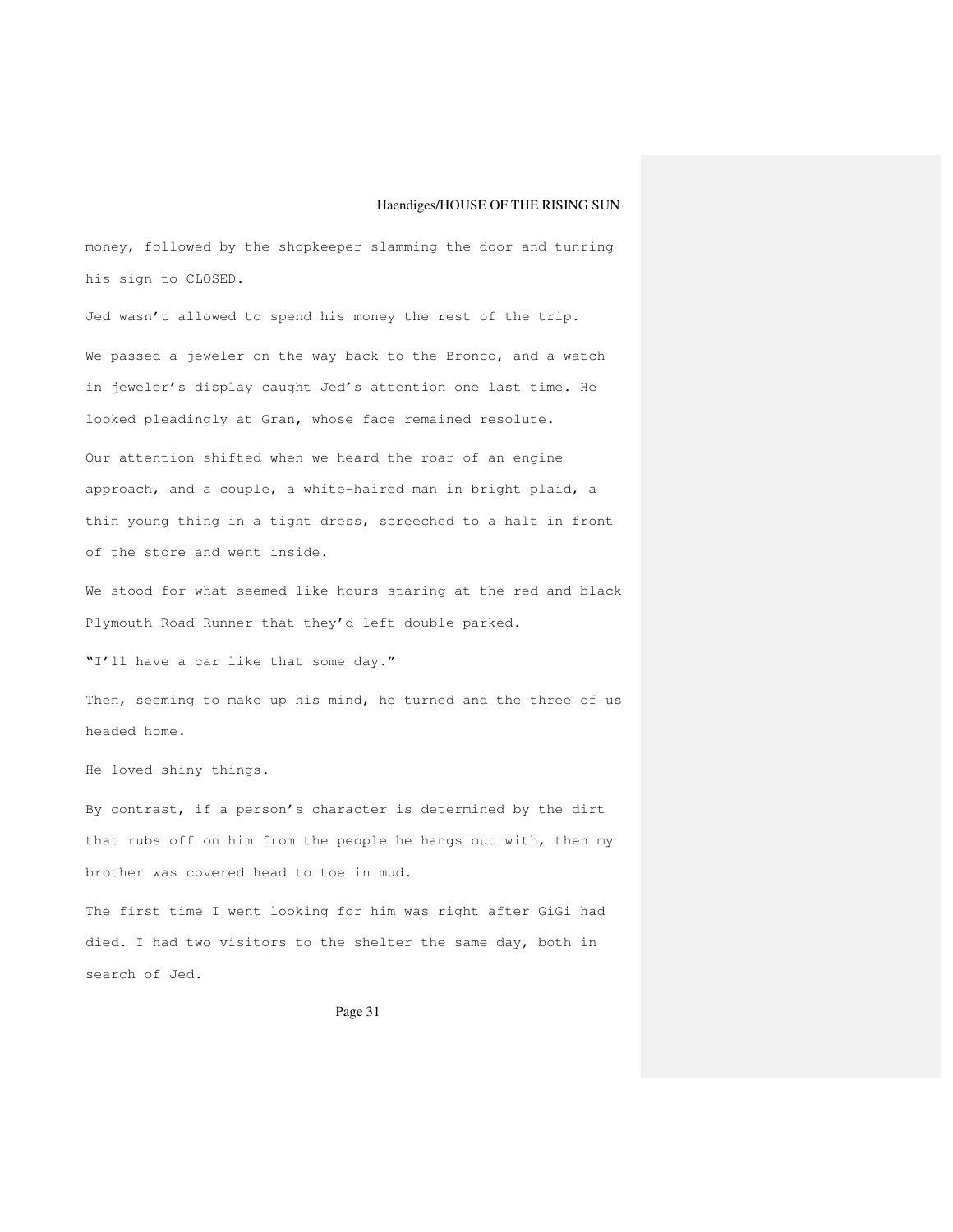money, followed by the shopkeeper slamming the door and tunring his sign to CLOSED.

Jed wasn't allowed to spend his money the rest of the trip.

We passed a jeweler on the way back to the Bronco, and a watch in jeweler's display caught Jed's attention one last time. He looked pleadingly at Gran, whose face remained resolute.

Our attention shifted when we heard the roar of an engine approach, and a couple, a white-haired man in bright plaid, a thin young thing in a tight dress, screeched to a halt in front of the store and went inside.

We stood for what seemed like hours staring at the red and black Plymouth Road Runner that they'd left double parked.

"I'll have a car like that some day."

Then, seeming to make up his mind, he turned and the three of us headed home.

He loved shiny things.

By contrast, if a person's character is determined by the dirt that rubs off on him from the people he hangs out with, then my brother was covered head to toe in mud.

The first time I went looking for him was right after GiGi had died. I had two visitors to the shelter the same day, both in search of Jed.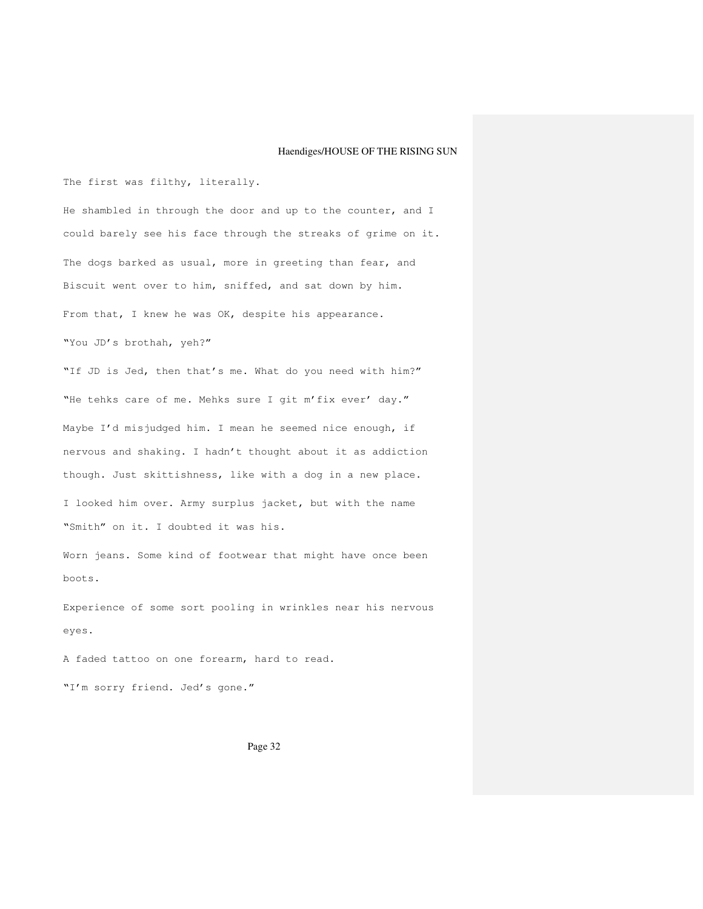The first was filthy, literally.

He shambled in through the door and up to the counter, and I could barely see his face through the streaks of grime on it.

The dogs barked as usual, more in greeting than fear, and Biscuit went over to him, sniffed, and sat down by him.

From that, I knew he was OK, despite his appearance.

"You JD's brothah, yeh?"

"If JD is Jed, then that's me. What do you need with him?"

"He tehks care of me. Mehks sure I git m'fix ever' day."

Maybe I'd misjudged him. I mean he seemed nice enough, if nervous and shaking. I hadn't thought about it as addiction though. Just skittishness, like with a dog in a new place.

I looked him over. Army surplus jacket, but with the name "Smith" on it. I doubted it was his.

Worn jeans. Some kind of footwear that might have once been boots.

Experience of some sort pooling in wrinkles near his nervous eyes.

A faded tattoo on one forearm, hard to read.

"I'm sorry friend. Jed's gone."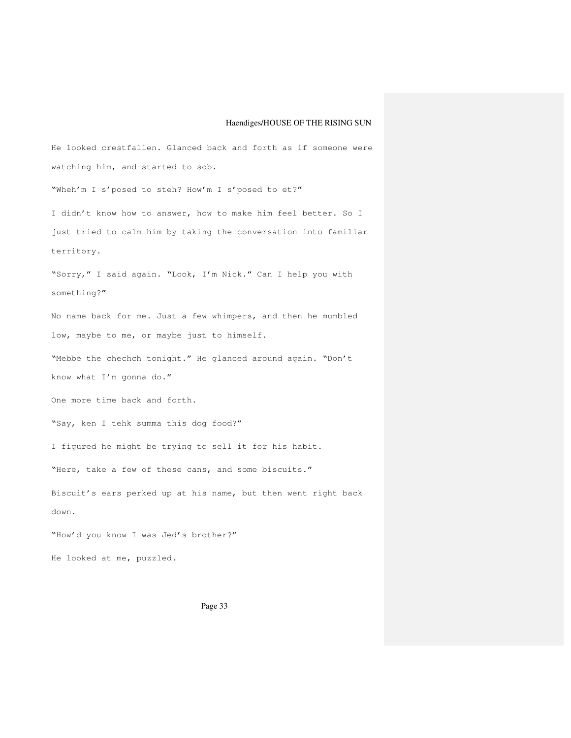He looked crestfallen. Glanced back and forth as if someone were watching him, and started to sob.

"Wheh'm I s'posed to steh? How'm I s'posed to et?"

I didn't know how to answer, how to make him feel better. So I just tried to calm him by taking the conversation into familiar territory.

"Sorry," I said again. "Look, I'm Nick." Can I help you with something?"

No name back for me. Just a few whimpers, and then he mumbled low, maybe to me, or maybe just to himself.

"Mebbe the chechch tonight." He glanced around again. "Don't know what I'm gonna do."

One more time back and forth.

"Say, ken I tehk summa this dog food?"

I figured he might be trying to sell it for his habit.

"Here, take a few of these cans, and some biscuits."

Biscuit's ears perked up at his name, but then went right back down.

"How'd you know I was Jed's brother?"

He looked at me, puzzled.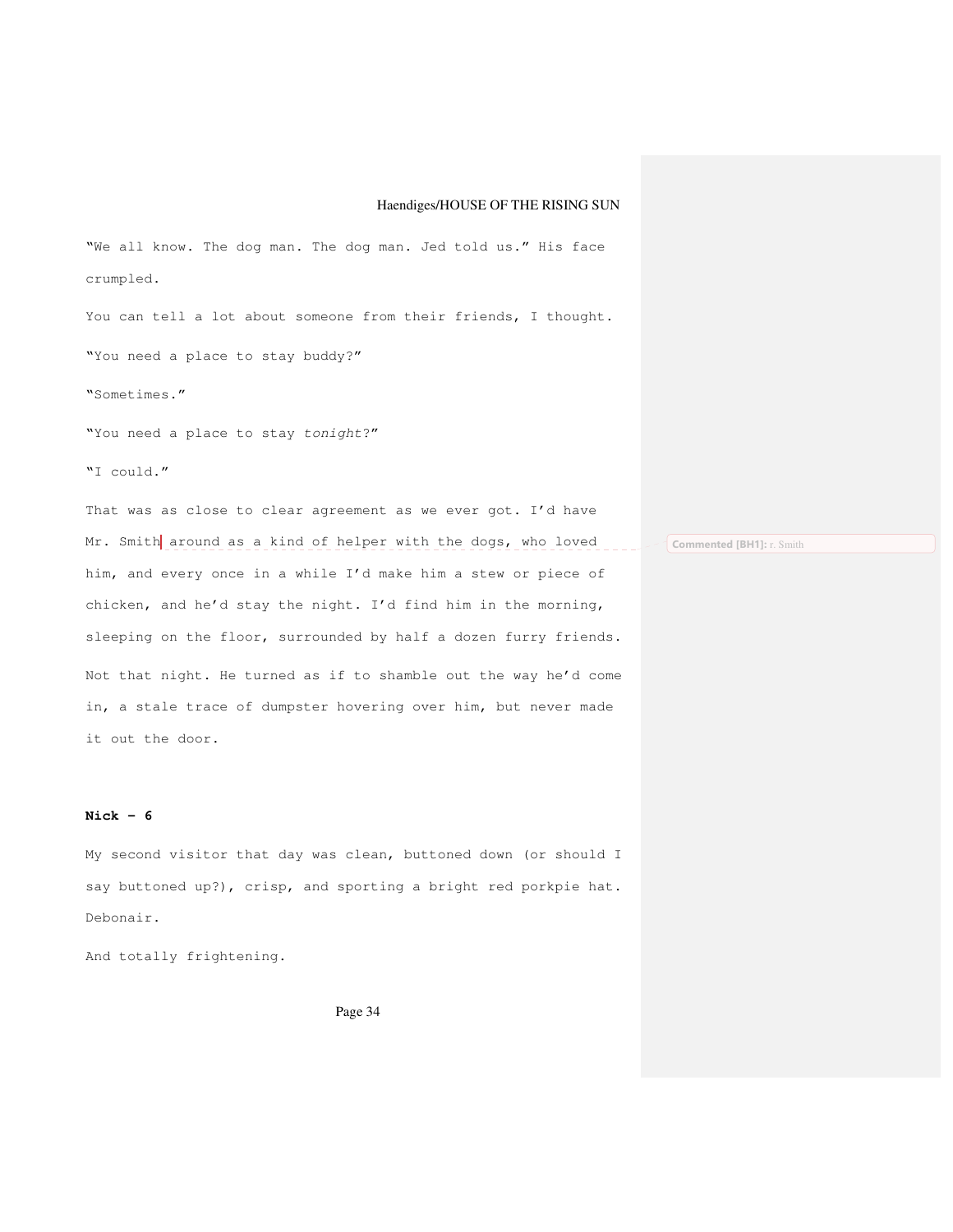"We all know. The dog man. The dog man. Jed told us." His face crumpled.

You can tell a lot about someone from their friends, I thought.

"You need a place to stay buddy?"

"Sometimes."

"You need a place to stay *tonight*?"

"I could."

That was as close to clear agreement as we ever got. I'd have Mr. Smith around as a kind of helper with the dogs, who loved him, and every once in a while I'd make him a stew or piece of chicken, and he'd stay the night. I'd find him in the morning, sleeping on the floor, surrounded by half a dozen furry friends.

Not that night. He turned as if to shamble out the way he'd come in, a stale trace of dumpster hovering over him, but never made it out the door.

**Nick – 6**

My second visitor that day was clean, buttoned down (or should I say buttoned up?), crisp, and sporting a bright red porkpie hat. Debonair.

And totally frightening.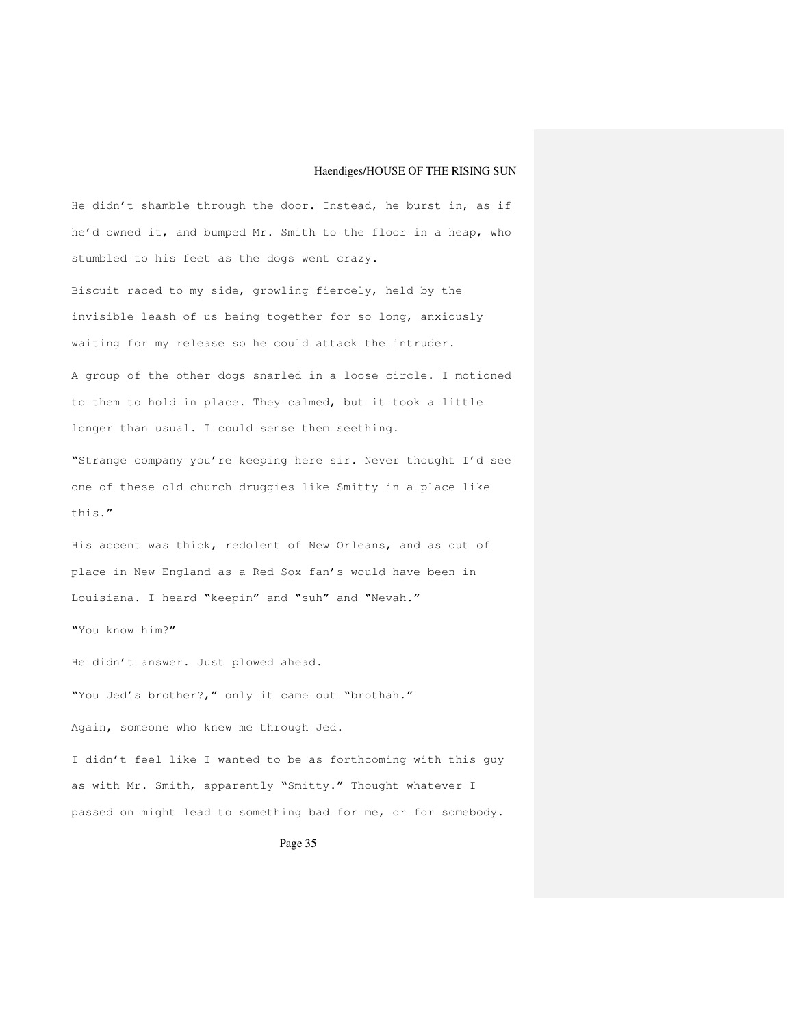He didn't shamble through the door. Instead, he burst in, as if he'd owned it, and bumped Mr. Smith to the floor in a heap, who stumbled to his feet as the dogs went crazy.

Biscuit raced to my side, growling fiercely, held by the invisible leash of us being together for so long, anxiously waiting for my release so he could attack the intruder.

A group of the other dogs snarled in a loose circle. I motioned to them to hold in place. They calmed, but it took a little longer than usual. I could sense them seething.

"Strange company you're keeping here sir. Never thought I'd see one of these old church druggies like Smitty in a place like this."

His accent was thick, redolent of New Orleans, and as out of place in New England as a Red Sox fan's would have been in Louisiana. I heard "keepin" and "suh" and "Nevah."

"You know him?"

He didn't answer. Just plowed ahead.

"You Jed's brother?," only it came out "brothah."

Again, someone who knew me through Jed.

I didn't feel like I wanted to be as forthcoming with this guy as with Mr. Smith, apparently "Smitty." Thought whatever I passed on might lead to something bad for me, or for somebody.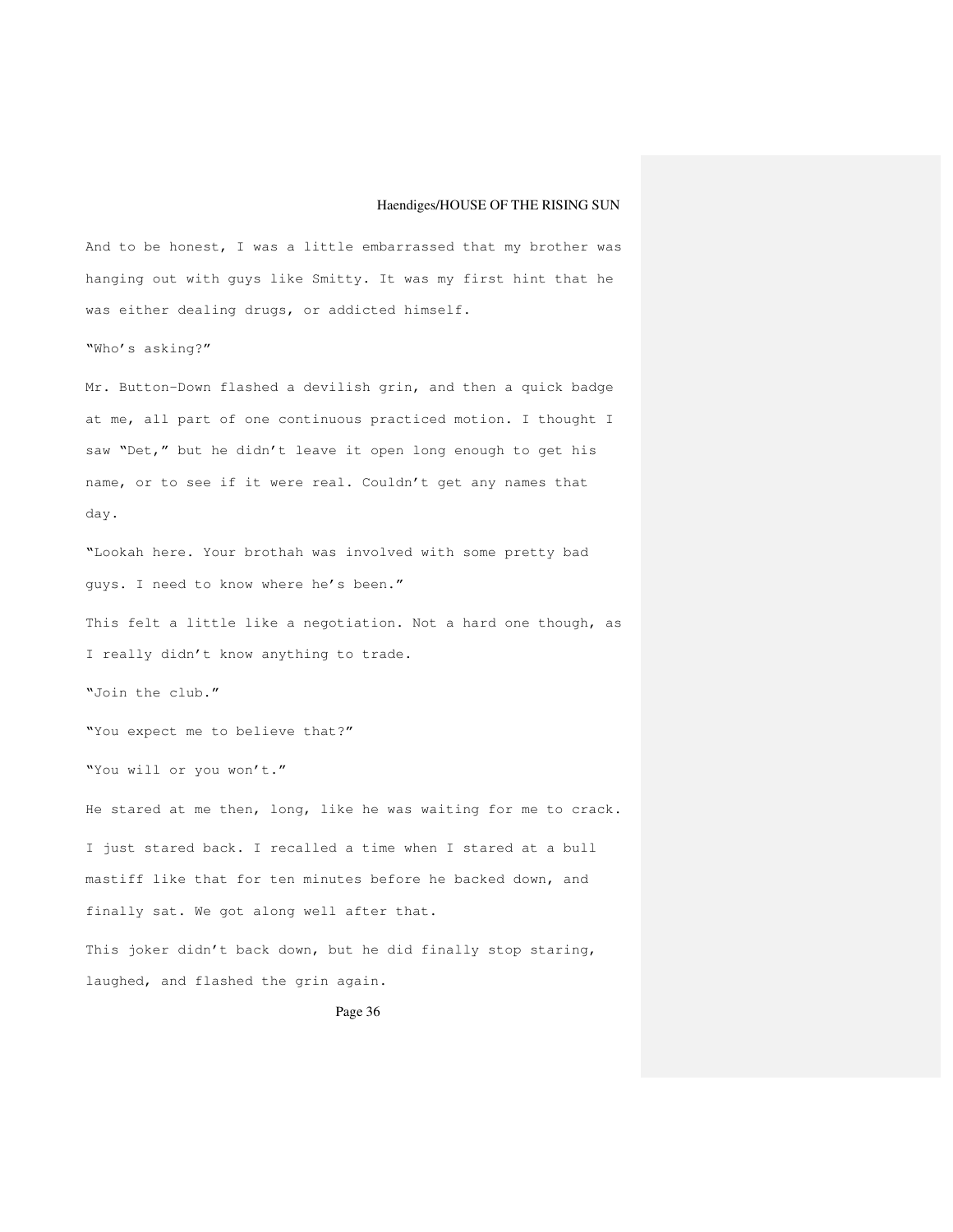And to be honest, I was a little embarrassed that my brother was hanging out with guys like Smitty. It was my first hint that he was either dealing drugs, or addicted himself.

"Who's asking?"

Mr. Button-Down flashed a devilish grin, and then a quick badge at me, all part of one continuous practiced motion. I thought I saw "Det," but he didn't leave it open long enough to get his name, or to see if it were real. Couldn't get any names that day.

"Lookah here. Your brothah was involved with some pretty bad guys. I need to know where he's been."

This felt a little like a negotiation. Not a hard one though, as I really didn't know anything to trade.

"Join the club."

"You expect me to believe that?"

"You will or you won't."

He stared at me then, long, like he was waiting for me to crack.

I just stared back. I recalled a time when I stared at a bull mastiff like that for ten minutes before he backed down, and finally sat. We got along well after that.

This joker didn't back down, but he did finally stop staring, laughed, and flashed the grin again.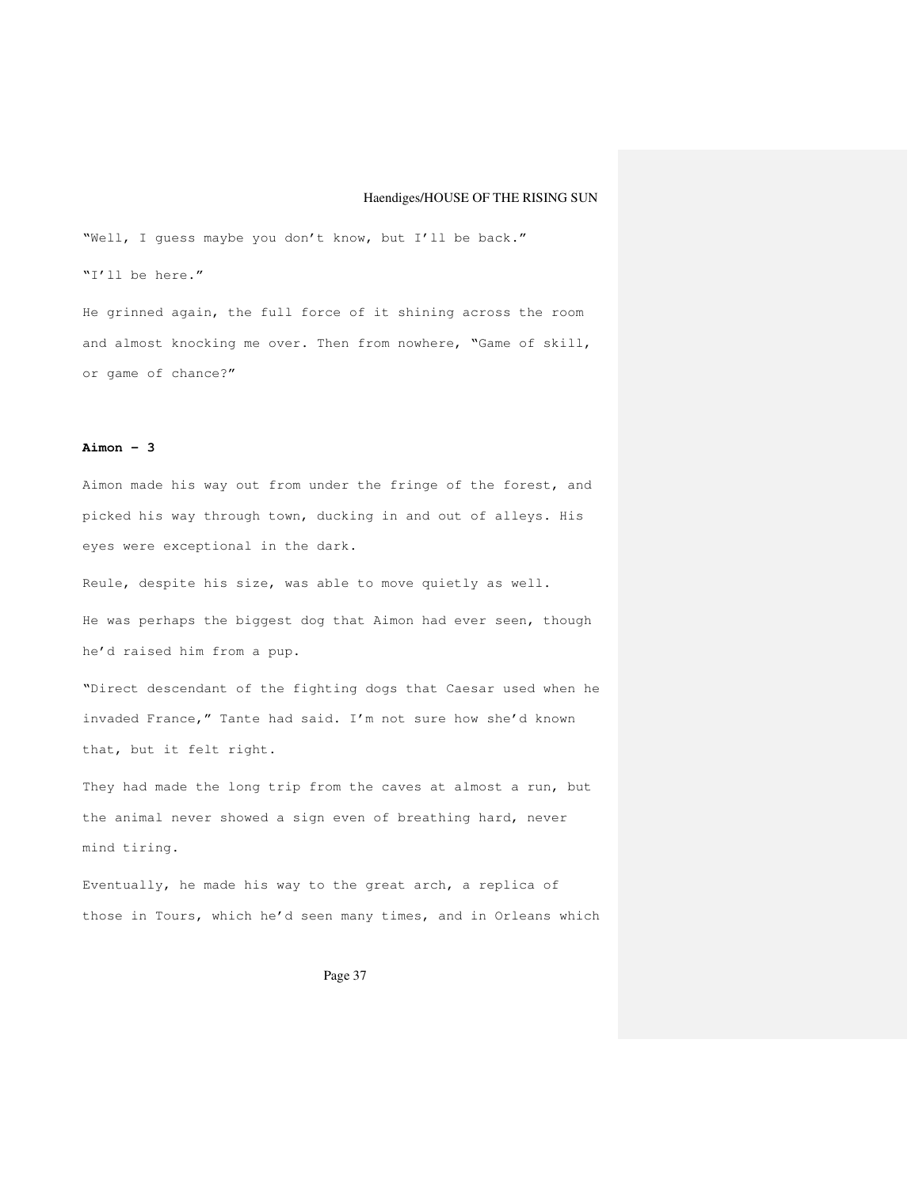"Well, I guess maybe you don't know, but I'll be back."

"I'll be here."

He grinned again, the full force of it shining across the room and almost knocking me over. Then from nowhere, "Game of skill, or game of chance?"

**Aimon – 3**

Aimon made his way out from under the fringe of the forest, and picked his way through town, ducking in and out of alleys. His eyes were exceptional in the dark.

Reule, despite his size, was able to move quietly as well.

He was perhaps the biggest dog that Aimon had ever seen, though he'd raised him from a pup.

"Direct descendant of the fighting dogs that Caesar used when he invaded France," Tante had said. I'm not sure how she'd known that, but it felt right.

They had made the long trip from the caves at almost a run, but the animal never showed a sign even of breathing hard, never mind tiring.

Eventually, he made his way to the great arch, a replica of those in Tours, which he'd seen many times, and in Orleans which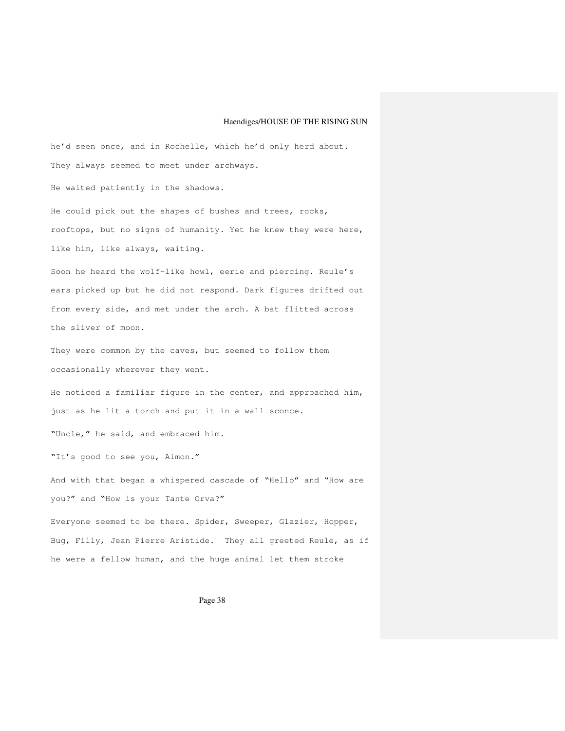he'd seen once, and in Rochelle, which he'd only herd about. They always seemed to meet under archways.

He waited patiently in the shadows.

He could pick out the shapes of bushes and trees, rocks, rooftops, but no signs of humanity. Yet he knew they were here, like him, like always, waiting.

Soon he heard the wolf-like howl, eerie and piercing. Reule's ears picked up but he did not respond. Dark figures drifted out from every side, and met under the arch. A bat flitted across the sliver of moon.

They were common by the caves, but seemed to follow them occasionally wherever they went.

He noticed a familiar figure in the center, and approached him, just as he lit a torch and put it in a wall sconce.

"Uncle," he said, and embraced him.

"It's good to see you, Aimon."

And with that began a whispered cascade of "Hello" and "How are you?" and "How is your Tante Orva?"

Everyone seemed to be there. Spider, Sweeper, Glazier, Hopper, Bug, Filly, Jean Pierre Aristide. They all greeted Reule, as if he were a fellow human, and the huge animal let them stroke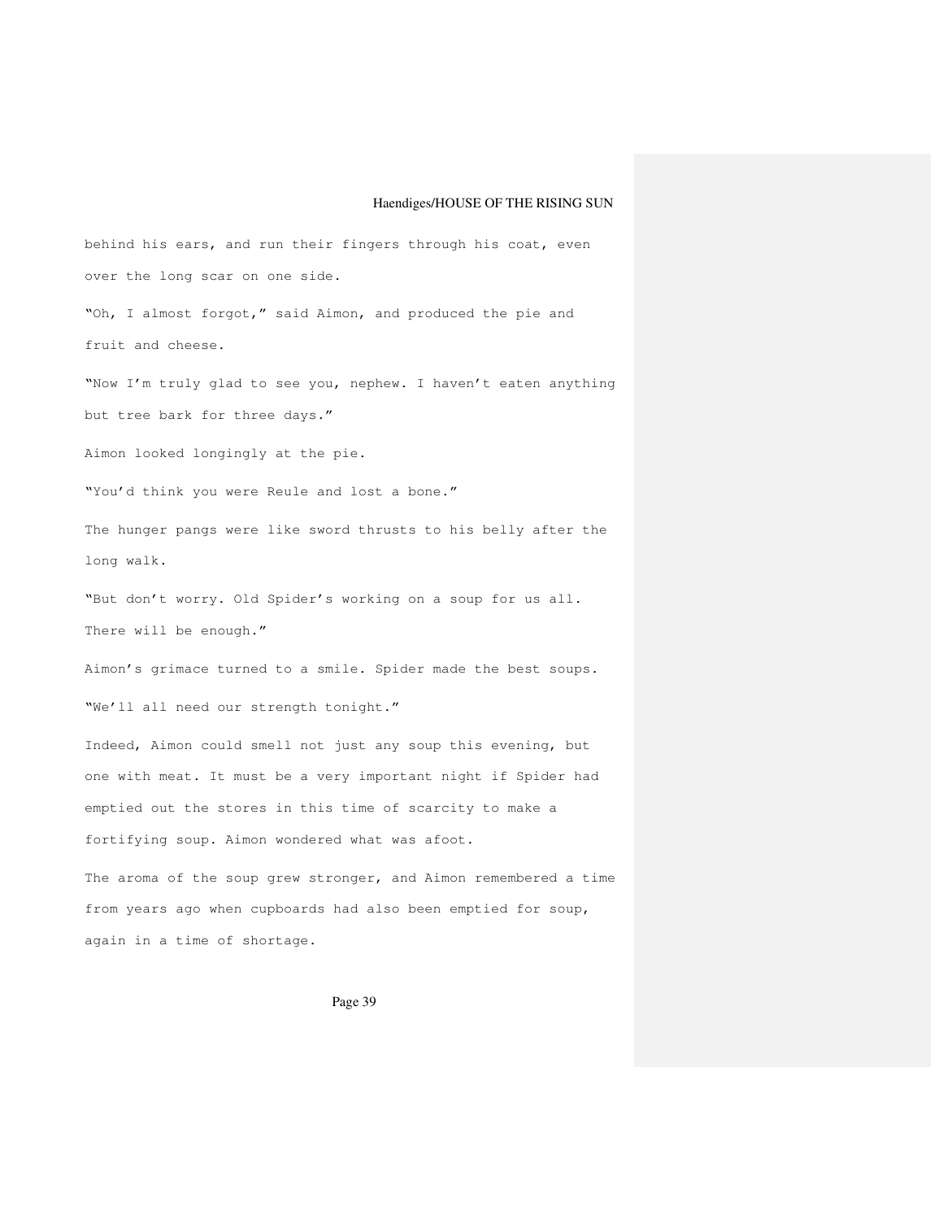behind his ears, and run their fingers through his coat, even over the long scar on one side.

"Oh, I almost forgot," said Aimon, and produced the pie and fruit and cheese.

"Now I'm truly glad to see you, nephew. I haven't eaten anything but tree bark for three days."

Aimon looked longingly at the pie.

"You'd think you were Reule and lost a bone."

The hunger pangs were like sword thrusts to his belly after the long walk.

"But don't worry. Old Spider's working on a soup for us all. There will be enough."

Aimon's grimace turned to a smile. Spider made the best soups.

"We'll all need our strength tonight."

Indeed, Aimon could smell not just any soup this evening, but one with meat. It must be a very important night if Spider had emptied out the stores in this time of scarcity to make a fortifying soup. Aimon wondered what was afoot.

The aroma of the soup grew stronger, and Aimon remembered a time from years ago when cupboards had also been emptied for soup, again in a time of shortage.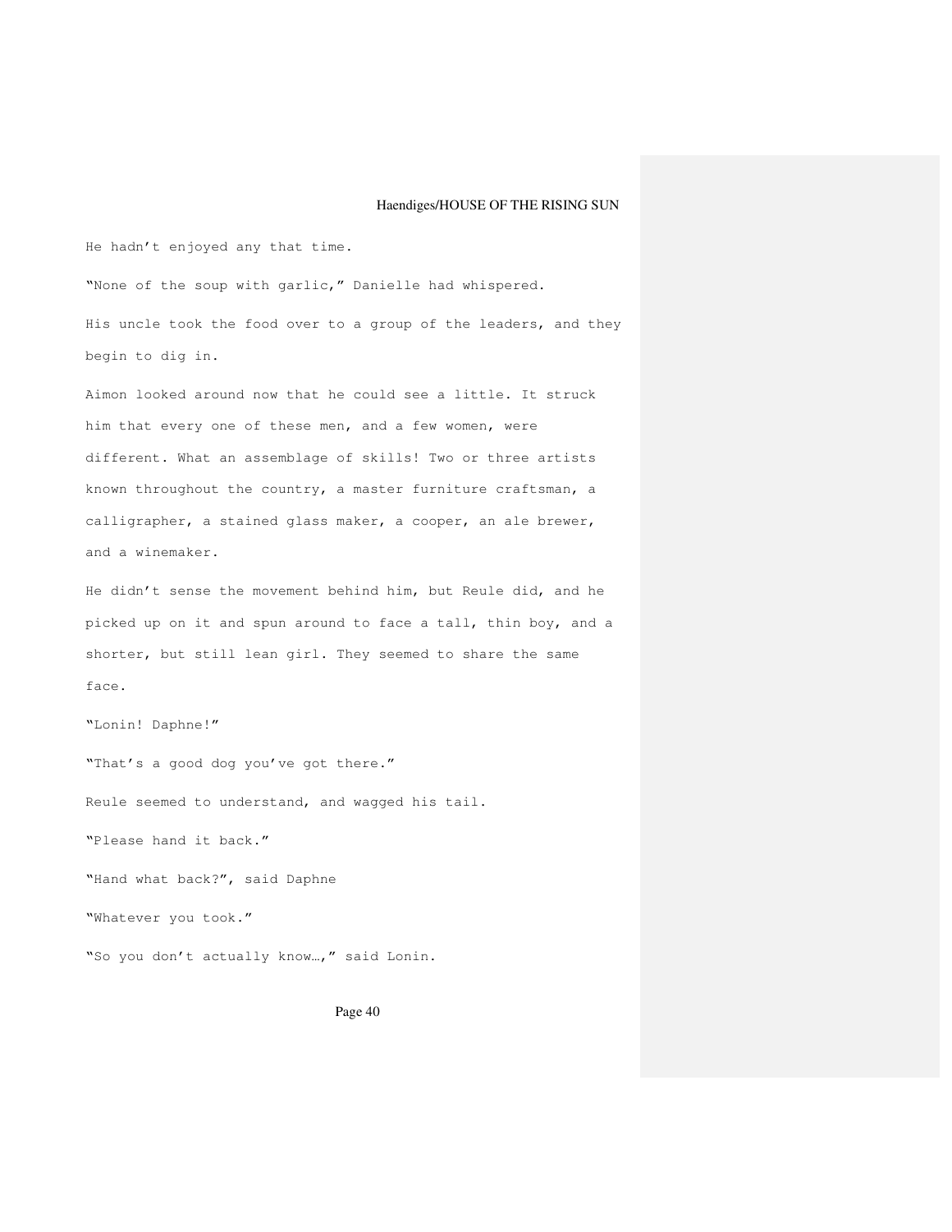He hadn't enjoyed any that time.

"None of the soup with garlic," Danielle had whispered.

His uncle took the food over to a group of the leaders, and they begin to dig in.

Aimon looked around now that he could see a little. It struck him that every one of these men, and a few women, were different. What an assemblage of skills! Two or three artists known throughout the country, a master furniture craftsman, a calligrapher, a stained glass maker, a cooper, an ale brewer, and a winemaker.

He didn't sense the movement behind him, but Reule did, and he picked up on it and spun around to face a tall, thin boy, and a shorter, but still lean girl. They seemed to share the same face.

"Lonin! Daphne!"

"That's a good dog you've got there."

Reule seemed to understand, and wagged his tail.

"Please hand it back."

"Hand what back?", said Daphne

"Whatever you took."

"So you don't actually know…," said Lonin.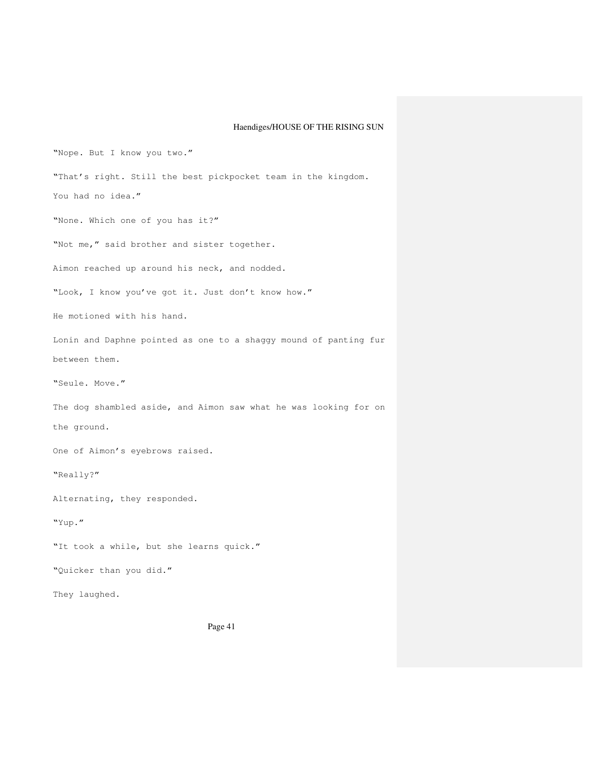"Nope. But I know you two."

"That's right. Still the best pickpocket team in the kingdom. You had no idea."

"None. Which one of you has it?"

"Not me," said brother and sister together.

Aimon reached up around his neck, and nodded.

"Look, I know you've got it. Just don't know how."

He motioned with his hand.

Lonin and Daphne pointed as one to a shaggy mound of panting fur between them.

"Seule. Move."

The dog shambled aside, and Aimon saw what he was looking for on the ground.

One of Aimon's eyebrows raised.

"Really?"

Alternating, they responded.

"Yup."

"It took a while, but she learns quick."

"Quicker than you did."

They laughed.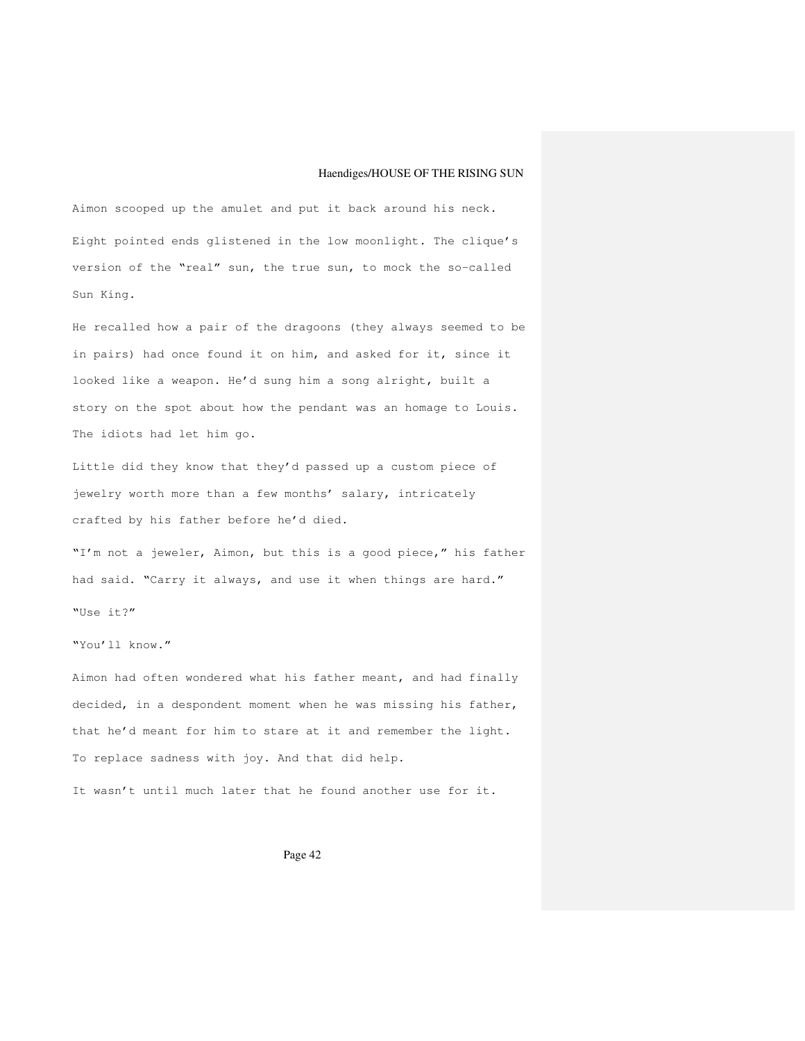Aimon scooped up the amulet and put it back around his neck.

Eight pointed ends glistened in the low moonlight. The clique's version of the "real" sun, the true sun, to mock the so-called Sun King.

He recalled how a pair of the dragoons (they always seemed to be in pairs) had once found it on him, and asked for it, since it looked like a weapon. He'd sung him a song alright, built a story on the spot about how the pendant was an homage to Louis. The idiots had let him go.

Little did they know that they'd passed up a custom piece of jewelry worth more than a few months' salary, intricately crafted by his father before he'd died.

"I'm not a jeweler, Aimon, but this is a good piece," his father had said. "Carry it always, and use it when things are hard."

"Use it?"

"You'll know."

Aimon had often wondered what his father meant, and had finally decided, in a despondent moment when he was missing his father, that he'd meant for him to stare at it and remember the light. To replace sadness with joy. And that did help.

It wasn't until much later that he found another use for it.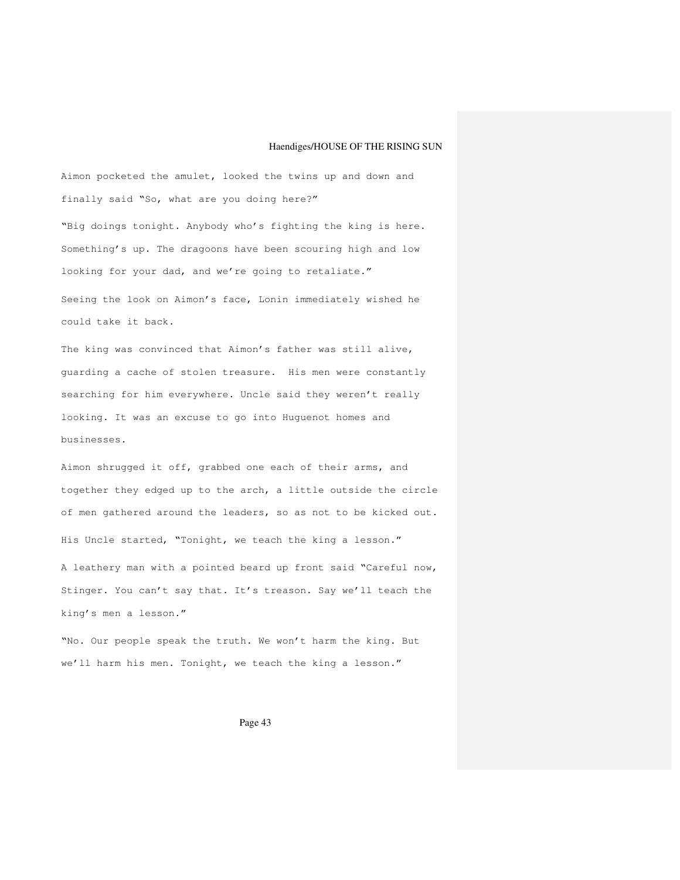Aimon pocketed the amulet, looked the twins up and down and finally said "So, what are you doing here?"

"Big doings tonight. Anybody who's fighting the king is here. Something's up. The dragoons have been scouring high and low looking for your dad, and we're going to retaliate."

Seeing the look on Aimon's face, Lonin immediately wished he could take it back.

The king was convinced that Aimon's father was still alive, guarding a cache of stolen treasure.  His men were constantly searching for him everywhere. Uncle said they weren't really looking. It was an excuse to go into Huguenot homes and businesses.

Aimon shrugged it off, grabbed one each of their arms, and together they edged up to the arch, a little outside the circle of men gathered around the leaders, so as not to be kicked out.

His Uncle started, "Tonight, we teach the king a lesson."

A leathery man with a pointed beard up front said "Careful now, Stinger. You can't say that. It's treason. Say we'll teach the king's men a lesson."

"No. Our people speak the truth. We won't harm the king. But we'll harm his men. Tonight, we teach the king a lesson."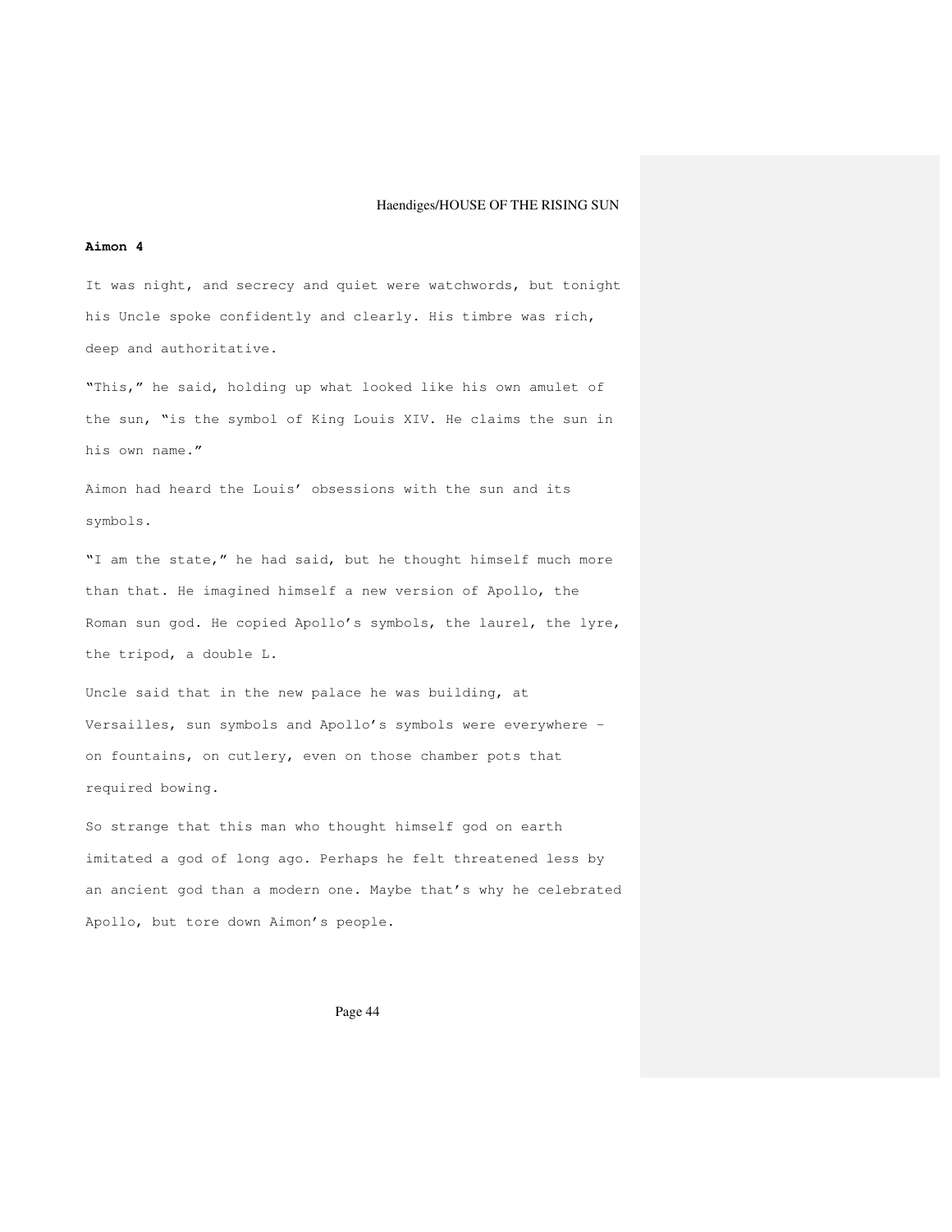**Aimon 4**

It was night, and secrecy and quiet were watchwords, but tonight his Uncle spoke confidently and clearly. His timbre was rich, deep and authoritative.

"This," he said, holding up what looked like his own amulet of the sun, "is the symbol of King Louis XIV. He claims the sun in his own name."

Aimon had heard the Louis' obsessions with the sun and its symbols.

"I am the state," he had said, but he thought himself much more than that. He imagined himself a new version of Apollo, the Roman sun god. He copied Apollo's symbols, the laurel, the lyre, the tripod, a double L.

Uncle said that in the new palace he was building, at Versailles, sun symbols and Apollo's symbols were everywhere - on fountains, on cutlery, even on those chamber pots that required bowing.

So strange that this man who thought himself god on earth imitated a god of long ago. Perhaps he felt threatened less by an ancient god than a modern one. Maybe that's why he celebrated Apollo, but tore down Aimon's people.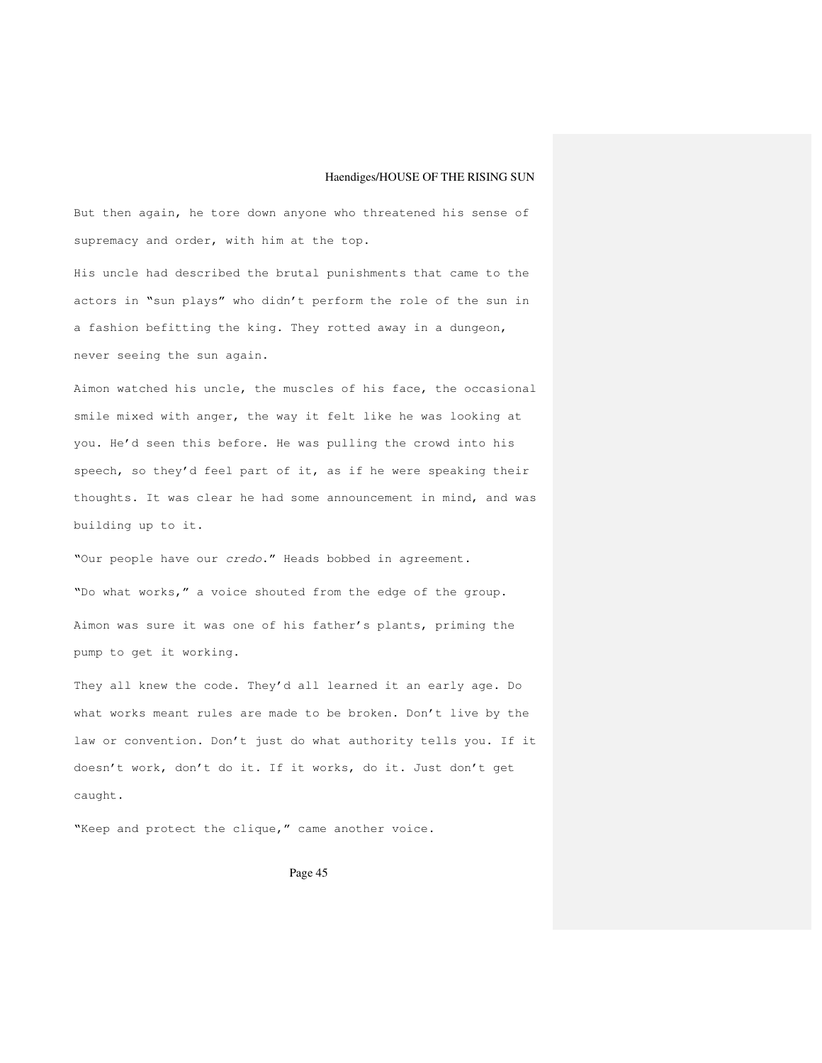But then again, he tore down anyone who threatened his sense of supremacy and order, with him at the top.

His uncle had described the brutal punishments that came to the actors in "sun plays" who didn't perform the role of the sun in a fashion befitting the king. They rotted away in a dungeon, never seeing the sun again.

Aimon watched his uncle, the muscles of his face, the occasional smile mixed with anger, the way it felt like he was looking at you. He'd seen this before. He was pulling the crowd into his speech, so they'd feel part of it, as if he were speaking their thoughts. It was clear he had some announcement in mind, and was building up to it.

"Our people have our *credo*." Heads bobbed in agreement.

"Do what works," a voice shouted from the edge of the group.

Aimon was sure it was one of his father's plants, priming the pump to get it working.

They all knew the code. They'd all learned it an early age. Do what works meant rules are made to be broken. Don't live by the law or convention. Don't just do what authority tells you. If it doesn't work, don't do it. If it works, do it. Just don't get caught.

"Keep and protect the clique," came another voice.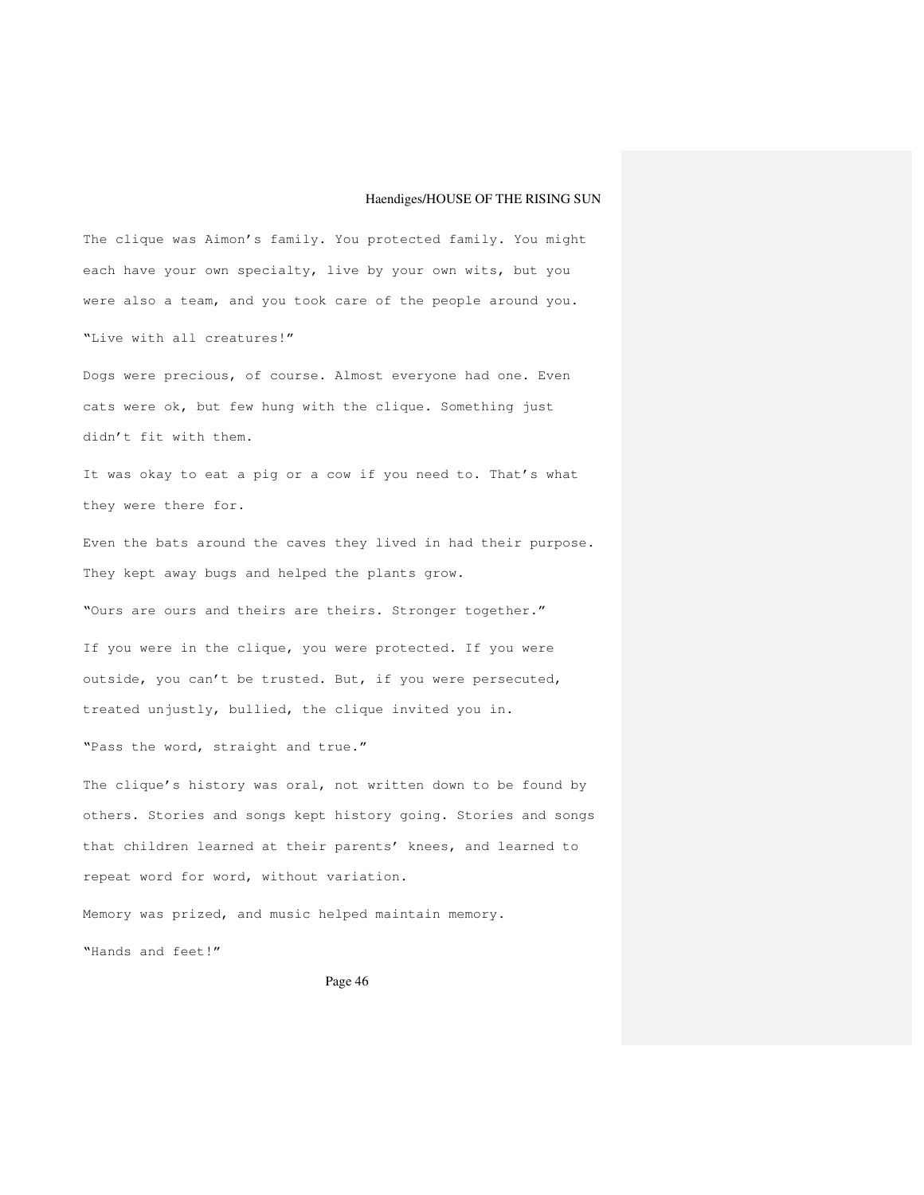The clique was Aimon's family. You protected family. You might each have your own specialty, live by your own wits, but you were also a team, and you took care of the people around you.

"Live with all creatures!"

Dogs were precious, of course. Almost everyone had one. Even cats were ok, but few hung with the clique. Something just didn't fit with them.

It was okay to eat a pig or a cow if you need to. That's what they were there for.

Even the bats around the caves they lived in had their purpose. They kept away bugs and helped the plants grow.

"Ours are ours and theirs are theirs. Stronger together."

If you were in the clique, you were protected. If you were outside, you can't be trusted. But, if you were persecuted, treated unjustly, bullied, the clique invited you in.

"Pass the word, straight and true."

The clique's history was oral, not written down to be found by others. Stories and songs kept history going. Stories and songs that children learned at their parents' knees, and learned to repeat word for word, without variation.

Memory was prized, and music helped maintain memory.

"Hands and feet!"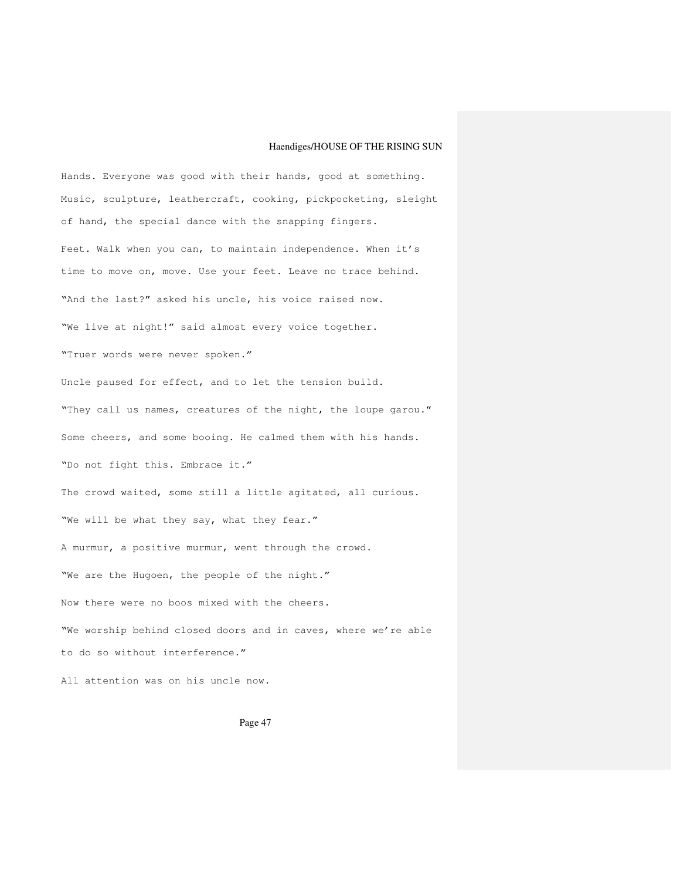Hands. Everyone was good with their hands, good at something. Music, sculpture, leathercraft, cooking, pickpocketing, sleight of hand, the special dance with the snapping fingers.

Feet. Walk when you can, to maintain independence. When it's time to move on, move. Use your feet. Leave no trace behind.

"And the last?" asked his uncle, his voice raised now.

"We live at night!" said almost every voice together.

"Truer words were never spoken."

Uncle paused for effect, and to let the tension build.

"They call us names, creatures of the night, the loupe garou."

Some cheers, and some booing. He calmed them with his hands.

"Do not fight this. Embrace it."

The crowd waited, some still a little agitated, all curious.

"We will be what they say, what they fear."

A murmur, a positive murmur, went through the crowd.

"We are the Hugoen, the people of the night."

Now there were no boos mixed with the cheers.

"We worship behind closed doors and in caves, where we're able to do so without interference."

All attention was on his uncle now.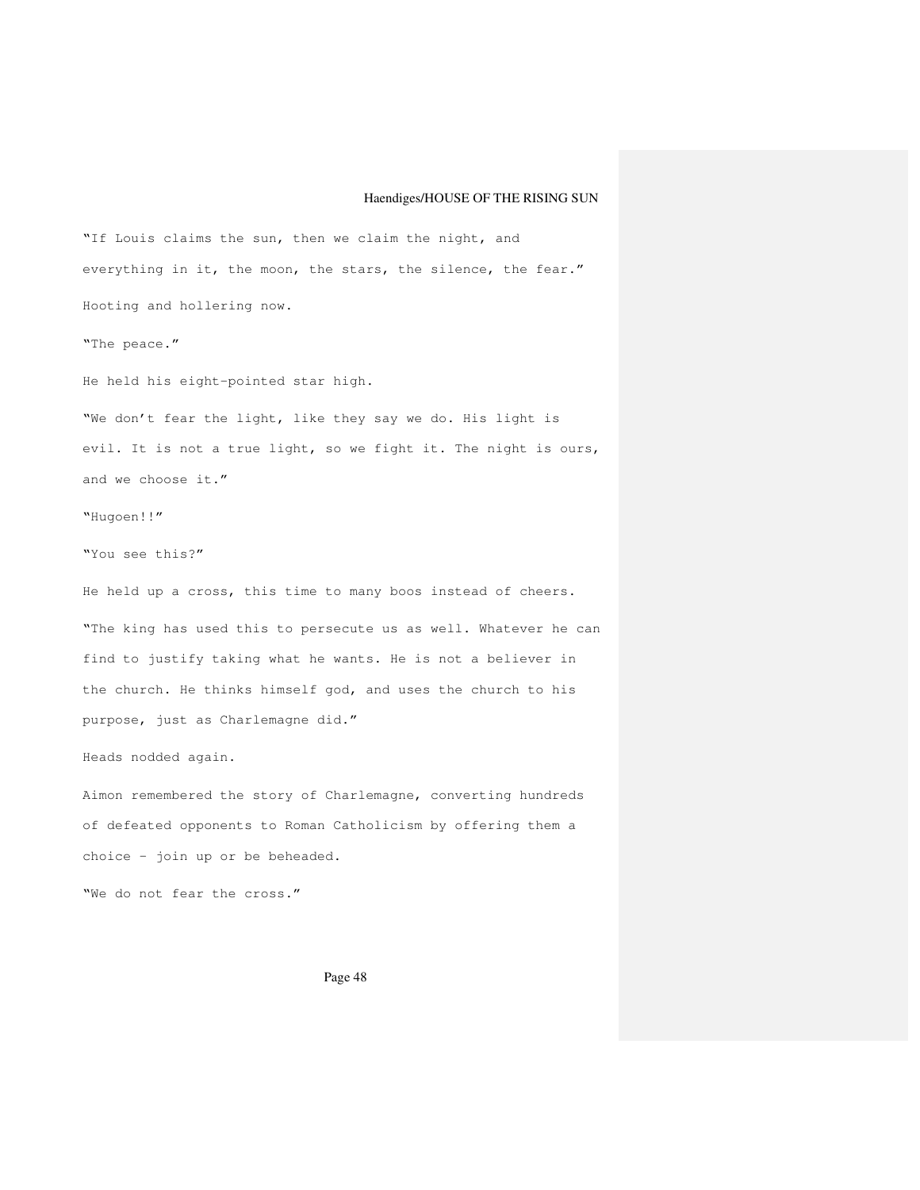"If Louis claims the sun, then we claim the night, and everything in it, the moon, the stars, the silence, the fear."

Hooting and hollering now.

"The peace."

He held his eight-pointed star high.

"We don't fear the light, like they say we do. His light is evil. It is not a true light, so we fight it. The night is ours, and we choose it."

"Hugoen!!"

"You see this?"

He held up a cross, this time to many boos instead of cheers.

"The king has used this to persecute us as well. Whatever he can find to justify taking what he wants. He is not a believer in the church. He thinks himself god, and uses the church to his purpose, just as Charlemagne did."

Heads nodded again.

Aimon remembered the story of Charlemagne, converting hundreds of defeated opponents to Roman Catholicism by offering them a choice - join up or be beheaded.

"We do not fear the cross."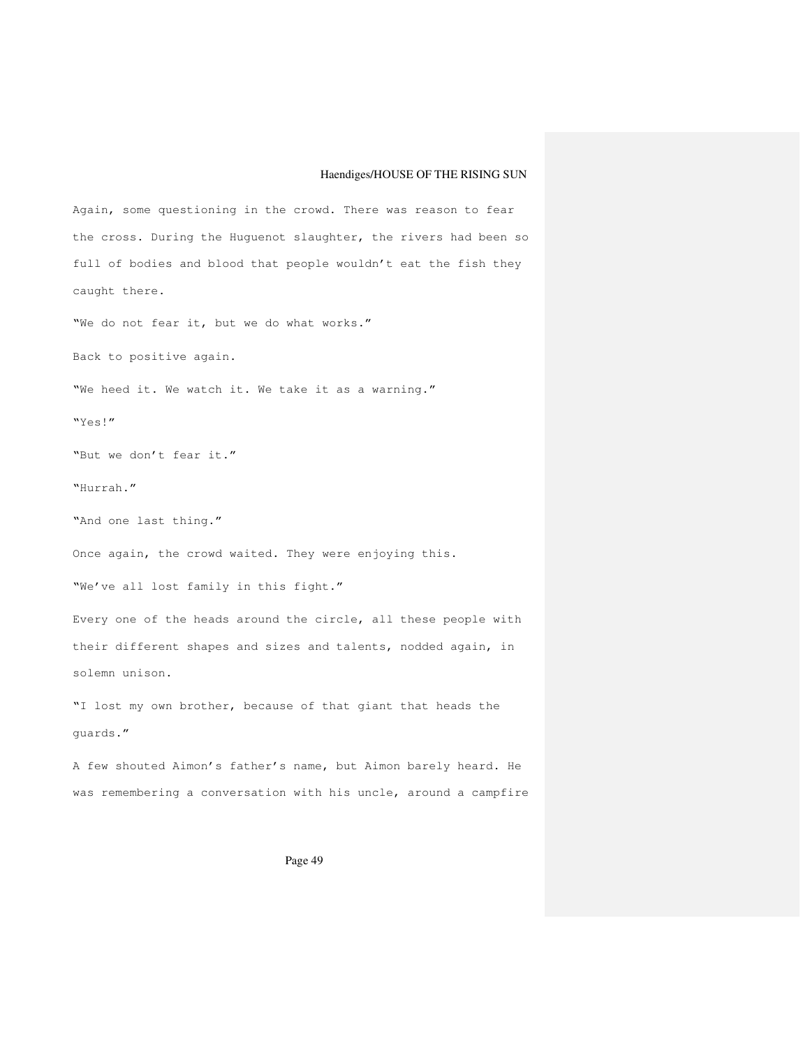Again, some questioning in the crowd. There was reason to fear the cross. During the Huguenot slaughter, the rivers had been so full of bodies and blood that people wouldn't eat the fish they caught there.

"We do not fear it, but we do what works."

Back to positive again.

"We heed it. We watch it. We take it as a warning."

"Yes!"

"But we don't fear it."

"Hurrah."

"And one last thing."

Once again, the crowd waited. They were enjoying this.

"We've all lost family in this fight."

Every one of the heads around the circle, all these people with their different shapes and sizes and talents, nodded again, in solemn unison.

"I lost my own brother, because of that giant that heads the guards."

A few shouted Aimon's father's name, but Aimon barely heard. He was remembering a conversation with his uncle, around a campfire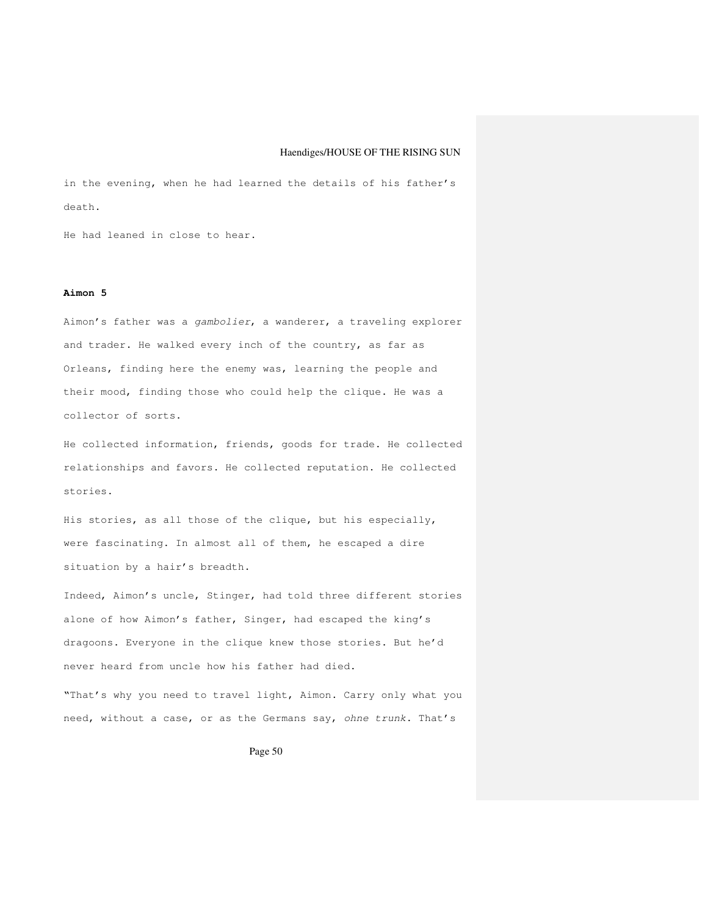in the evening, when he had learned the details of his father's death.

He had leaned in close to hear.

**Aimon 5**

Aimon's father was a *gambolier*, a wanderer, a traveling explorer and trader. He walked every inch of the country, as far as Orleans, finding here the enemy was, learning the people and their mood, finding those who could help the clique. He was a collector of sorts.

He collected information, friends, goods for trade. He collected relationships and favors. He collected reputation. He collected stories.

His stories, as all those of the clique, but his especially, were fascinating. In almost all of them, he escaped a dire situation by a hair's breadth.

Indeed, Aimon's uncle, Stinger, had told three different stories alone of how Aimon's father, Singer, had escaped the king's dragoons. Everyone in the clique knew those stories. But he'd never heard from uncle how his father had died.

"That's why you need to travel light, Aimon. Carry only what you need, without a case, or as the Germans say, *ohne trunk*. That's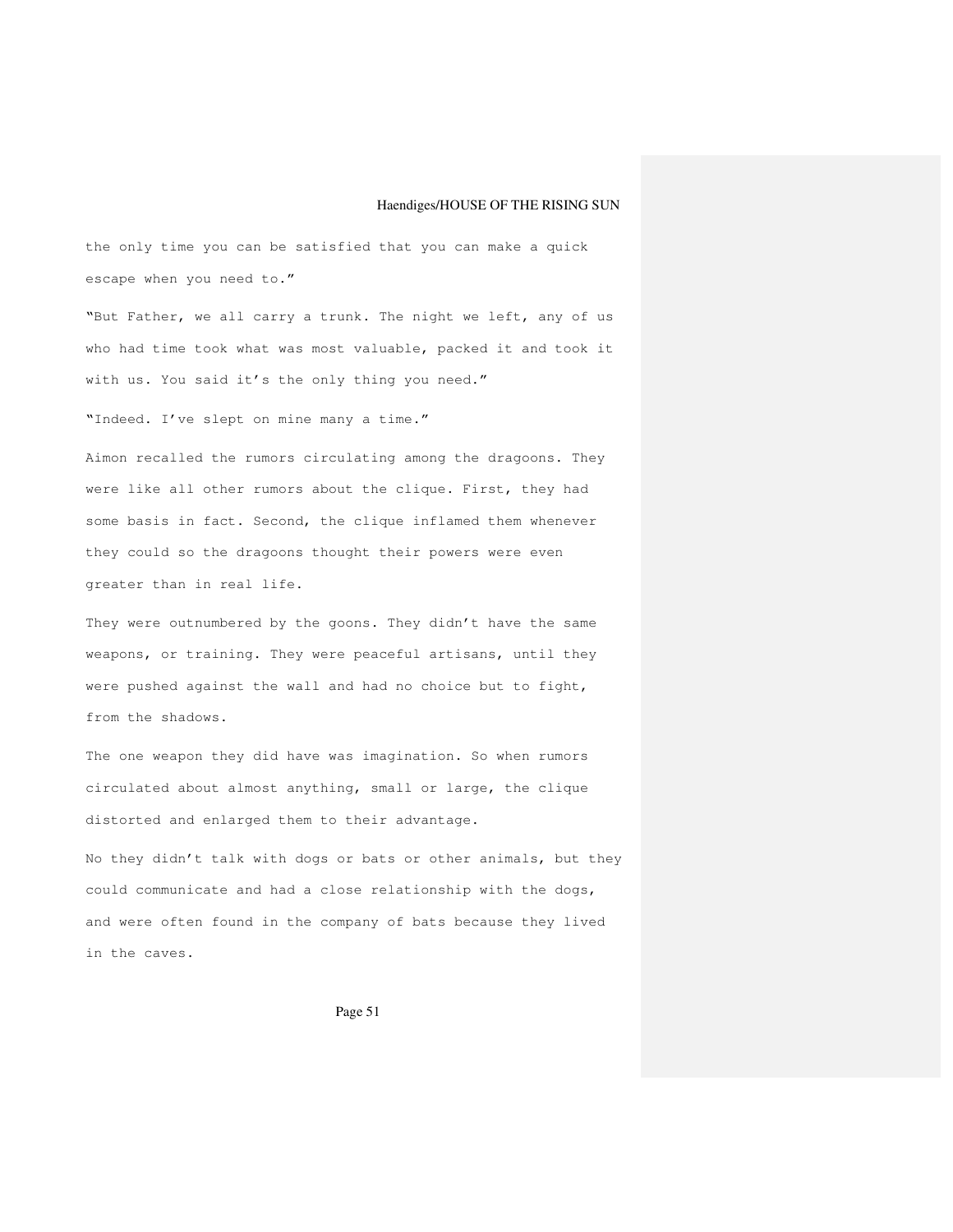the only time you can be satisfied that you can make a quick escape when you need to."

"But Father, we all carry a trunk. The night we left, any of us who had time took what was most valuable, packed it and took it with us. You said it's the only thing you need."

"Indeed. I've slept on mine many a time."

Aimon recalled the rumors circulating among the dragoons. They were like all other rumors about the clique. First, they had some basis in fact. Second, the clique inflamed them whenever they could so the dragoons thought their powers were even greater than in real life.

They were outnumbered by the goons. They didn't have the same weapons, or training. They were peaceful artisans, until they were pushed against the wall and had no choice but to fight, from the shadows.

The one weapon they did have was imagination. So when rumors circulated about almost anything, small or large, the clique distorted and enlarged them to their advantage.

No they didn't talk with dogs or bats or other animals, but they could communicate and had a close relationship with the dogs, and were often found in the company of bats because they lived in the caves.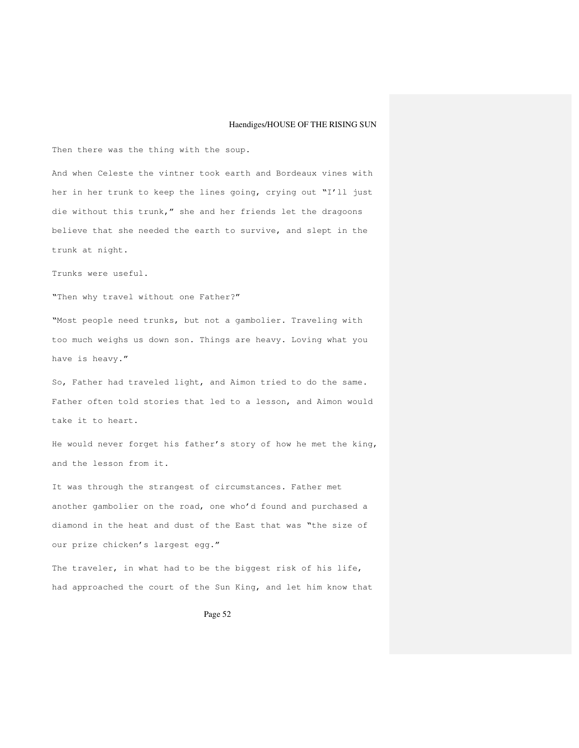Then there was the thing with the soup.

And when Celeste the vintner took earth and Bordeaux vines with her in her trunk to keep the lines going, crying out "I'll just die without this trunk," she and her friends let the dragoons believe that she needed the earth to survive, and slept in the trunk at night.

Trunks were useful.

"Then why travel without one Father?"

"Most people need trunks, but not a gambolier. Traveling with too much weighs us down son. Things are heavy. Loving what you have is heavy."

So, Father had traveled light, and Aimon tried to do the same. Father often told stories that led to a lesson, and Aimon would take it to heart.

He would never forget his father's story of how he met the king, and the lesson from it.

It was through the strangest of circumstances. Father met another gambolier on the road, one who'd found and purchased a diamond in the heat and dust of the East that was "the size of our prize chicken's largest egg."

The traveler, in what had to be the biggest risk of his life, had approached the court of the Sun King, and let him know that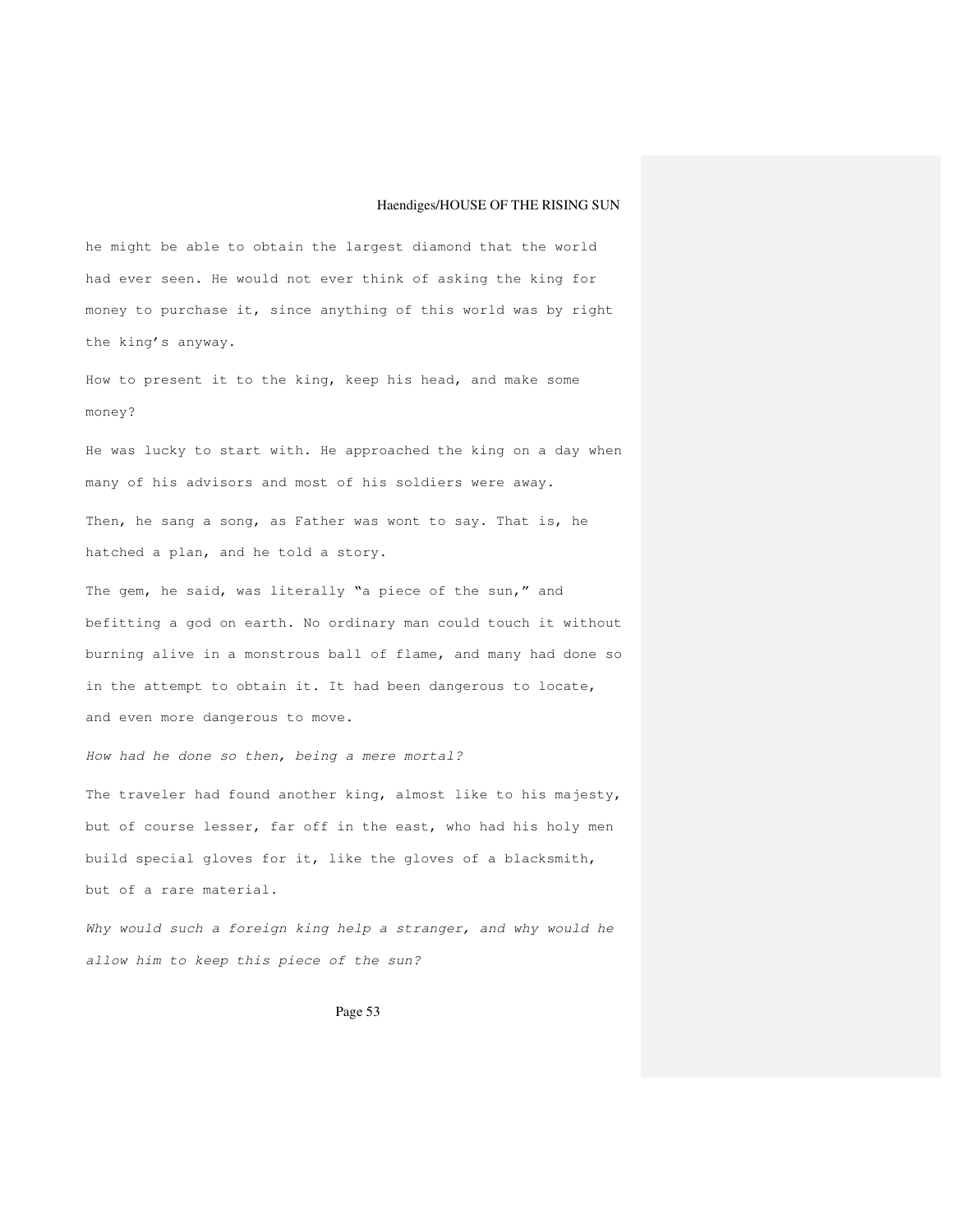he might be able to obtain the largest diamond that the world had ever seen. He would not ever think of asking the king for money to purchase it, since anything of this world was by right the king's anyway.

How to present it to the king, keep his head, and make some money?

He was lucky to start with. He approached the king on a day when many of his advisors and most of his soldiers were away.

Then, he sang a song, as Father was wont to say. That is, he hatched a plan, and he told a story.

The gem, he said, was literally "a piece of the sun," and befitting a god on earth. No ordinary man could touch it without burning alive in a monstrous ball of flame, and many had done so in the attempt to obtain it. It had been dangerous to locate, and even more dangerous to move.

*How had he done so then, being a mere mortal?*

The traveler had found another king, almost like to his majesty, but of course lesser, far off in the east, who had his holy men build special gloves for it, like the gloves of a blacksmith, but of a rare material.

*Why would such a foreign king help a stranger, and why would he allow him to keep this piece of the sun?*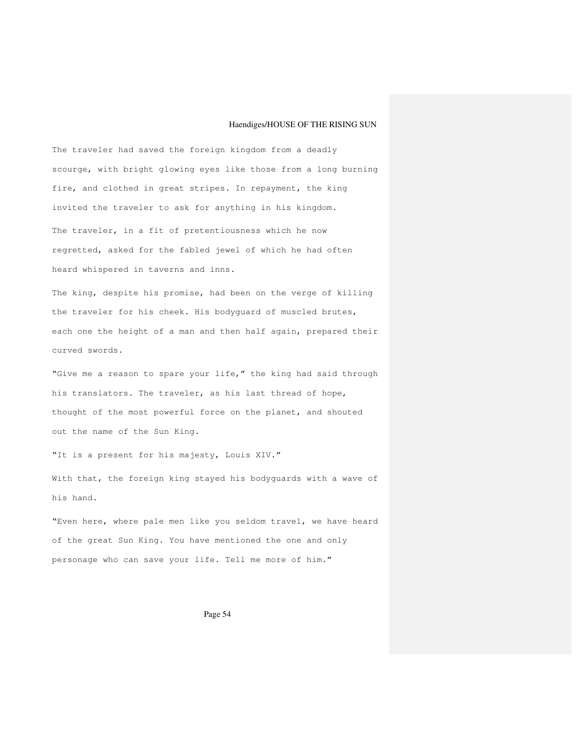The traveler had saved the foreign kingdom from a deadly scourge, with bright glowing eyes like those from a long burning fire, and clothed in great stripes. In repayment, the king invited the traveler to ask for anything in his kingdom.

The traveler, in a fit of pretentiousness which he now regretted, asked for the fabled jewel of which he had often heard whispered in taverns and inns.

The king, despite his promise, had been on the verge of killing the traveler for his cheek. His bodyguard of muscled brutes, each one the height of a man and then half again, prepared their curved swords.

"Give me a reason to spare your life," the king had said through his translators. The traveler, as his last thread of hope, thought of the most powerful force on the planet, and shouted out the name of the Sun King.

"It is a present for his majesty, Louis XIV."

With that, the foreign king stayed his bodyguards with a wave of his hand.

"Even here, where pale men like you seldom travel, we have heard of the great Sun King. You have mentioned the one and only personage who can save your life. Tell me more of him."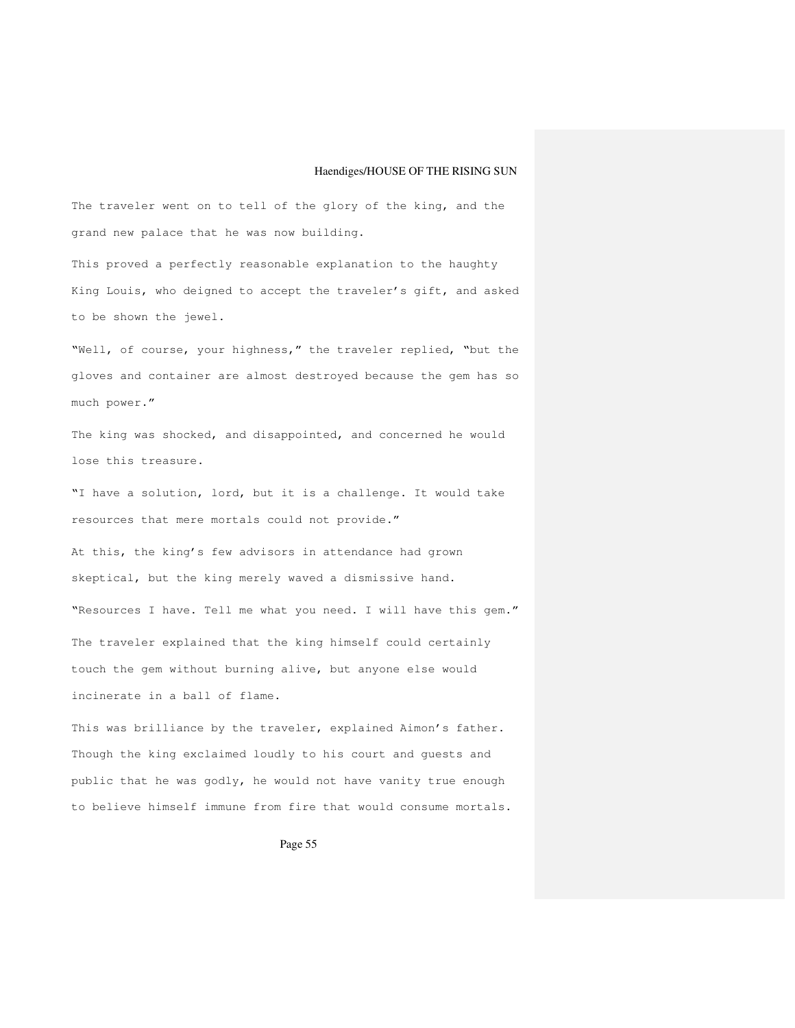The traveler went on to tell of the glory of the king, and the grand new palace that he was now building.

This proved a perfectly reasonable explanation to the haughty King Louis, who deigned to accept the traveler's gift, and asked to be shown the jewel.

"Well, of course, your highness," the traveler replied, "but the gloves and container are almost destroyed because the gem has so much power."

The king was shocked, and disappointed, and concerned he would lose this treasure.

"I have a solution, lord, but it is a challenge. It would take resources that mere mortals could not provide."

At this, the king's few advisors in attendance had grown skeptical, but the king merely waved a dismissive hand.

"Resources I have. Tell me what you need. I will have this gem."

The traveler explained that the king himself could certainly touch the gem without burning alive, but anyone else would incinerate in a ball of flame.

This was brilliance by the traveler, explained Aimon's father. Though the king exclaimed loudly to his court and guests and public that he was godly, he would not have vanity true enough to believe himself immune from fire that would consume mortals.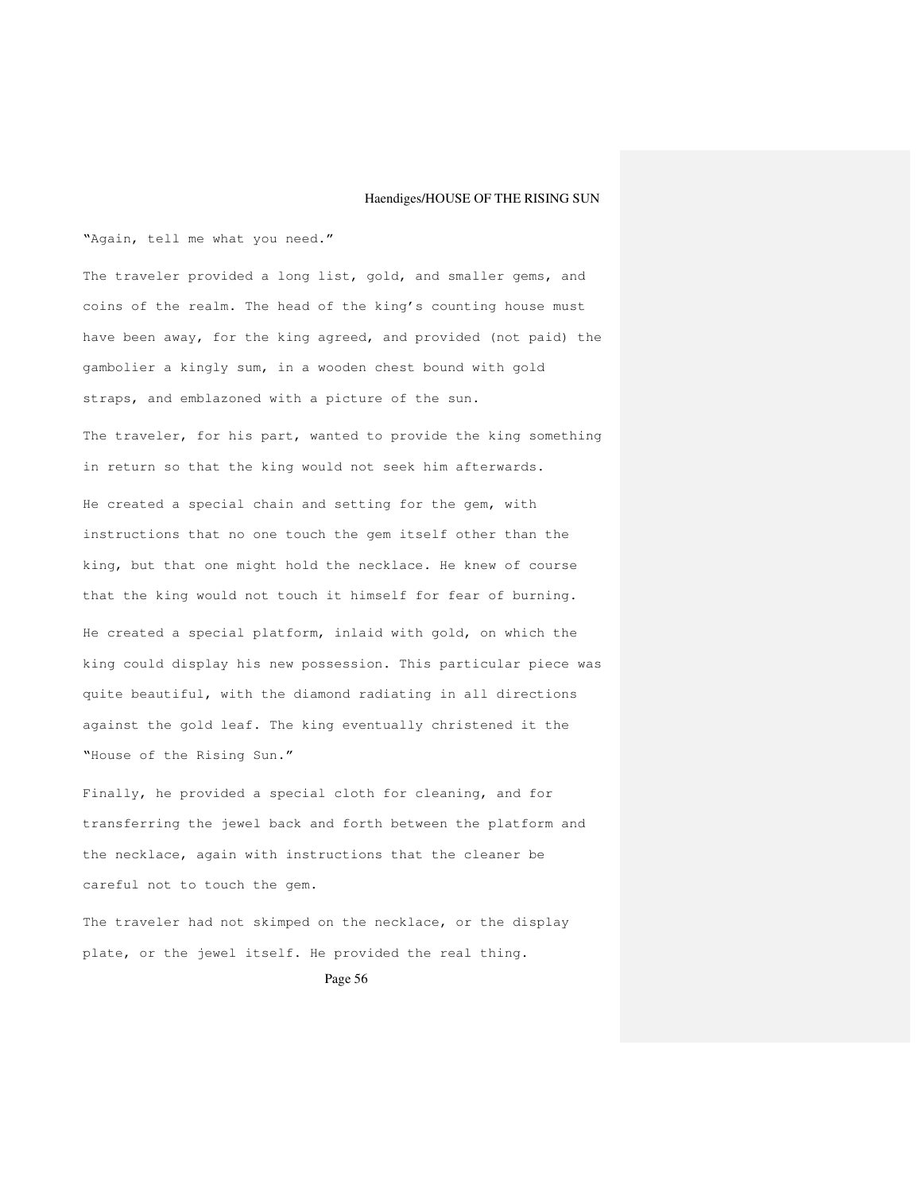"Again, tell me what you need."

The traveler provided a long list, gold, and smaller gems, and coins of the realm. The head of the king's counting house must have been away, for the king agreed, and provided (not paid) the gambolier a kingly sum, in a wooden chest bound with gold straps, and emblazoned with a picture of the sun.

The traveler, for his part, wanted to provide the king something in return so that the king would not seek him afterwards.

He created a special chain and setting for the gem, with instructions that no one touch the gem itself other than the king, but that one might hold the necklace. He knew of course that the king would not touch it himself for fear of burning.

He created a special platform, inlaid with gold, on which the king could display his new possession. This particular piece was quite beautiful, with the diamond radiating in all directions against the gold leaf. The king eventually christened it the "House of the Rising Sun."

Finally, he provided a special cloth for cleaning, and for transferring the jewel back and forth between the platform and the necklace, again with instructions that the cleaner be careful not to touch the gem.

The traveler had not skimped on the necklace, or the display plate, or the jewel itself. He provided the real thing.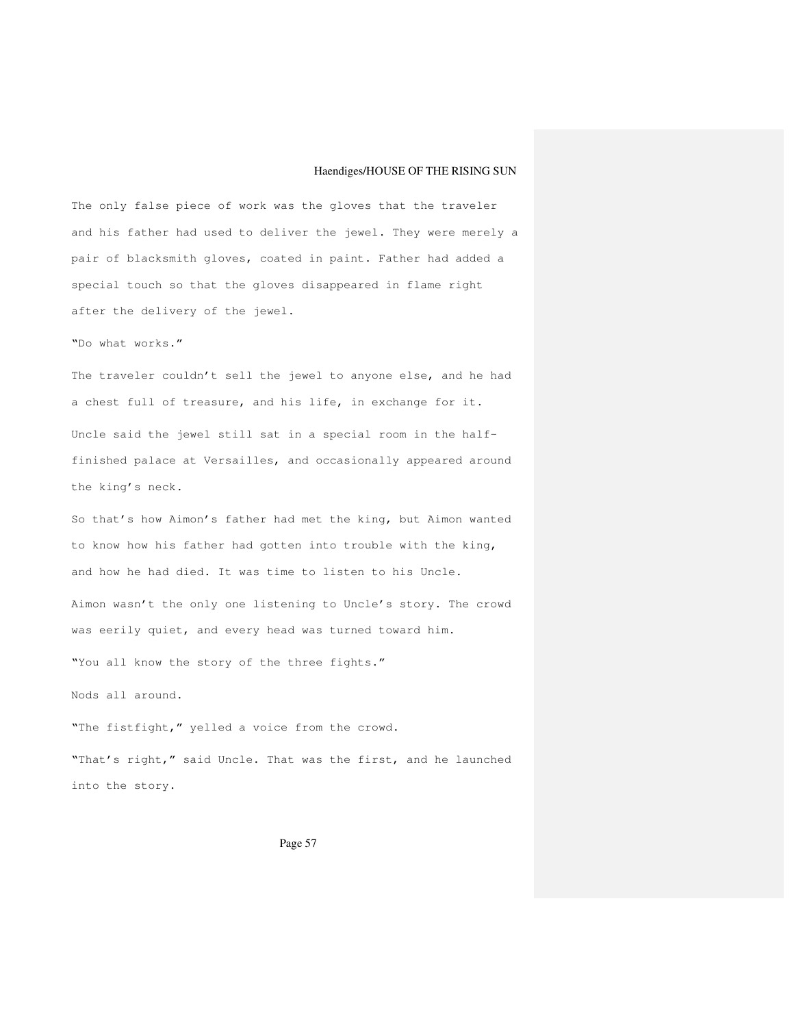The only false piece of work was the gloves that the traveler and his father had used to deliver the jewel. They were merely a pair of blacksmith gloves, coated in paint. Father had added a special touch so that the gloves disappeared in flame right after the delivery of the jewel.

"Do what works."

The traveler couldn't sell the jewel to anyone else, and he had a chest full of treasure, and his life, in exchange for it.

Uncle said the jewel still sat in a special room in the half-finished palace at Versailles, and occasionally appeared around the king's neck.

So that's how Aimon's father had met the king, but Aimon wanted to know how his father had gotten into trouble with the king, and how he had died. It was time to listen to his Uncle.

Aimon wasn't the only one listening to Uncle's story. The crowd was eerily quiet, and every head was turned toward him.

"You all know the story of the three fights."

Nods all around.

"The fistfight," yelled a voice from the crowd.

"That's right," said Uncle. That was the first, and he launched into the story.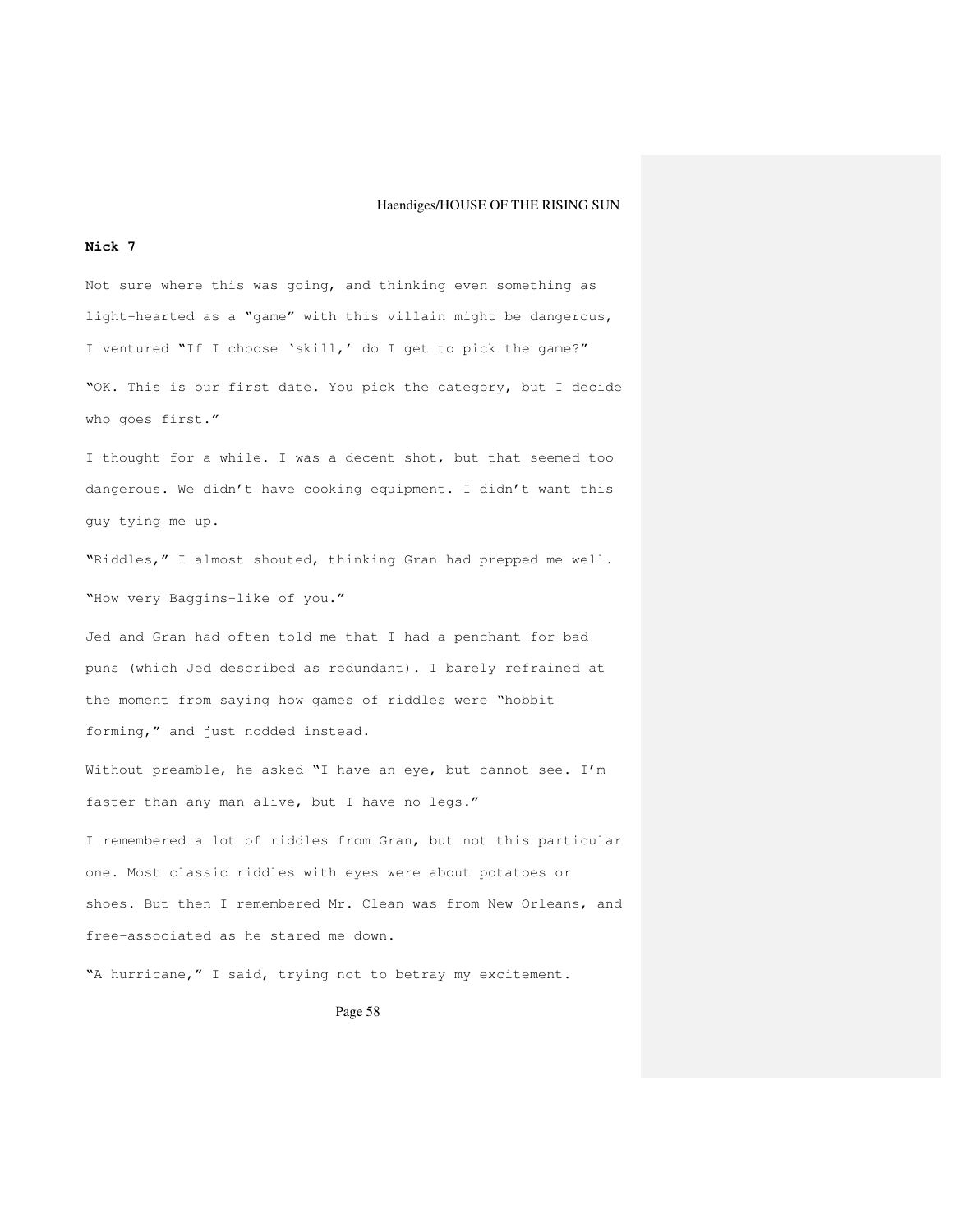**Nick 7**

Not sure where this was going, and thinking even something as light-hearted as a "game" with this villain might be dangerous, I ventured "If I choose 'skill,' do I get to pick the game?"

"OK. This is our first date. You pick the category, but I decide who goes first."

I thought for a while. I was a decent shot, but that seemed too dangerous. We didn't have cooking equipment. I didn't want this guy tying me up.

"Riddles," I almost shouted, thinking Gran had prepped me well.

"How very Baggins-like of you."

Jed and Gran had often told me that I had a penchant for bad puns (which Jed described as redundant). I barely refrained at the moment from saying how games of riddles were "hobbit forming," and just nodded instead.

Without preamble, he asked "I have an eye, but cannot see. I'm faster than any man alive, but I have no legs."

I remembered a lot of riddles from Gran, but not this particular one. Most classic riddles with eyes were about potatoes or shoes. But then I remembered Mr. Clean was from New Orleans, and free-associated as he stared me down.

"A hurricane," I said, trying not to betray my excitement.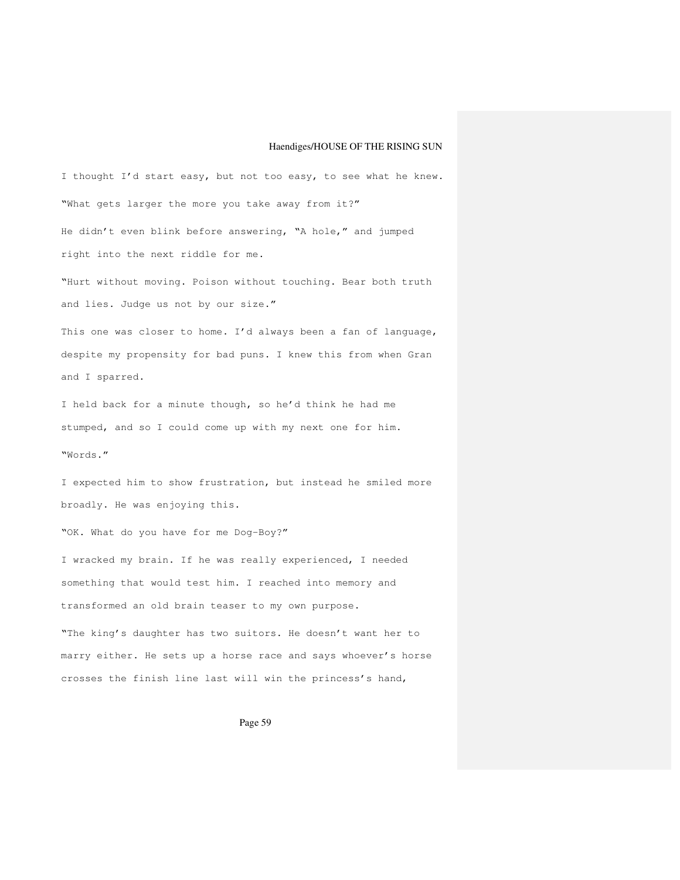I thought I'd start easy, but not too easy, to see what he knew.

"What gets larger the more you take away from it?"

He didn't even blink before answering, "A hole," and jumped right into the next riddle for me.

"Hurt without moving. Poison without touching. Bear both truth and lies. Judge us not by our size."

This one was closer to home. I'd always been a fan of language, despite my propensity for bad puns. I knew this from when Gran and I sparred.

I held back for a minute though, so he'd think he had me stumped, and so I could come up with my next one for him.

"Words."

I expected him to show frustration, but instead he smiled more broadly. He was enjoying this.

"OK. What do you have for me Dog-Boy?"

I wracked my brain. If he was really experienced, I needed something that would test him. I reached into memory and transformed an old brain teaser to my own purpose.

"The king's daughter has two suitors. He doesn't want her to marry either. He sets up a horse race and says whoever's horse crosses the finish line last will win the princess's hand,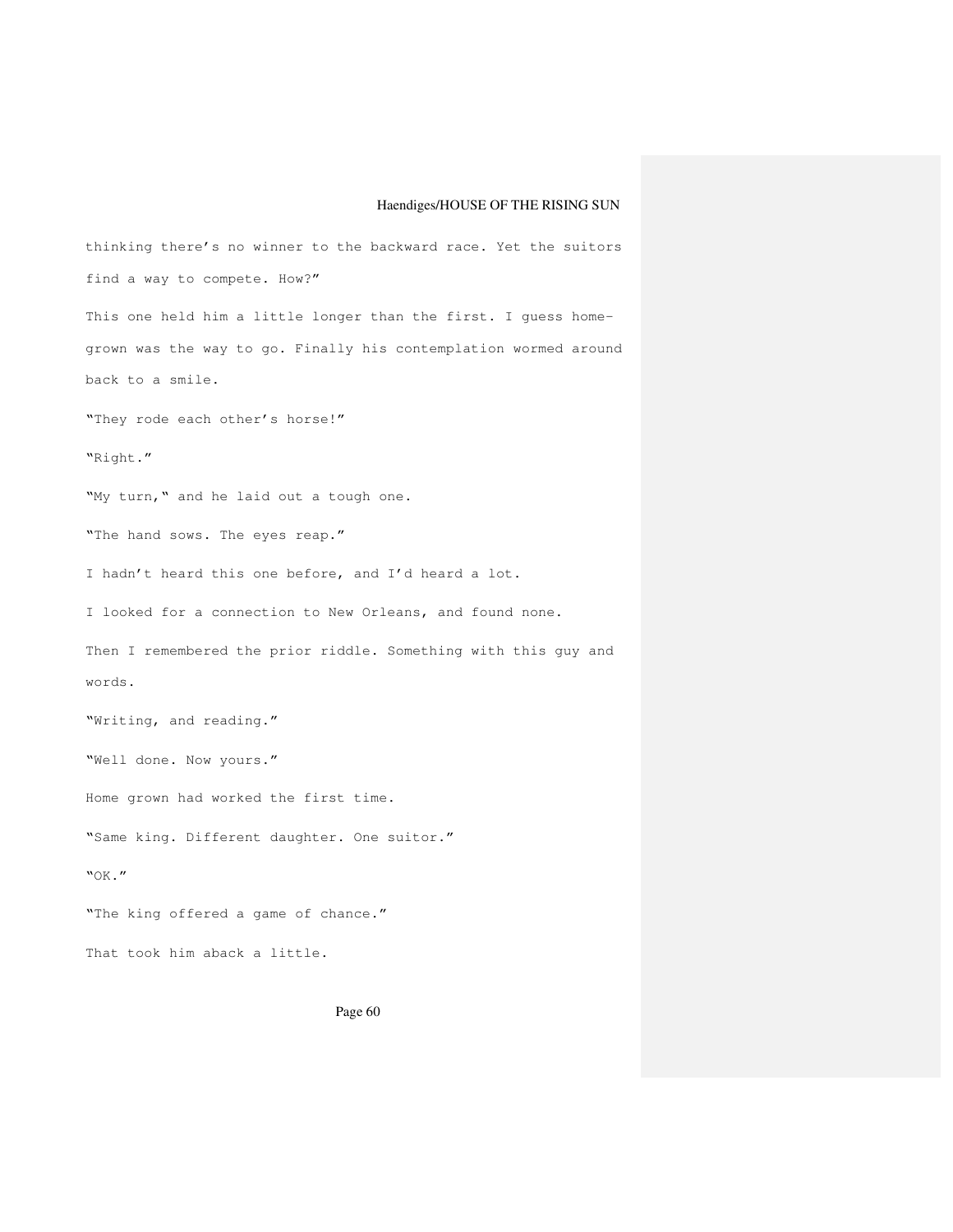thinking there's no winner to the backward race. Yet the suitors find a way to compete. How?"

This one held him a little longer than the first. I guess home-grown was the way to go. Finally his contemplation wormed around back to a smile.

"They rode each other's horse!"

"Right."

"My turn," and he laid out a tough one.

"The hand sows. The eyes reap."

I hadn't heard this one before, and I'd heard a lot.

I looked for a connection to New Orleans, and found none.

Then I remembered the prior riddle. Something with this guy and words.

"Writing, and reading."

"Well done. Now yours."

Home grown had worked the first time.

"Same king. Different daughter. One suitor."

"OK."

"The king offered a game of chance."

That took him aback a little.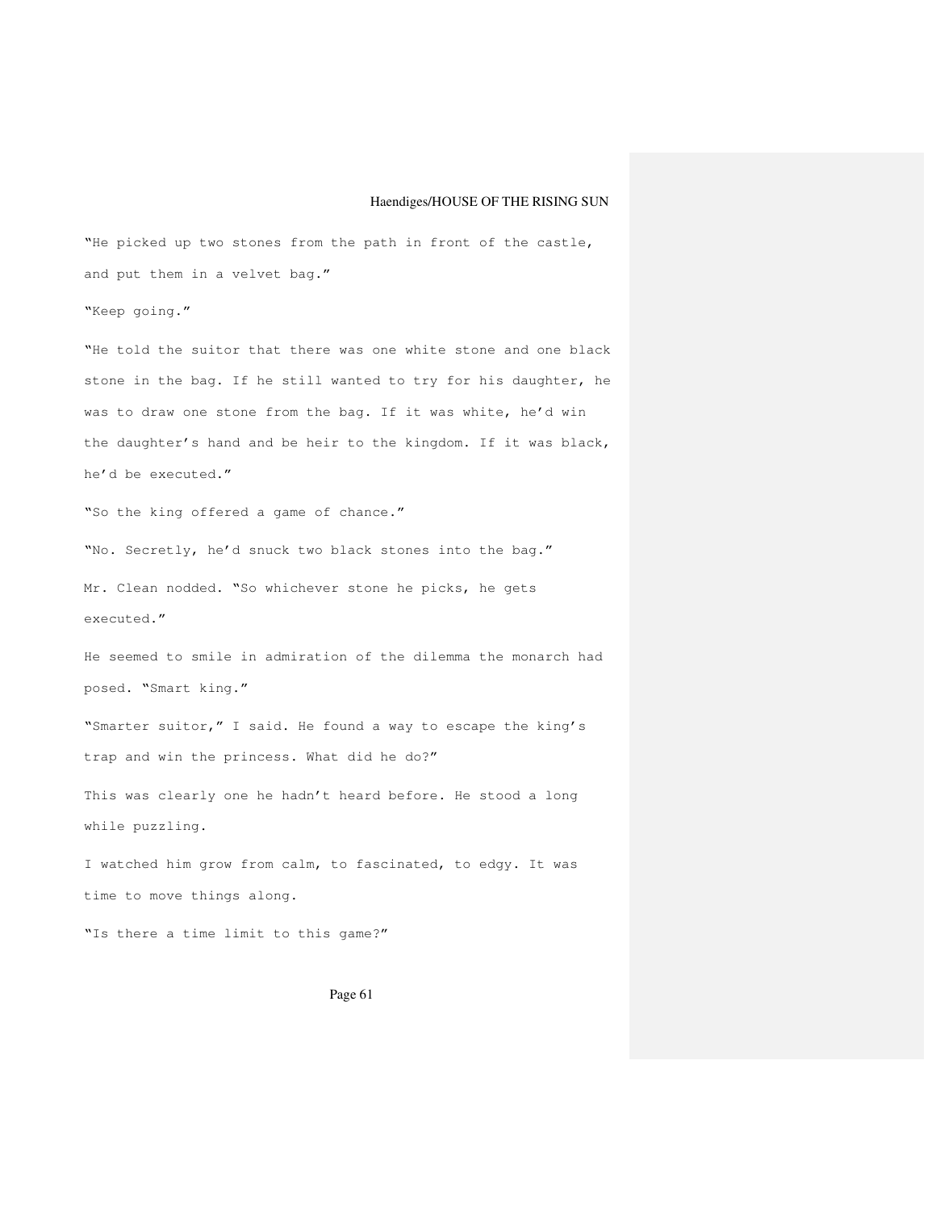"He picked up two stones from the path in front of the castle, and put them in a velvet bag."

"Keep going."

"He told the suitor that there was one white stone and one black stone in the bag. If he still wanted to try for his daughter, he was to draw one stone from the bag. If it was white, he'd win the daughter's hand and be heir to the kingdom. If it was black, he'd be executed."

"So the king offered a game of chance."

"No. Secretly, he'd snuck two black stones into the bag."

Mr. Clean nodded. "So whichever stone he picks, he gets executed."

He seemed to smile in admiration of the dilemma the monarch had posed. "Smart king."

"Smarter suitor," I said. He found a way to escape the king's trap and win the princess. What did he do?"

This was clearly one he hadn't heard before. He stood a long while puzzling.

I watched him grow from calm, to fascinated, to edgy. It was time to move things along.

"Is there a time limit to this game?"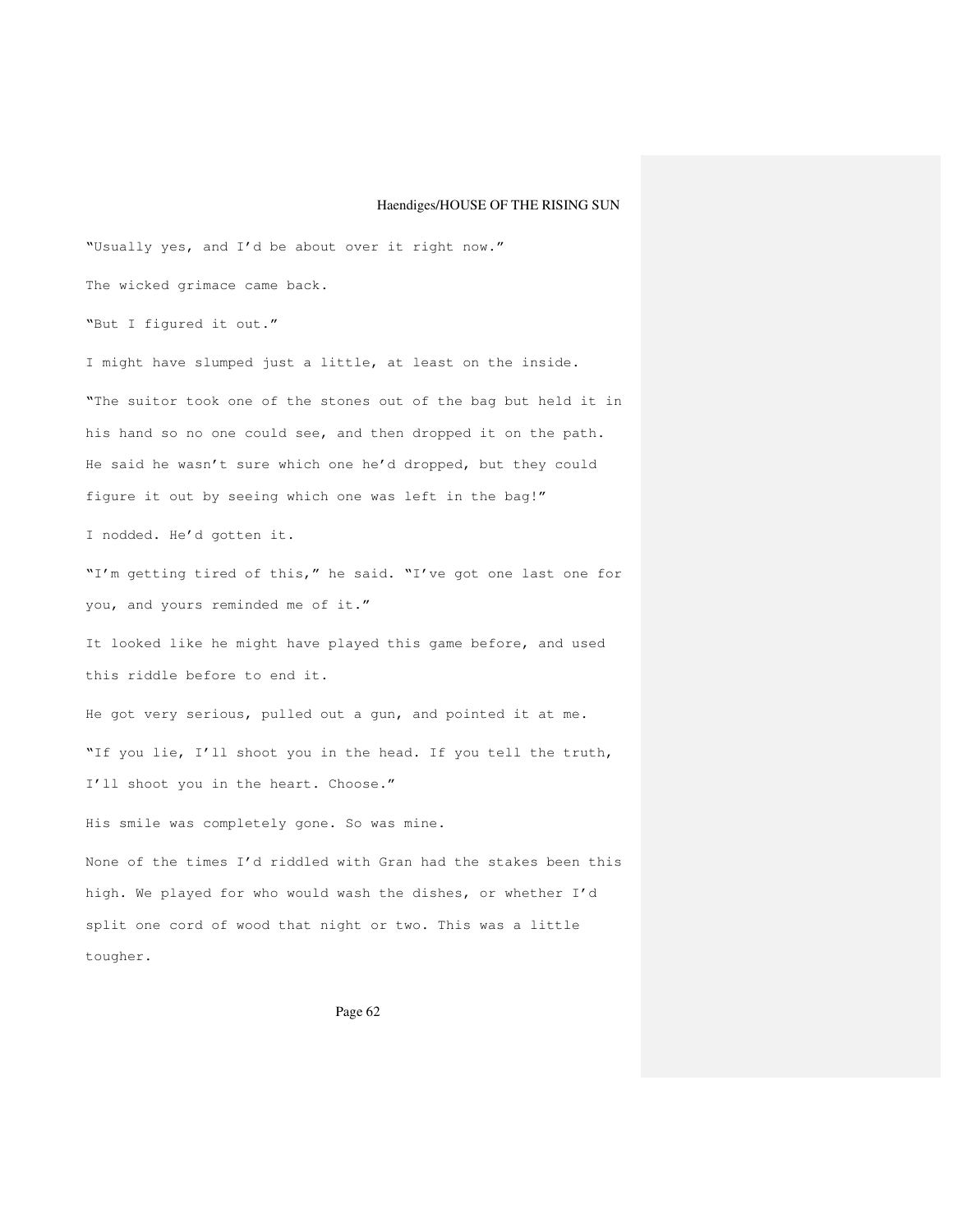"Usually yes, and I'd be about over it right now."

The wicked grimace came back.

"But I figured it out."

I might have slumped just a little, at least on the inside.

"The suitor took one of the stones out of the bag but held it in his hand so no one could see, and then dropped it on the path. He said he wasn't sure which one he'd dropped, but they could figure it out by seeing which one was left in the bag!"

I nodded. He'd gotten it.

"I'm getting tired of this," he said. "I've got one last one for you, and yours reminded me of it."

It looked like he might have played this game before, and used this riddle before to end it.

He got very serious, pulled out a gun, and pointed it at me.

"If you lie, I'll shoot you in the head. If you tell the truth, I'll shoot you in the heart. Choose."

His smile was completely gone. So was mine.

None of the times I'd riddled with Gran had the stakes been this high. We played for who would wash the dishes, or whether I'd split one cord of wood that night or two. This was a little tougher.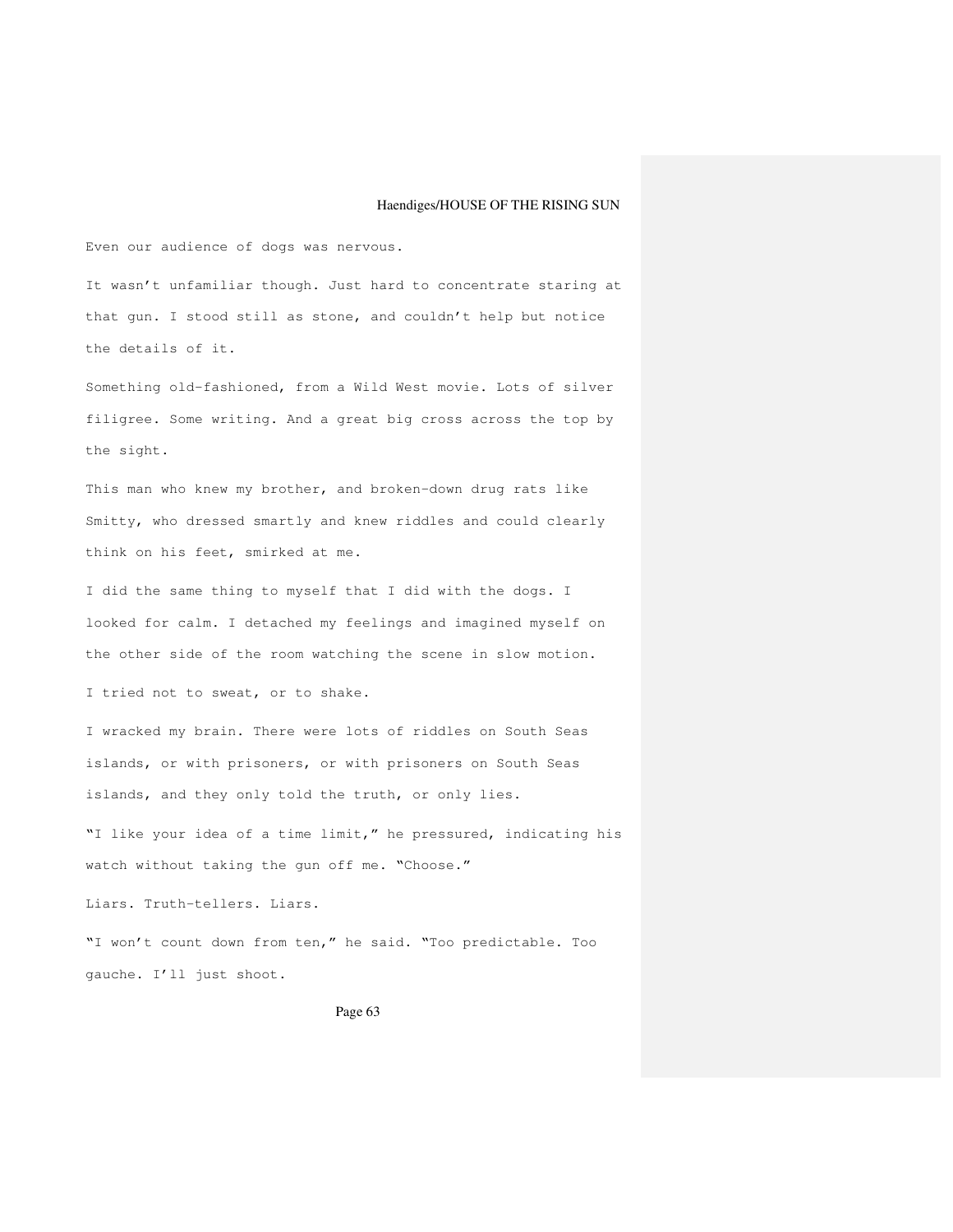Even our audience of dogs was nervous.

It wasn't unfamiliar though. Just hard to concentrate staring at that gun. I stood still as stone, and couldn't help but notice the details of it.

Something old-fashioned, from a Wild West movie. Lots of silver filigree. Some writing. And a great big cross across the top by the sight.

This man who knew my brother, and broken-down drug rats like Smitty, who dressed smartly and knew riddles and could clearly think on his feet, smirked at me.

I did the same thing to myself that I did with the dogs. I looked for calm. I detached my feelings and imagined myself on the other side of the room watching the scene in slow motion.

I tried not to sweat, or to shake.

I wracked my brain. There were lots of riddles on South Seas islands, or with prisoners, or with prisoners on South Seas islands, and they only told the truth, or only lies.

"I like your idea of a time limit," he pressured, indicating his watch without taking the gun off me. "Choose."

Liars. Truth-tellers. Liars.

"I won't count down from ten," he said. "Too predictable. Too gauche. I'll just shoot.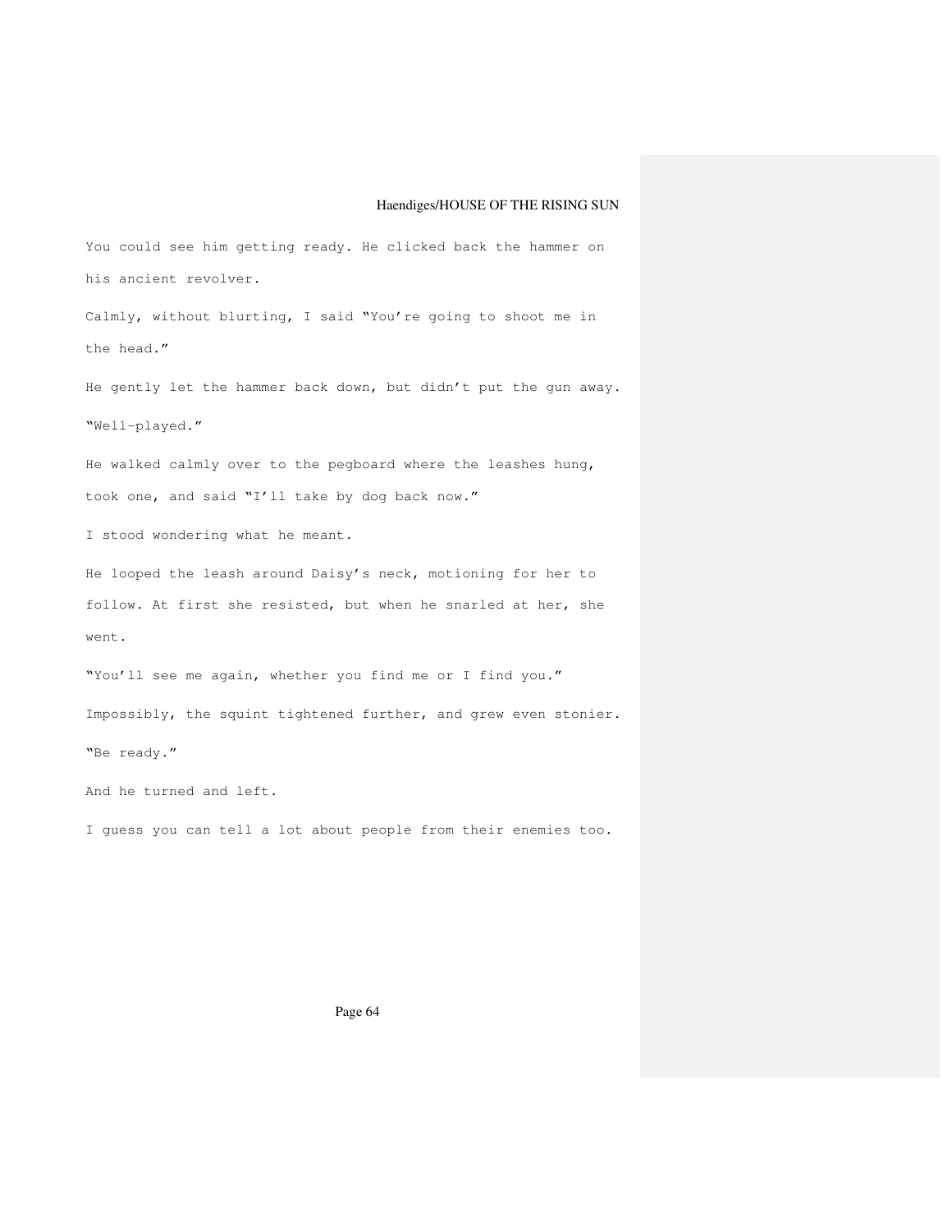You could see him getting ready. He clicked back the hammer on his ancient revolver.

Calmly, without blurting, I said "You're going to shoot me in the head."

He gently let the hammer back down, but didn't put the gun away.

"Well-played."

He walked calmly over to the pegboard where the leashes hung, took one, and said "I'll take by dog back now."

I stood wondering what he meant.

He looped the leash around Daisy's neck, motioning for her to follow. At first she resisted, but when he snarled at her, she went.

"You'll see me again, whether you find me or I find you."

Impossibly, the squint tightened further, and grew even stonier.

"Be ready."

And he turned and left.

I guess you can tell a lot about people from their enemies too.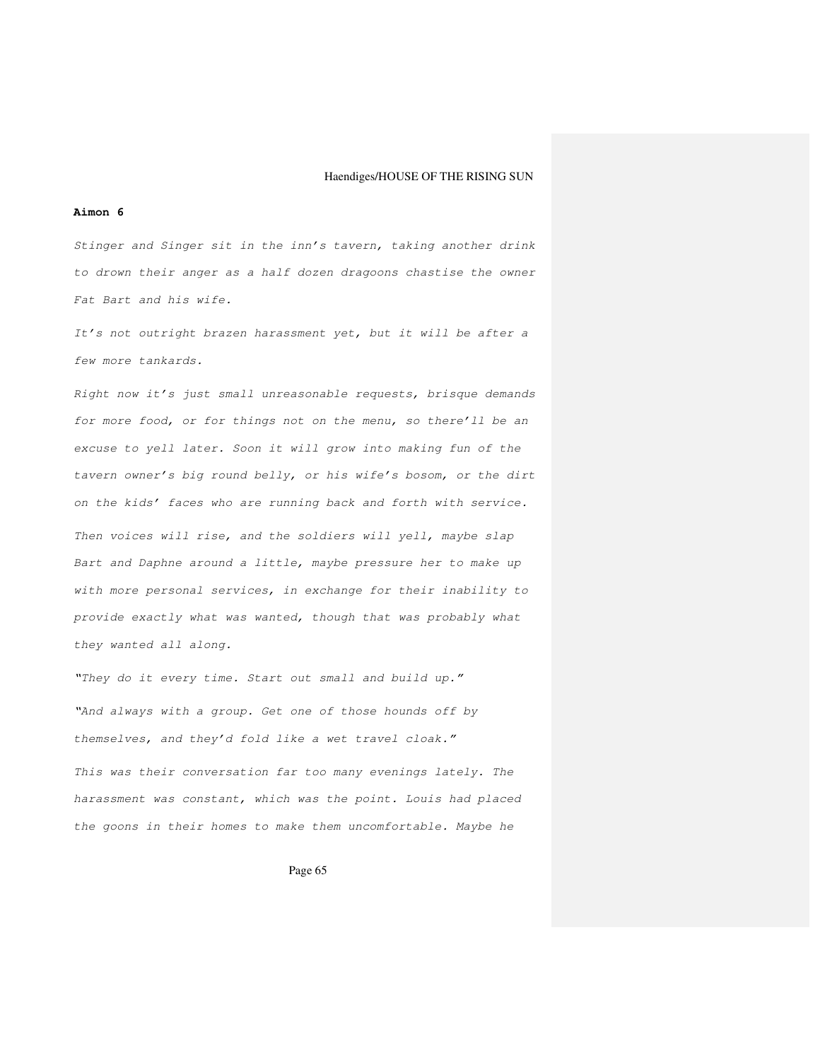**Aimon 6**

*Stinger and Singer sit in the inn's tavern, taking another drink to drown their anger as a half dozen dragoons chastise the owner Fat Bart and his wife.*

*It's not outright brazen harassment yet, but it will be after a few more tankards.*

*Right now it's just small unreasonable requests, brisque demands for more food, or for things not on the menu, so there'll be an excuse to yell later. Soon it will grow into making fun of the tavern owner's big round belly, or his wife's bosom, or the dirt on the kids' faces who are running back and forth with service.*

*Then voices will rise, and the soldiers will yell, maybe slap Bart and Daphne around a little, maybe pressure her to make up with more personal services, in exchange for their inability to provide exactly what was wanted, though that was probably what they wanted all along.*

*"They do it every time. Start out small and build up."*

*"And always with a group. Get one of those hounds off by themselves, and they'd fold like a wet travel cloak."*

*This was their conversation far too many evenings lately. The harassment was constant, which was the point. Louis had placed the goons in their homes to make them uncomfortable. Maybe he*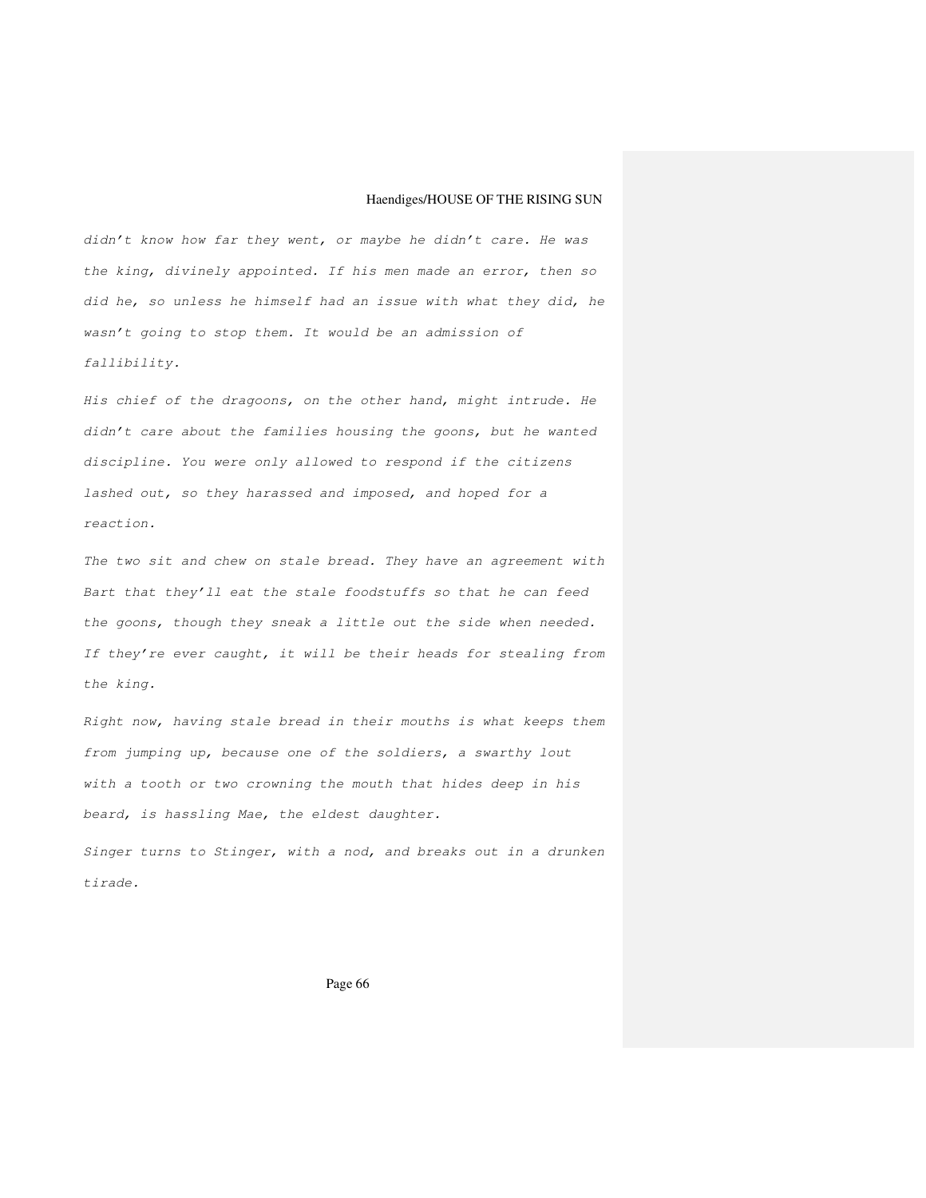*didn't know how far they went, or maybe he didn't care. He was the king, divinely appointed. If his men made an error, then so did he, so unless he himself had an issue with what they did, he wasn't going to stop them. It would be an admission of fallibility.*

*His chief of the dragoons, on the other hand, might intrude. He didn't care about the families housing the goons, but he wanted discipline. You were only allowed to respond if the citizens lashed out, so they harassed and imposed, and hoped for a reaction.*

*The two sit and chew on stale bread. They have an agreement with Bart that they'll eat the stale foodstuffs so that he can feed the goons, though they sneak a little out the side when needed. If they're ever caught, it will be their heads for stealing from the king.*

*Right now, having stale bread in their mouths is what keeps them from jumping up, because one of the soldiers, a swarthy lout with a tooth or two crowning the mouth that hides deep in his beard, is hassling Mae, the eldest daughter.*

*Singer turns to Stinger, with a nod, and breaks out in a drunken tirade.*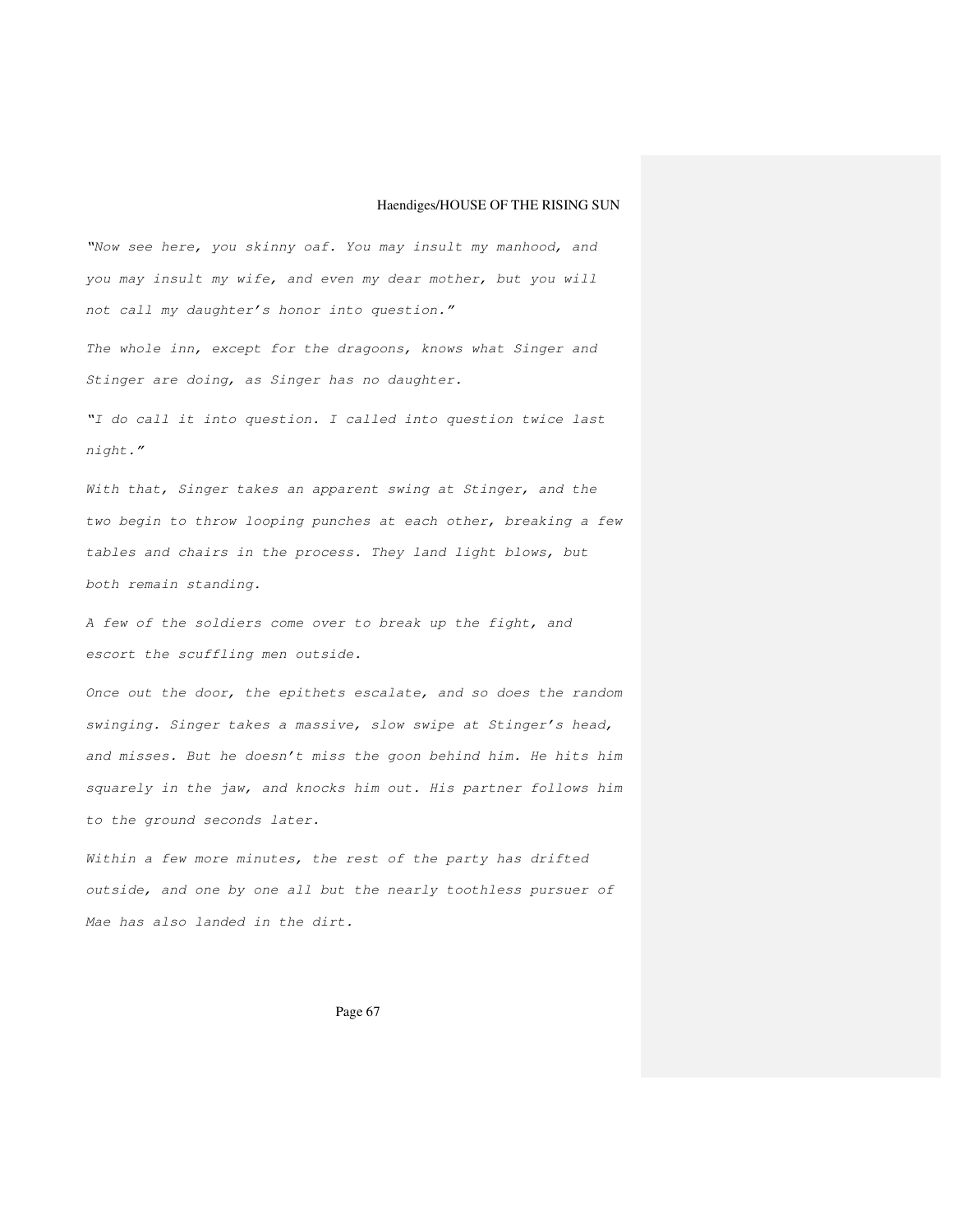*"Now see here, you skinny oaf. You may insult my manhood, and you may insult my wife, and even my dear mother, but you will not call my daughter's honor into question."*

*The whole inn, except for the dragoons, knows what Singer and Stinger are doing, as Singer has no daughter.*

*"I do call it into question. I called into question twice last night."*

*With that, Singer takes an apparent swing at Stinger, and the two begin to throw looping punches at each other, breaking a few tables and chairs in the process. They land light blows, but both remain standing.*

*A few of the soldiers come over to break up the fight, and escort the scuffling men outside.*

*Once out the door, the epithets escalate, and so does the random swinging. Singer takes a massive, slow swipe at Stinger's head, and misses. But he doesn't miss the goon behind him. He hits him squarely in the jaw, and knocks him out. His partner follows him to the ground seconds later.*

*Within a few more minutes, the rest of the party has drifted outside, and one by one all but the nearly toothless pursuer of Mae has also landed in the dirt.*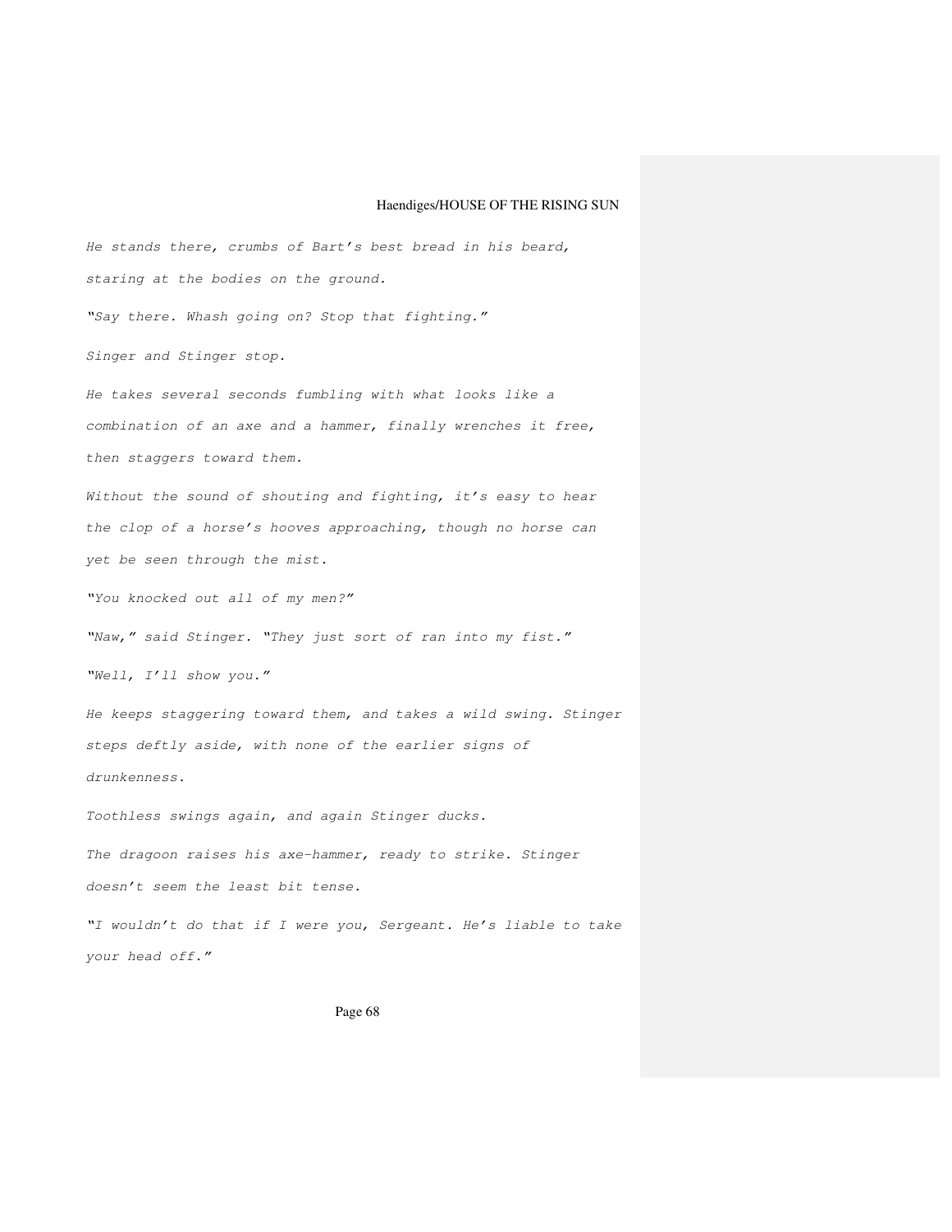*He stands there, crumbs of Bart’s best bread in his beard, staring at the bodies on the ground.*

*“Say there. Whash going on? Stop that fighting.”*

*Singer and Stinger stop.*

*He takes several seconds fumbling with what looks like a combination of an axe and a hammer, finally wrenches it free, then staggers toward them.*

*Without the sound of shouting and fighting, it’s easy to hear the clop of a horse’s hooves approaching, though no horse can yet be seen through the mist.*

*“You knocked out all of my men?”*

*“Naw,” said Stinger. “They just sort of ran into my fist.”*

*“Well, I’ll show you.”*

*He keeps staggering toward them, and takes a wild swing. Stinger steps deftly aside, with none of the earlier signs of drunkenness.*

*Toothless swings again, and again Stinger ducks.*

*The dragoon raises his axe-hammer, ready to strike. Stinger doesn’t seem the least bit tense.*

*“I wouldn’t do that if I were you, Sergeant. He’s liable to take your head off.”*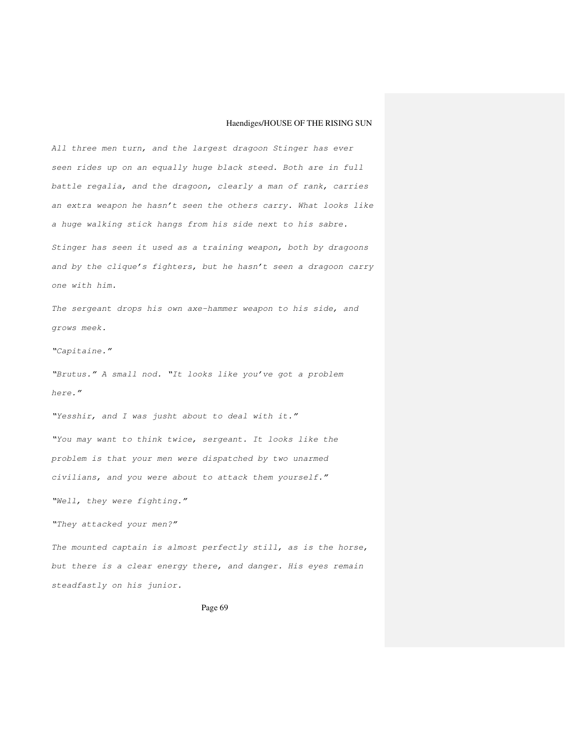*All three men turn, and the largest dragoon Stinger has ever seen rides up on an equally huge black steed. Both are in full battle regalia, and the dragoon, clearly a man of rank, carries an extra weapon he hasn't seen the others carry. What looks like a huge walking stick hangs from his side next to his sabre.*

*Stinger has seen it used as a training weapon, both by dragoons and by the clique's fighters, but he hasn't seen a dragoon carry one with him.*

*The sergeant drops his own axe-hammer weapon to his side, and grows meek.*

*"Capitaine."*

*"Brutus." A small nod. "It looks like you've got a problem here."*

*"Yesshir, and I was jusht about to deal with it."*

*"You may want to think twice, sergeant. It looks like the problem is that your men were dispatched by two unarmed civilians, and you were about to attack them yourself."*

*"Well, they were fighting."*

*"They attacked your men?"*

*The mounted captain is almost perfectly still, as is the horse, but there is a clear energy there, and danger. His eyes remain steadfastly on his junior.*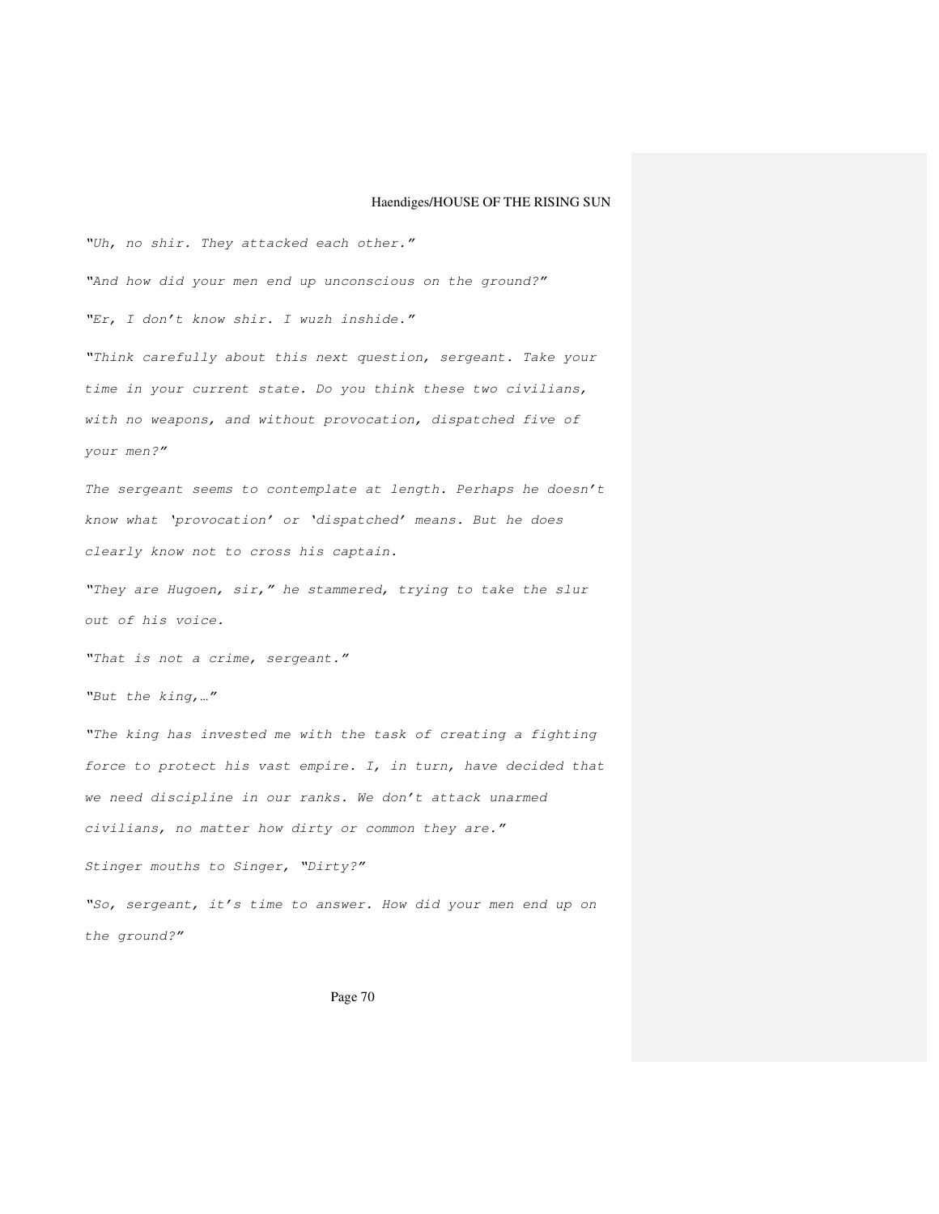*"Uh, no shir. They attacked each other."*

*"And how did your men end up unconscious on the ground?"*

*"Er, I don't know shir. I wuzh inshide."*

*"Think carefully about this next question, sergeant. Take your time in your current state. Do you think these two civilians, with no weapons, and without provocation, dispatched five of your men?"*

*The sergeant seems to contemplate at length. Perhaps he doesn't know what 'provocation' or 'dispatched' means. But he does clearly know not to cross his captain.*

*"They are Hugoen, sir," he stammered, trying to take the slur out of his voice.*

*"That is not a crime, sergeant."*

*"But the king,…"*

*"The king has invested me with the task of creating a fighting force to protect his vast empire. I, in turn, have decided that we need discipline in our ranks. We don't attack unarmed civilians, no matter how dirty or common they are."*

*Stinger mouths to Singer, "Dirty?"*

*"So, sergeant, it's time to answer. How did your men end up on the ground?"*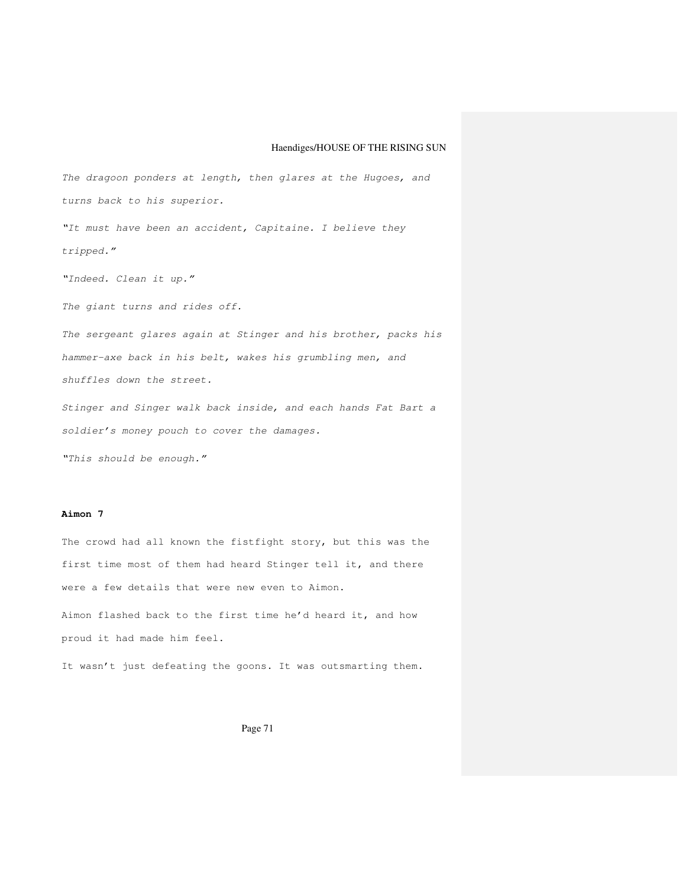*The dragoon ponders at length, then glares at the Hugoes, and turns back to his superior.*

*"It must have been an accident, Capitaine. I believe they tripped."*

*"Indeed. Clean it up."*

*The giant turns and rides off.*

*The sergeant glares again at Stinger and his brother, packs his hammer-axe back in his belt, wakes his grumbling men, and shuffles down the street.*

*Stinger and Singer walk back inside, and each hands Fat Bart a soldier's money pouch to cover the damages.*

*"This should be enough."*

**Aimon 7**

The crowd had all known the fistfight story, but this was the first time most of them had heard Stinger tell it, and there were a few details that were new even to Aimon.

Aimon flashed back to the first time he'd heard it, and how proud it had made him feel.

It wasn't just defeating the goons. It was outsmarting them.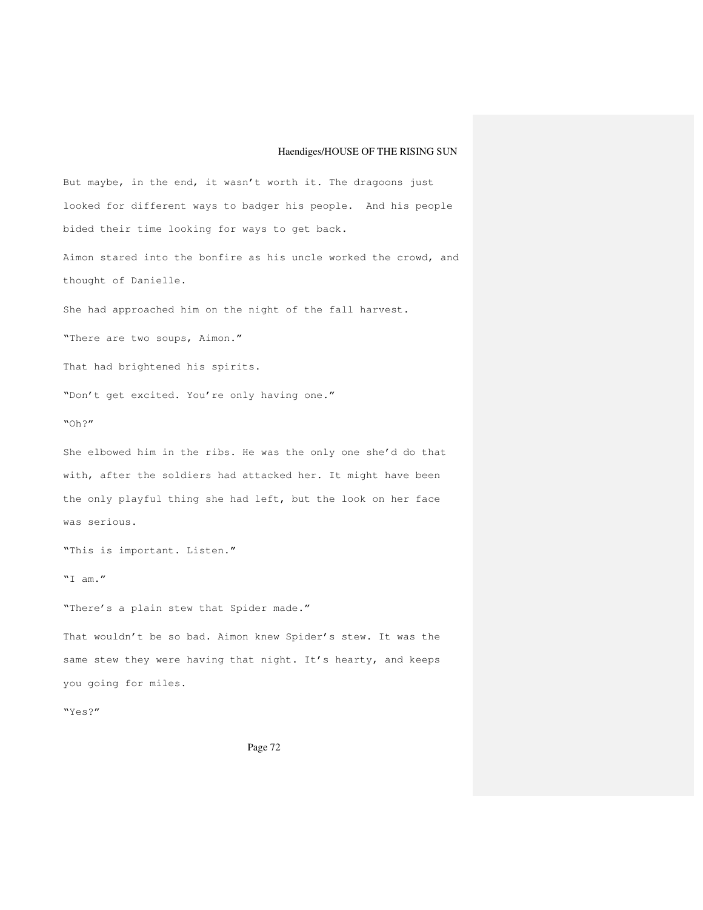But maybe, in the end, it wasn't worth it. The dragoons just looked for different ways to badger his people. And his people bided their time looking for ways to get back.

Aimon stared into the bonfire as his uncle worked the crowd, and thought of Danielle.

She had approached him on the night of the fall harvest.

"There are two soups, Aimon."

That had brightened his spirits.

"Don't get excited. You're only having one."

"Oh?"

She elbowed him in the ribs. He was the only one she'd do that with, after the soldiers had attacked her. It might have been the only playful thing she had left, but the look on her face was serious.

"This is important. Listen."

"I am."

"There's a plain stew that Spider made."

That wouldn't be so bad. Aimon knew Spider's stew. It was the same stew they were having that night. It's hearty, and keeps you going for miles.

"Yes?"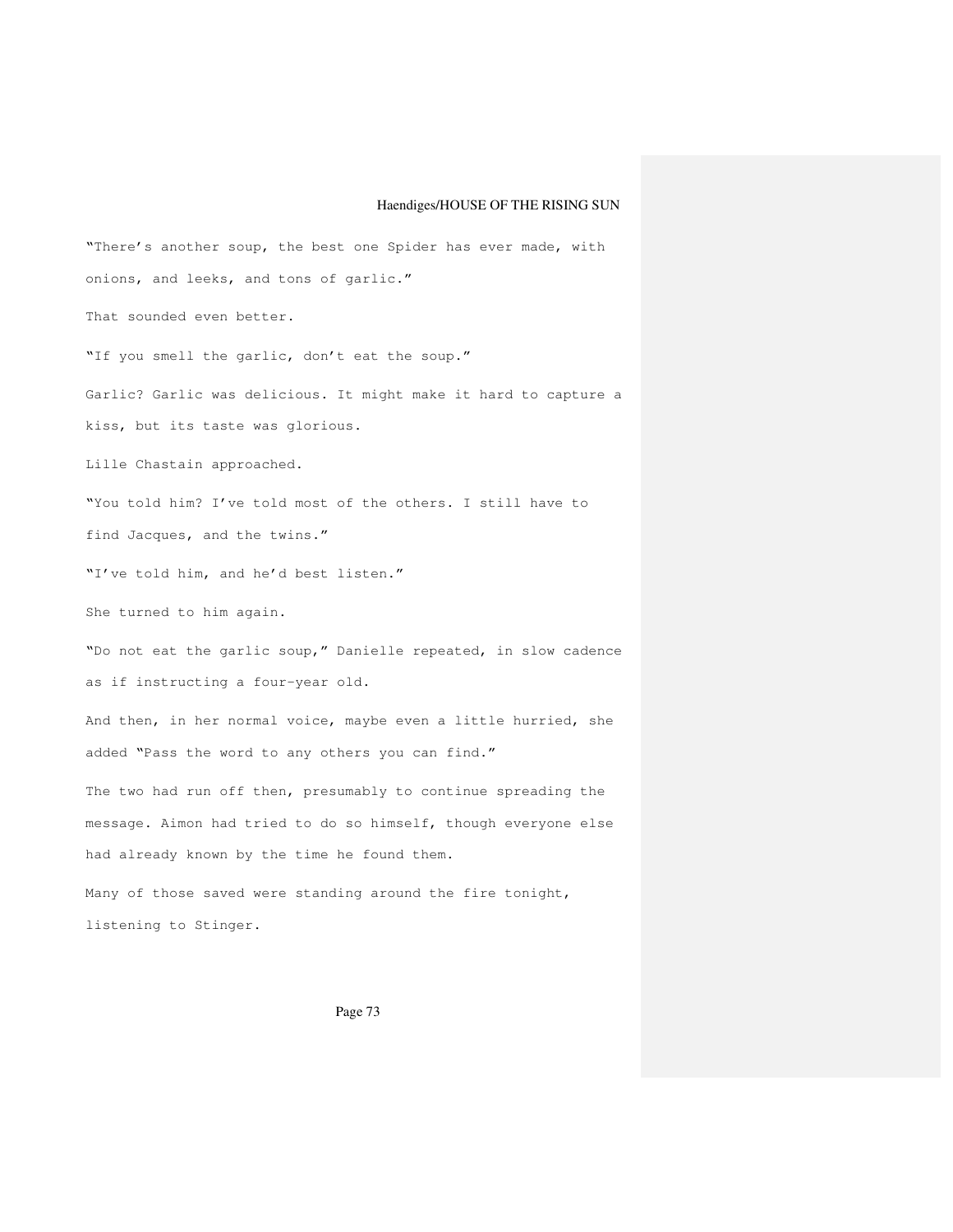"There's another soup, the best one Spider has ever made, with onions, and leeks, and tons of garlic."

That sounded even better.

"If you smell the garlic, don't eat the soup."

Garlic? Garlic was delicious. It might make it hard to capture a kiss, but its taste was glorious.

Lille Chastain approached.

"You told him? I've told most of the others. I still have to find Jacques, and the twins."

"I've told him, and he'd best listen."

She turned to him again.

"Do not eat the garlic soup," Danielle repeated, in slow cadence as if instructing a four-year old.

And then, in her normal voice, maybe even a little hurried, she added "Pass the word to any others you can find."

The two had run off then, presumably to continue spreading the message. Aimon had tried to do so himself, though everyone else had already known by the time he found them.

Many of those saved were standing around the fire tonight, listening to Stinger.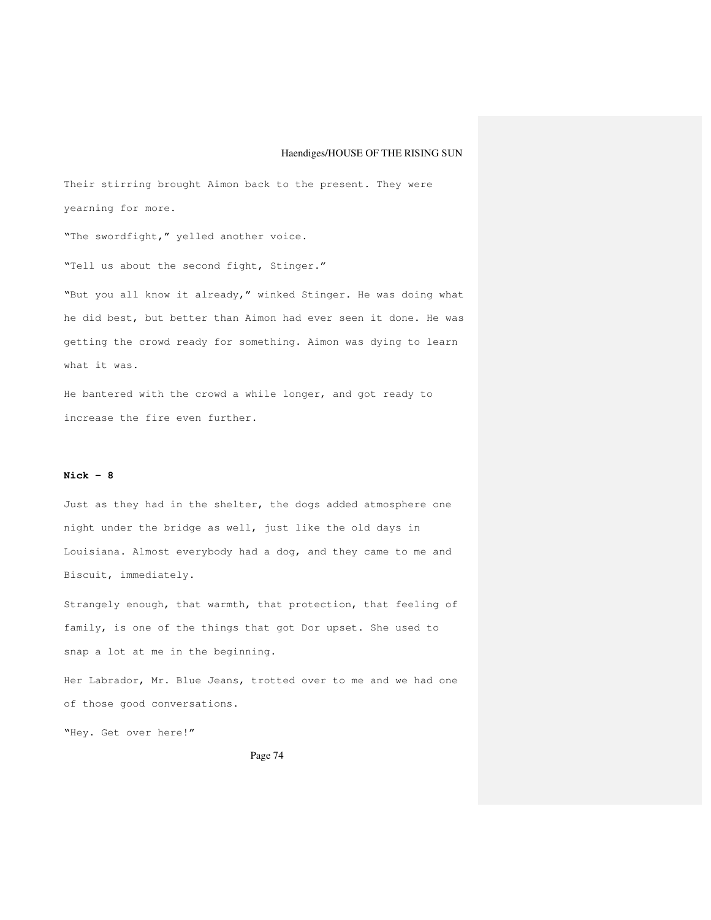Their stirring brought Aimon back to the present. They were yearning for more.

"The swordfight," yelled another voice.

"Tell us about the second fight, Stinger."

"But you all know it already," winked Stinger. He was doing what he did best, but better than Aimon had ever seen it done. He was getting the crowd ready for something. Aimon was dying to learn what it was.

He bantered with the crowd a while longer, and got ready to increase the fire even further.

**Nick – 8**

Just as they had in the shelter, the dogs added atmosphere one night under the bridge as well, just like the old days in Louisiana. Almost everybody had a dog, and they came to me and Biscuit, immediately.

Strangely enough, that warmth, that protection, that feeling of family, is one of the things that got Dor upset. She used to snap a lot at me in the beginning.

Her Labrador, Mr. Blue Jeans, trotted over to me and we had one of those good conversations.

"Hey. Get over here!"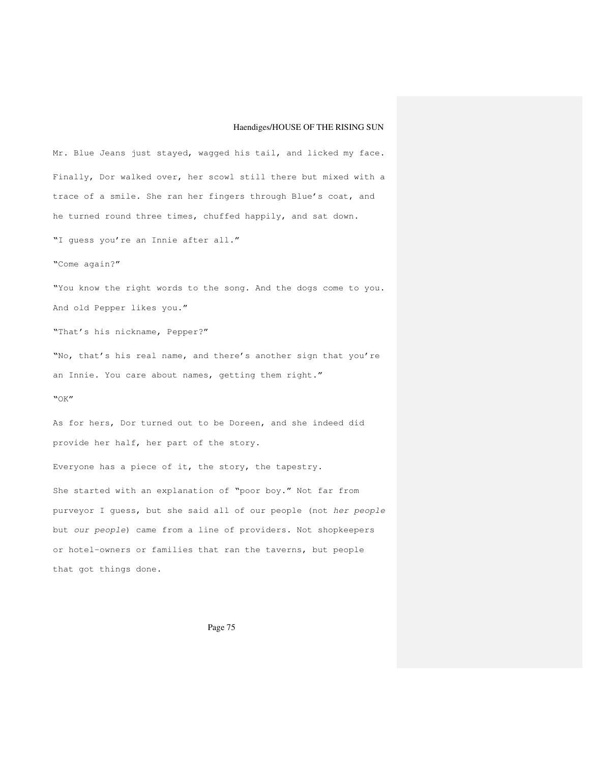Mr. Blue Jeans just stayed, wagged his tail, and licked my face.

Finally, Dor walked over, her scowl still there but mixed with a trace of a smile. She ran her fingers through Blue's coat, and he turned round three times, chuffed happily, and sat down.

"I guess you're an Innie after all."

"Come again?"

"You know the right words to the song. And the dogs come to you. And old Pepper likes you."

"That's his nickname, Pepper?"

"No, that's his real name, and there's another sign that you're an Innie. You care about names, getting them right."

"OK"

As for hers, Dor turned out to be Doreen, and she indeed did provide her half, her part of the story.

Everyone has a piece of it, the story, the tapestry.

She started with an explanation of "poor boy." Not far from purveyor I guess, but she said all of our people (not *her people* but *our people*) came from a line of providers. Not shopkeepers or hotel-owners or families that ran the taverns, but people that got things done.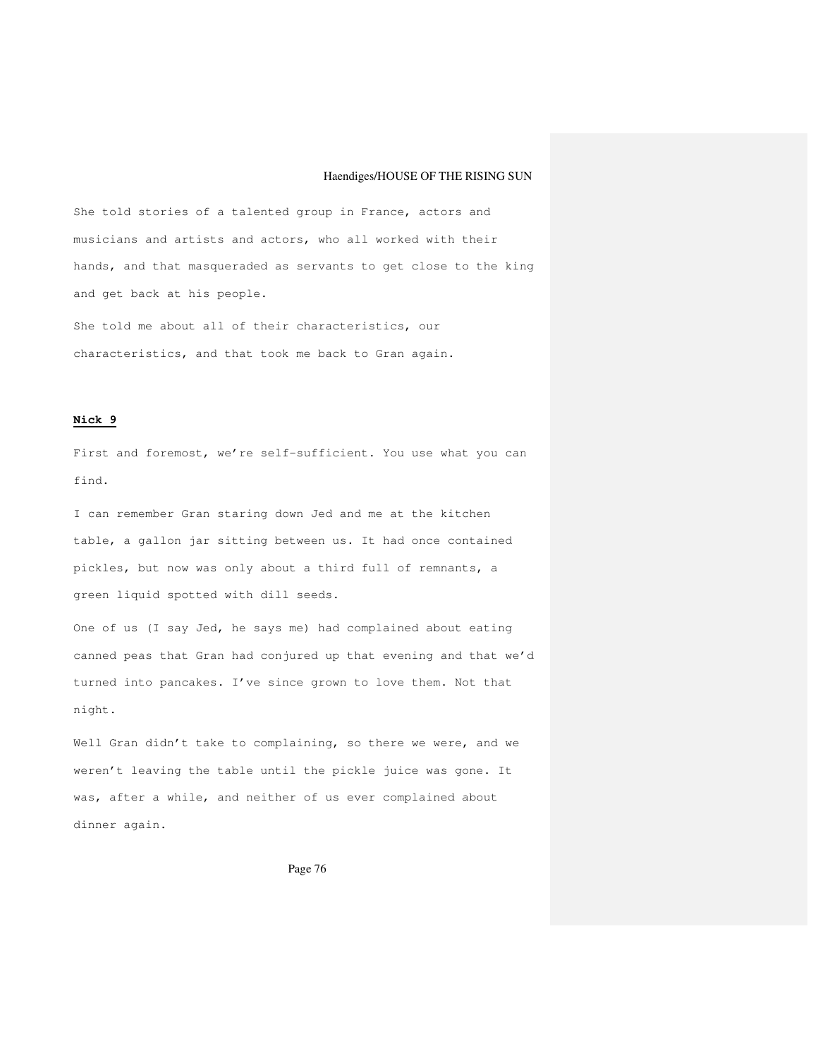She told stories of a talented group in France, actors and musicians and artists and actors, who all worked with their hands, and that masqueraded as servants to get close to the king and get back at his people.

She told me about all of their characteristics, our characteristics, and that took me back to Gran again.

**Nick 9**

First and foremost, we're self-sufficient. You use what you can find.

I can remember Gran staring down Jed and me at the kitchen table, a gallon jar sitting between us. It had once contained pickles, but now was only about a third full of remnants, a green liquid spotted with dill seeds.

One of us (I say Jed, he says me) had complained about eating canned peas that Gran had conjured up that evening and that we'd turned into pancakes. I've since grown to love them. Not that night.

Well Gran didn't take to complaining, so there we were, and we weren't leaving the table until the pickle juice was gone. It was, after a while, and neither of us ever complained about dinner again.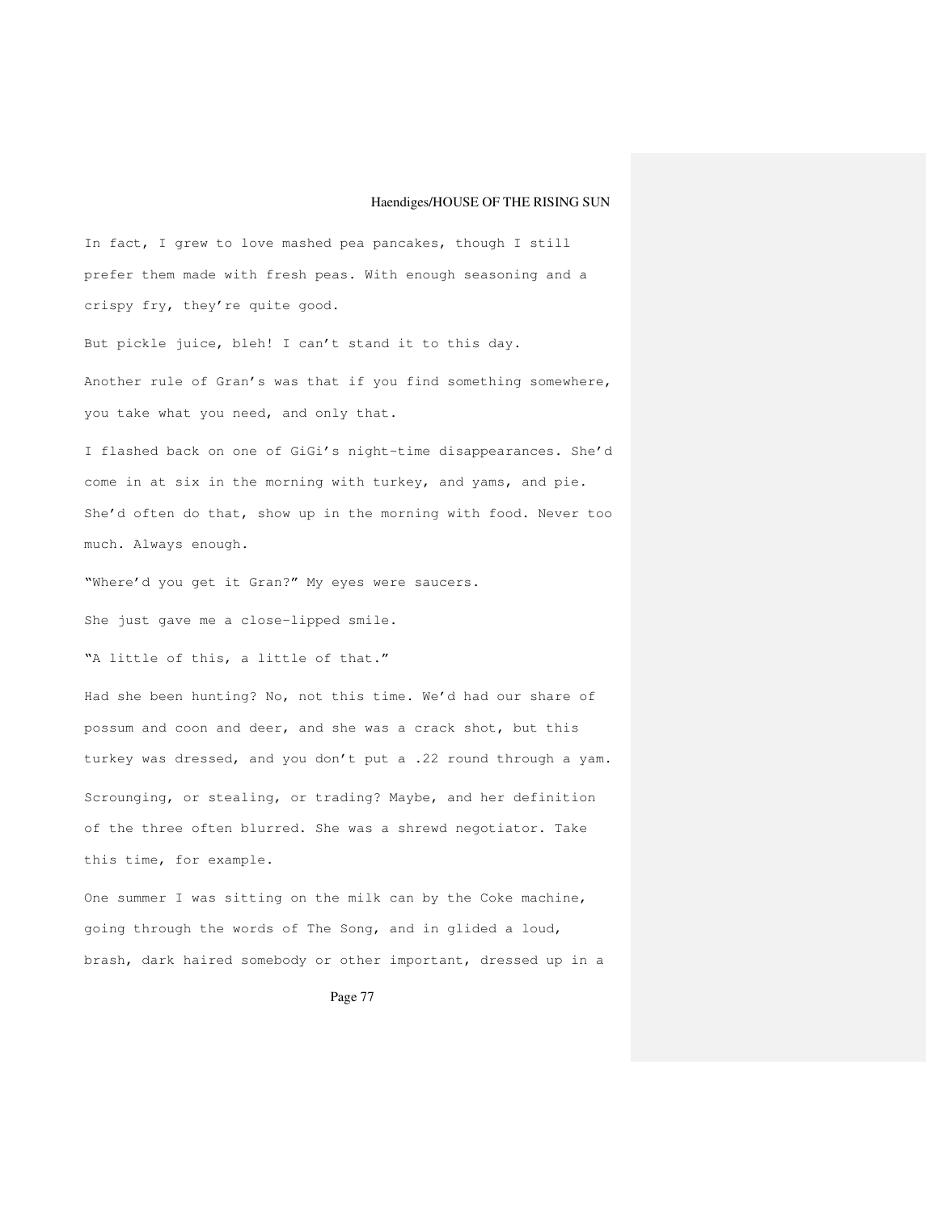In fact, I grew to love mashed pea pancakes, though I still prefer them made with fresh peas. With enough seasoning and a crispy fry, they're quite good.

But pickle juice, bleh! I can't stand it to this day.

Another rule of Gran's was that if you find something somewhere, you take what you need, and only that.

I flashed back on one of GiGi's night-time disappearances. She'd come in at six in the morning with turkey, and yams, and pie. She'd often do that, show up in the morning with food. Never too much. Always enough.

"Where'd you get it Gran?" My eyes were saucers.

She just gave me a close-lipped smile.

"A little of this, a little of that."

Had she been hunting? No, not this time. We'd had our share of possum and coon and deer, and she was a crack shot, but this turkey was dressed, and you don't put a .22 round through a yam.

Scrounging, or stealing, or trading? Maybe, and her definition of the three often blurred. She was a shrewd negotiator. Take this time, for example.

One summer I was sitting on the milk can by the Coke machine, going through the words of The Song, and in glided a loud, brash, dark haired somebody or other important, dressed up in a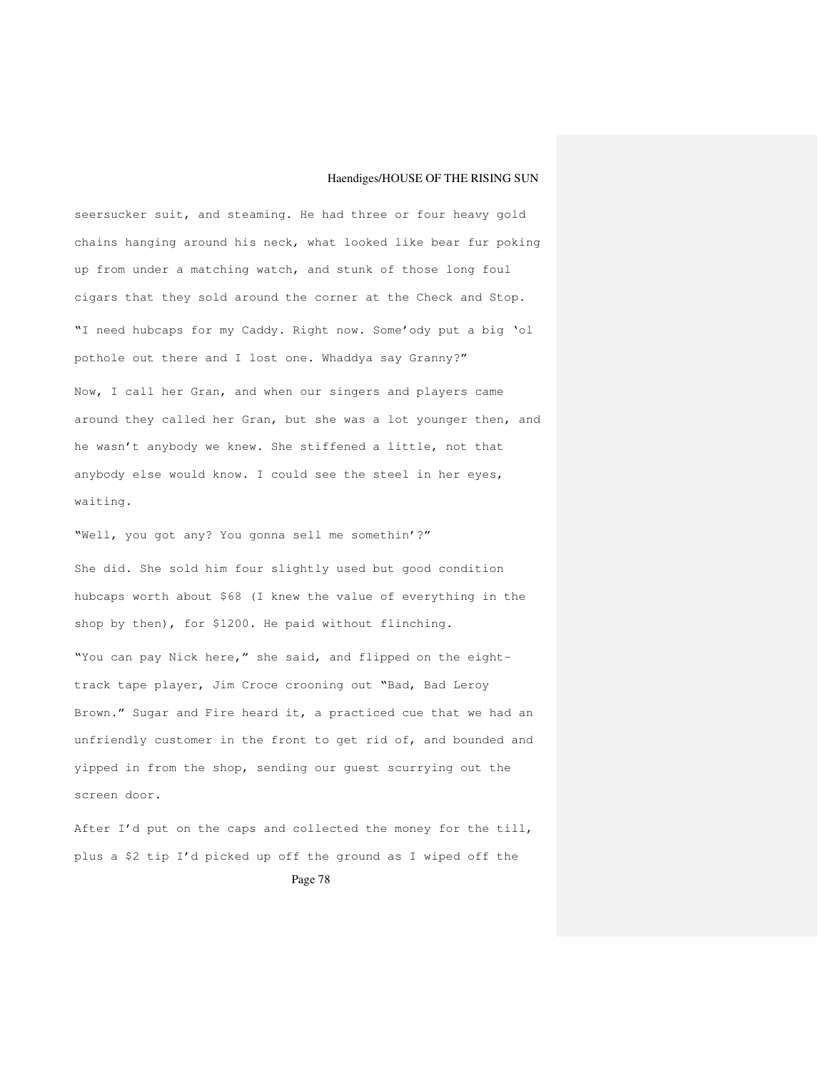seersucker suit, and steaming. He had three or four heavy gold chains hanging around his neck, what looked like bear fur poking up from under a matching watch, and stunk of those long foul cigars that they sold around the corner at the Check and Stop.

"I need hubcaps for my Caddy. Right now. Some'ody put a big 'ol pothole out there and I lost one. Whaddya say Granny?"

Now, I call her Gran, and when our singers and players came around they called her Gran, but she was a lot younger then, and he wasn't anybody we knew. She stiffened a little, not that anybody else would know. I could see the steel in her eyes, waiting.

"Well, you got any? You gonna sell me somethin'?"

She did. She sold him four slightly used but good condition hubcaps worth about $68 (I knew the value of everything in the shop by then), for $1200. He paid without flinching.

"You can pay Nick here," she said, and flipped on the eight-track tape player, Jim Croce crooning out "Bad, Bad Leroy Brown." Sugar and Fire heard it, a practiced cue that we had an unfriendly customer in the front to get rid of, and bounded and yipped in from the shop, sending our guest scurrying out the screen door.

After I'd put on the caps and collected the money for the till, plus a $2 tip I'd picked up off the ground as I wiped off the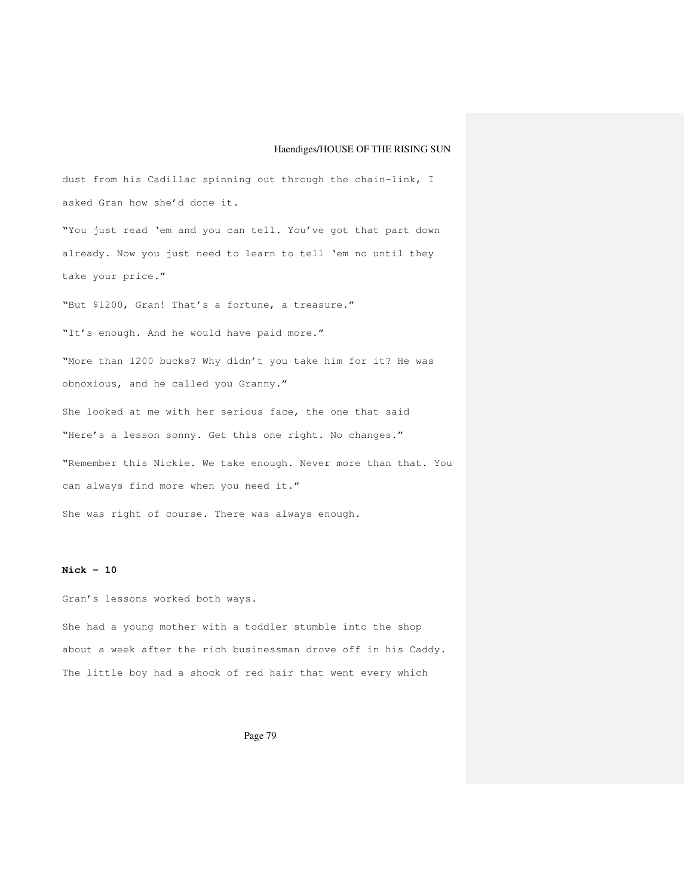dust from his Cadillac spinning out through the chain-link, I asked Gran how she'd done it.

"You just read 'em and you can tell. You've got that part down already. Now you just need to learn to tell 'em no until they take your price."

"But $1200, Gran! That's a fortune, a treasure."

"It's enough. And he would have paid more."

"More than 1200 bucks? Why didn't you take him for it? He was obnoxious, and he called you Granny."

She looked at me with her serious face, the one that said "Here's a lesson sonny. Get this one right. No changes."

"Remember this Nickie. We take enough. Never more than that. You can always find more when you need it."

She was right of course. There was always enough.

**Nick – 10**

Gran's lessons worked both ways.

She had a young mother with a toddler stumble into the shop about a week after the rich businessman drove off in his Caddy. The little boy had a shock of red hair that went every which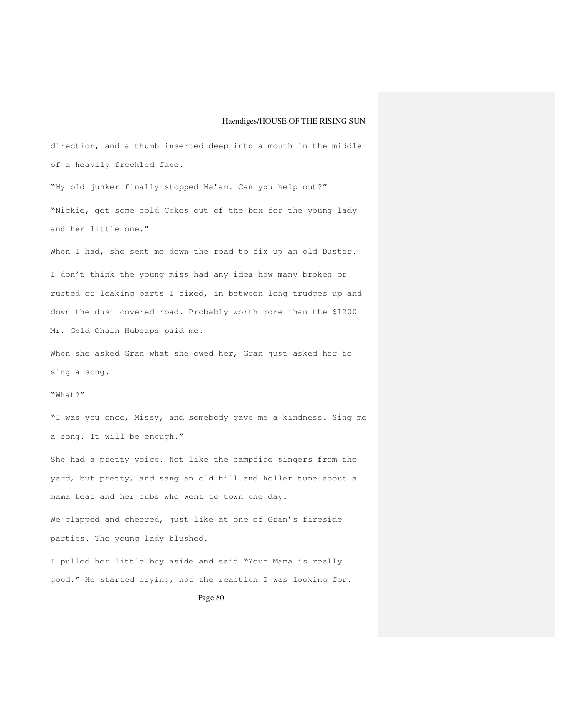direction, and a thumb inserted deep into a mouth in the middle of a heavily freckled face.

"My old junker finally stopped Ma'am. Can you help out?"

"Nickie, get some cold Cokes out of the box for the young lady and her little one."

When I had, she sent me down the road to fix up an old Duster.

I don't think the young miss had any idea how many broken or rusted or leaking parts I fixed, in between long trudges up and down the dust covered road. Probably worth more than the $1200 Mr. Gold Chain Hubcaps paid me.

When she asked Gran what she owed her, Gran just asked her to sing a song.

"What?"

"I was you once, Missy, and somebody gave me a kindness. Sing me a song. It will be enough."

She had a pretty voice. Not like the campfire singers from the yard, but pretty, and sang an old hill and holler tune about a mama bear and her cubs who went to town one day.

We clapped and cheered, just like at one of Gran's fireside parties. The young lady blushed.

I pulled her little boy aside and said "Your Mama is really good." He started crying, not the reaction I was looking for.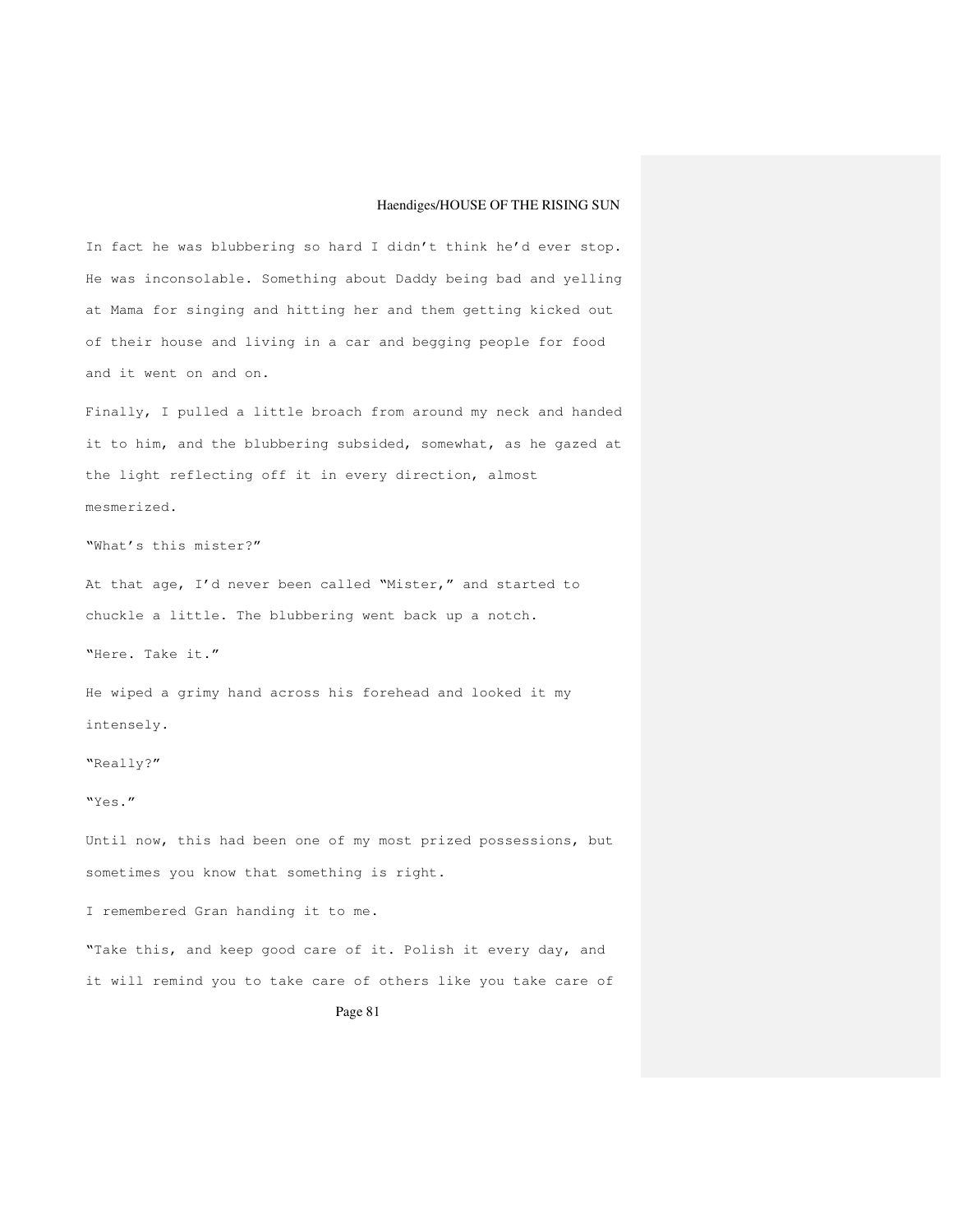In fact he was blubbering so hard I didn't think he'd ever stop. He was inconsolable. Something about Daddy being bad and yelling at Mama for singing and hitting her and them getting kicked out of their house and living in a car and begging people for food and it went on and on.

Finally, I pulled a little broach from around my neck and handed it to him, and the blubbering subsided, somewhat, as he gazed at the light reflecting off it in every direction, almost mesmerized.

"What's this mister?"

At that age, I'd never been called "Mister," and started to chuckle a little. The blubbering went back up a notch.

"Here. Take it."

He wiped a grimy hand across his forehead and looked it my intensely.

"Really?"

"Yes."

Until now, this had been one of my most prized possessions, but sometimes you know that something is right.

I remembered Gran handing it to me.

"Take this, and keep good care of it. Polish it every day, and it will remind you to take care of others like you take care of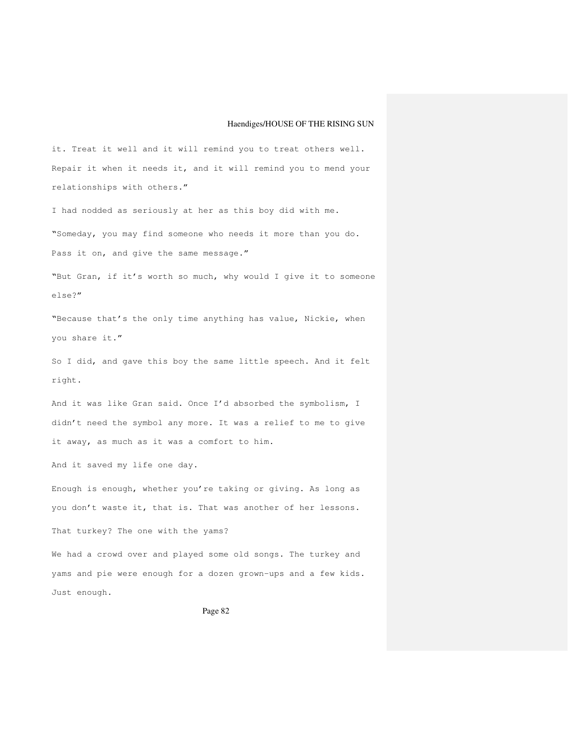it. Treat it well and it will remind you to treat others well. Repair it when it needs it, and it will remind you to mend your relationships with others."

I had nodded as seriously at her as this boy did with me.

"Someday, you may find someone who needs it more than you do. Pass it on, and give the same message."

"But Gran, if it's worth so much, why would I give it to someone else?"

"Because that's the only time anything has value, Nickie, when you share it."

So I did, and gave this boy the same little speech. And it felt right.

And it was like Gran said. Once I'd absorbed the symbolism, I didn't need the symbol any more. It was a relief to me to give it away, as much as it was a comfort to him.

And it saved my life one day.

Enough is enough, whether you're taking or giving. As long as you don't waste it, that is. That was another of her lessons.

That turkey? The one with the yams?

We had a crowd over and played some old songs. The turkey and yams and pie were enough for a dozen grown-ups and a few kids. Just enough.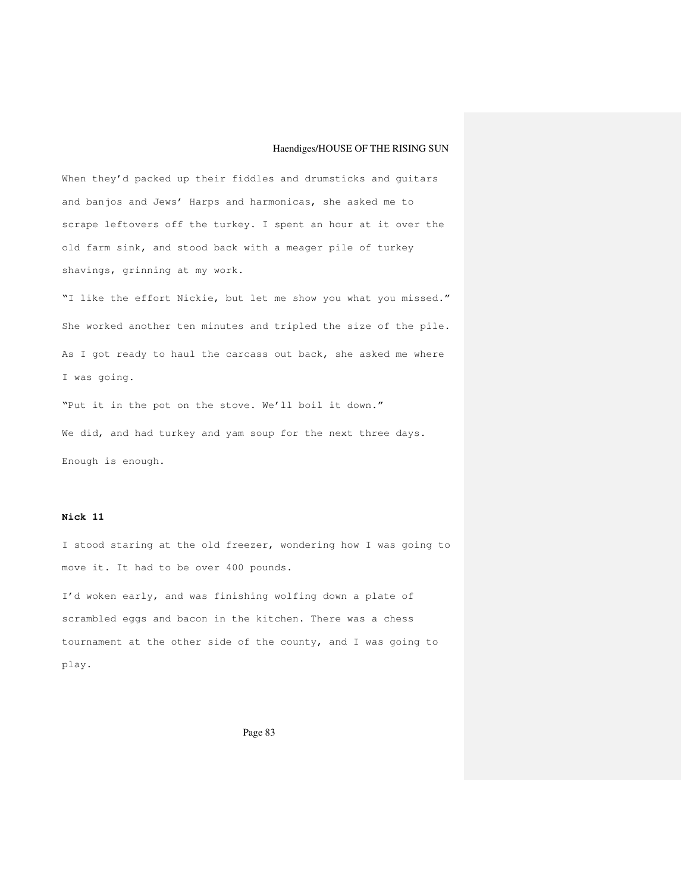When they'd packed up their fiddles and drumsticks and guitars and banjos and Jews' Harps and harmonicas, she asked me to scrape leftovers off the turkey. I spent an hour at it over the old farm sink, and stood back with a meager pile of turkey shavings, grinning at my work.

"I like the effort Nickie, but let me show you what you missed."

She worked another ten minutes and tripled the size of the pile.

As I got ready to haul the carcass out back, she asked me where I was going.

"Put it in the pot on the stove. We'll boil it down."

We did, and had turkey and yam soup for the next three days.

Enough is enough.

**Nick 11**

I stood staring at the old freezer, wondering how I was going to move it. It had to be over 400 pounds.

I'd woken early, and was finishing wolfing down a plate of scrambled eggs and bacon in the kitchen. There was a chess tournament at the other side of the county, and I was going to play.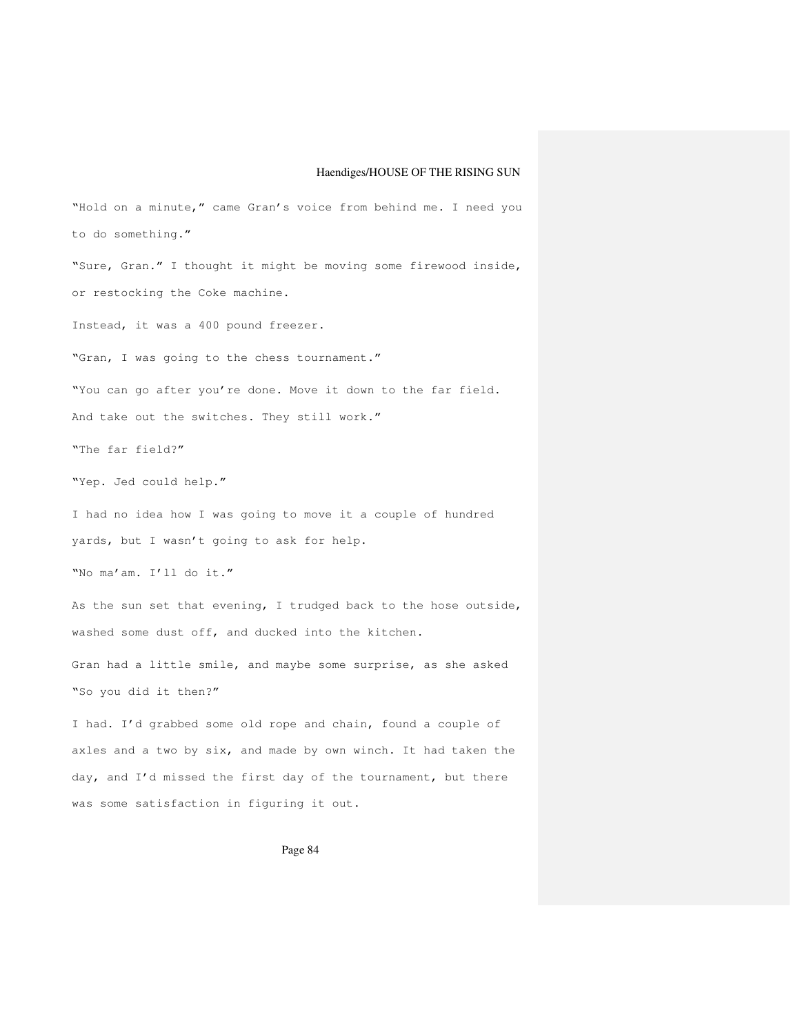"Hold on a minute," came Gran's voice from behind me. I need you to do something."

"Sure, Gran." I thought it might be moving some firewood inside, or restocking the Coke machine.

Instead, it was a 400 pound freezer.

"Gran, I was going to the chess tournament."

"You can go after you're done. Move it down to the far field. And take out the switches. They still work."

"The far field?"

"Yep. Jed could help."

I had no idea how I was going to move it a couple of hundred yards, but I wasn't going to ask for help.

"No ma'am. I'll do it."

As the sun set that evening, I trudged back to the hose outside, washed some dust off, and ducked into the kitchen.

Gran had a little smile, and maybe some surprise, as she asked "So you did it then?"

I had. I'd grabbed some old rope and chain, found a couple of axles and a two by six, and made by own winch. It had taken the day, and I'd missed the first day of the tournament, but there was some satisfaction in figuring it out.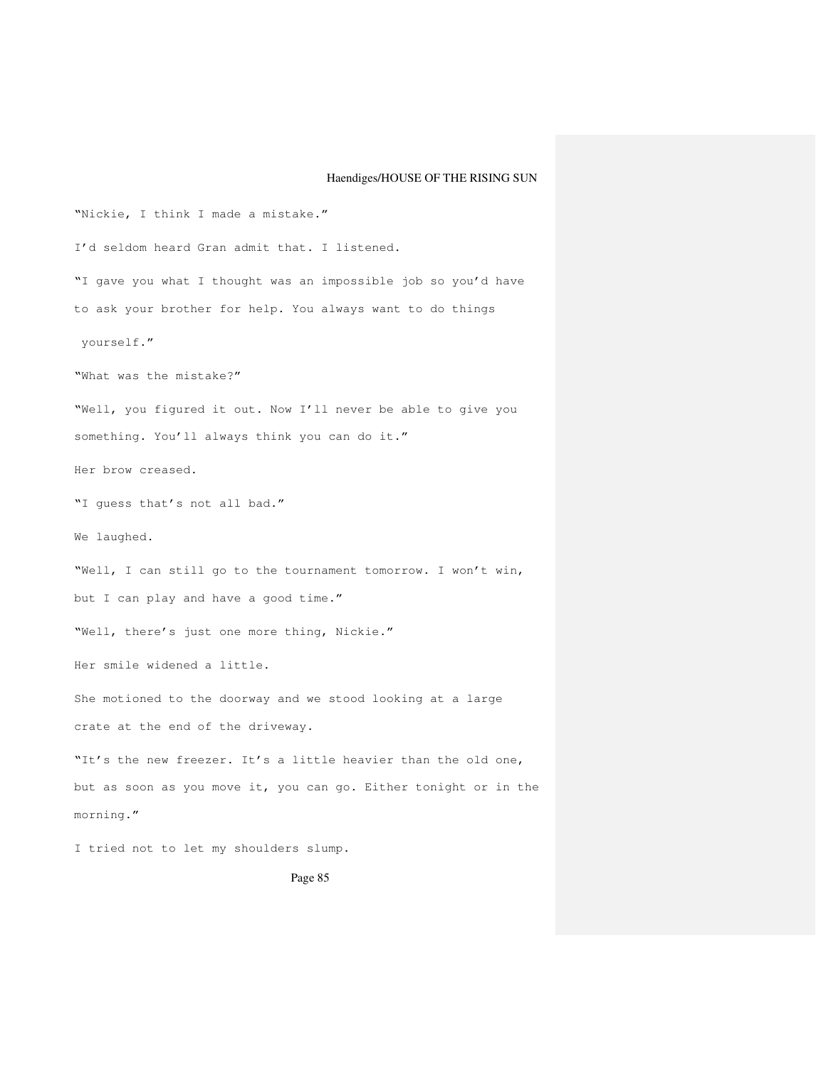"Nickie, I think I made a mistake."

I'd seldom heard Gran admit that. I listened.

"I gave you what I thought was an impossible job so you'd have to ask your brother for help. You always want to do things yourself."

"What was the mistake?"

"Well, you figured it out. Now I'll never be able to give you something. You'll always think you can do it."

Her brow creased.

"I guess that's not all bad."

We laughed.

"Well, I can still go to the tournament tomorrow. I won't win, but I can play and have a good time."

"Well, there's just one more thing, Nickie."

Her smile widened a little.

She motioned to the doorway and we stood looking at a large crate at the end of the driveway.

"It's the new freezer. It's a little heavier than the old one, but as soon as you move it, you can go. Either tonight or in the morning."

I tried not to let my shoulders slump.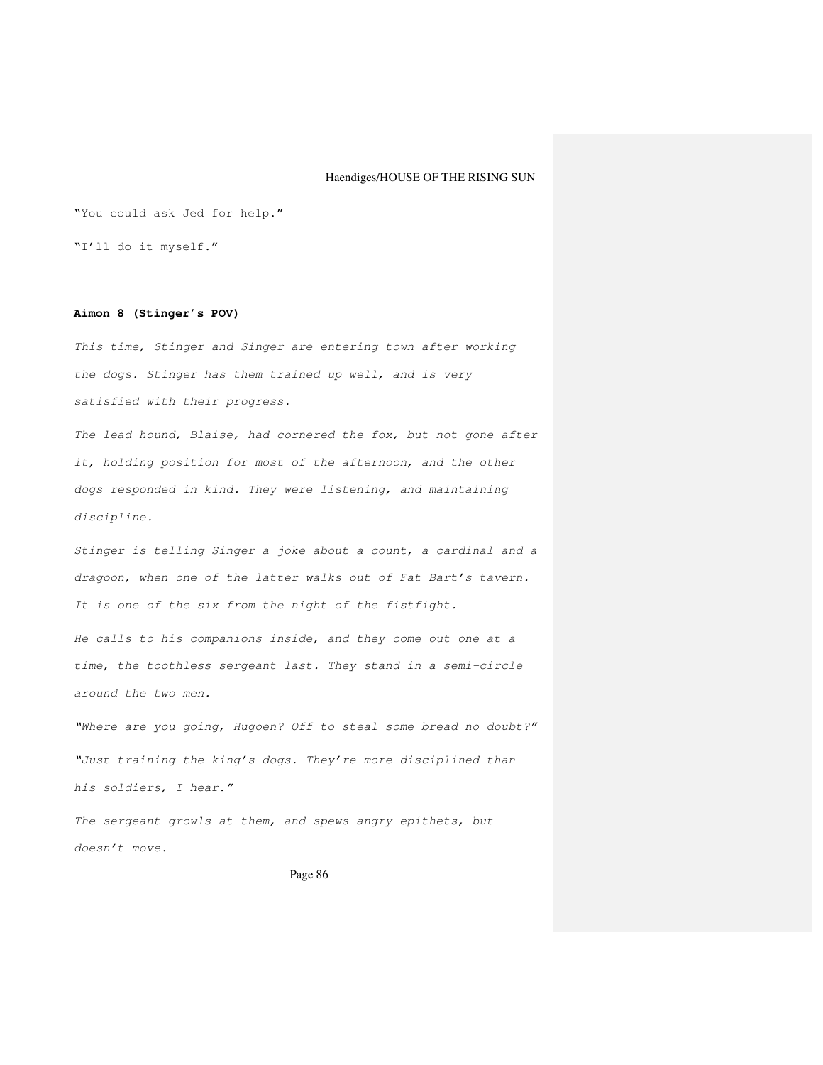"You could ask Jed for help."

"I'll do it myself."

**Aimon 8 (Stinger's POV)**

*This time, Stinger and Singer are entering town after working the dogs. Stinger has them trained up well, and is very satisfied with their progress.*

*The lead hound, Blaise, had cornered the fox, but not gone after it, holding position for most of the afternoon, and the other dogs responded in kind. They were listening, and maintaining discipline.*

*Stinger is telling Singer a joke about a count, a cardinal and a dragoon, when one of the latter walks out of Fat Bart's tavern. It is one of the six from the night of the fistfight.*

*He calls to his companions inside, and they come out one at a time, the toothless sergeant last. They stand in a semi-circle around the two men.*

*"Where are you going, Hugoen? Off to steal some bread no doubt?"*

*"Just training the king's dogs. They're more disciplined than his soldiers, I hear."*

*The sergeant growls at them, and spews angry epithets, but doesn't move.*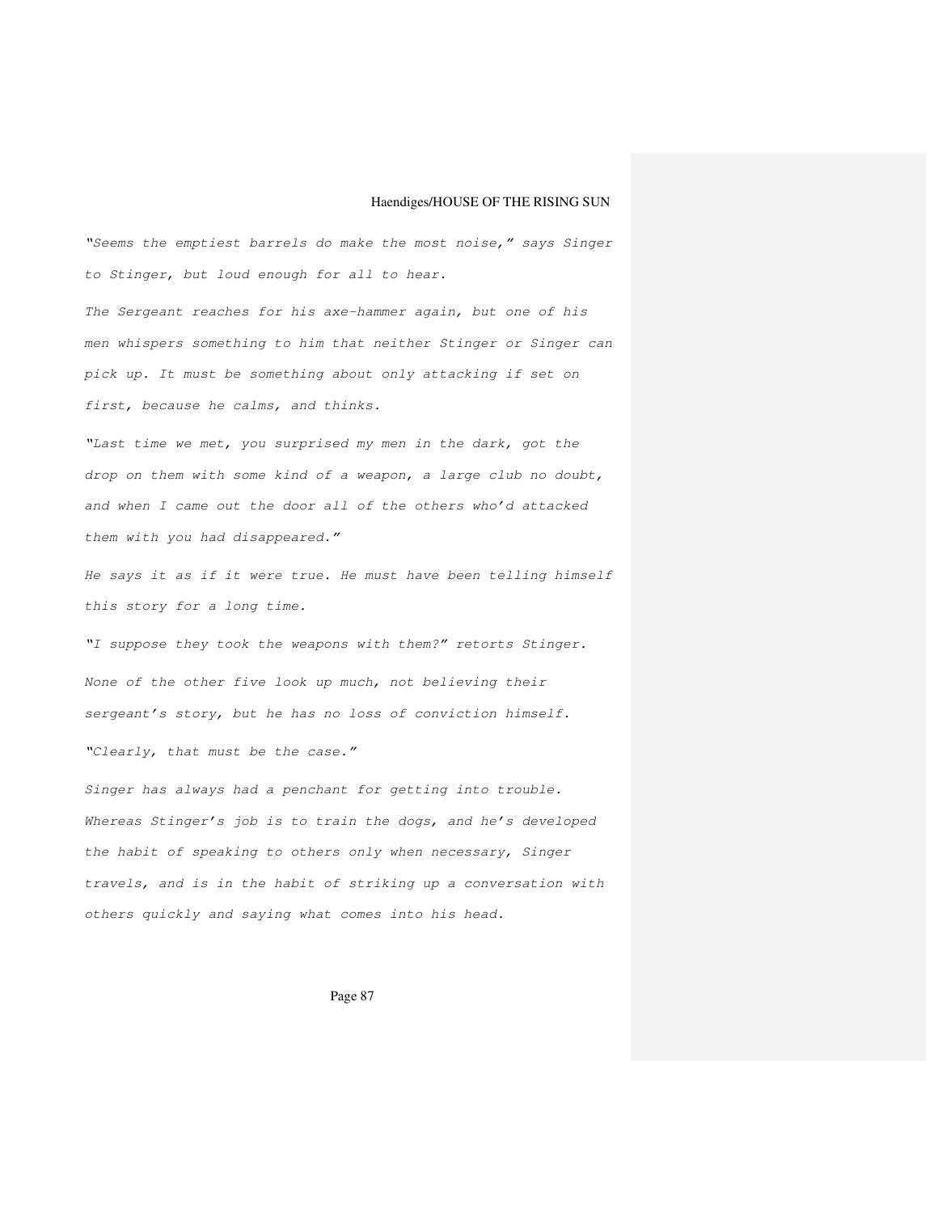*"Seems the emptiest barrels do make the most noise," says Singer to Stinger, but loud enough for all to hear.*

*The Sergeant reaches for his axe-hammer again, but one of his men whispers something to him that neither Stinger or Singer can pick up. It must be something about only attacking if set on first, because he calms, and thinks.*

*"Last time we met, you surprised my men in the dark, got the drop on them with some kind of a weapon, a large club no doubt, and when I came out the door all of the others who'd attacked them with you had disappeared."*

*He says it as if it were true. He must have been telling himself this story for a long time.*

*"I suppose they took the weapons with them?" retorts Stinger.*

*None of the other five look up much, not believing their sergeant's story, but he has no loss of conviction himself.*

*"Clearly, that must be the case."*

*Singer has always had a penchant for getting into trouble. Whereas Stinger's job is to train the dogs, and he's developed the habit of speaking to others only when necessary, Singer travels, and is in the habit of striking up a conversation with others quickly and saying what comes into his head.*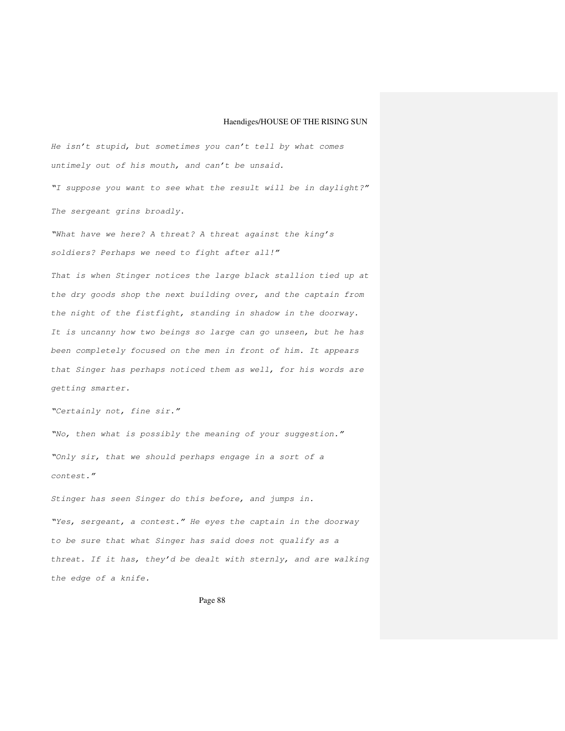*He isn't stupid, but sometimes you can't tell by what comes untimely out of his mouth, and can't be unsaid.*

*"I suppose you want to see what the result will be in daylight?"*

*The sergeant grins broadly.*

*"What have we here? A threat? A threat against the king's soldiers? Perhaps we need to fight after all!"*

*That is when Stinger notices the large black stallion tied up at the dry goods shop the next building over, and the captain from the night of the fistfight, standing in shadow in the doorway. It is uncanny how two beings so large can go unseen, but he has been completely focused on the men in front of him. It appears that Singer has perhaps noticed them as well, for his words are getting smarter.*

*"Certainly not, fine sir."*

*"No, then what is possibly the meaning of your suggestion."*

*"Only sir, that we should perhaps engage in a sort of a contest."*

*Stinger has seen Singer do this before, and jumps in.*

*"Yes, sergeant, a contest." He eyes the captain in the doorway to be sure that what Singer has said does not qualify as a threat. If it has, they'd be dealt with sternly, and are walking the edge of a knife.*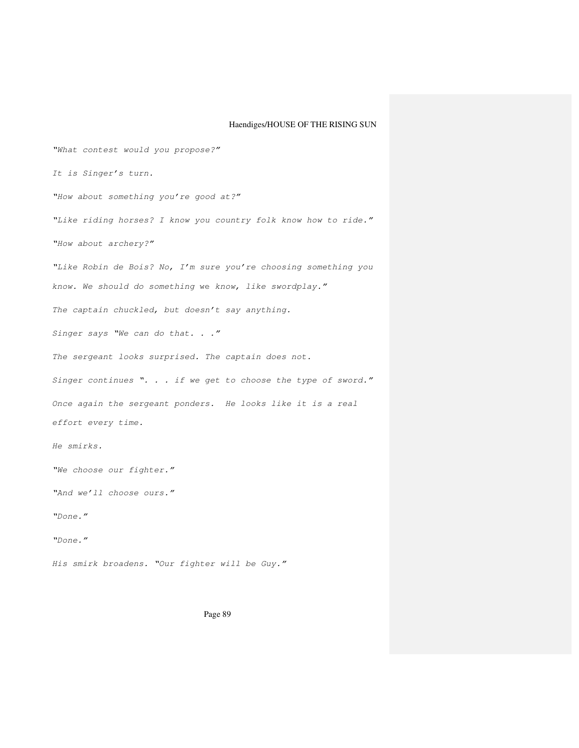*"What contest would you propose?"*

*It is Singer's turn.*

*"How about something you're good at?"*

*"Like riding horses? I know you country folk know how to ride."*

*"How about archery?"*

*"Like Robin de Bois? No, I'm sure you're choosing something you know. We should do something* we *know, like swordplay."*

*The captain chuckled, but doesn't say anything.*

*Singer says "We can do that. . ."*

*The sergeant looks surprised. The captain does not.*

*Singer continues ". . . if we get to choose the type of sword."*

*Once again the sergeant ponders.  He looks like it is a real effort every time.*

*He smirks.*

*"We choose our fighter."*

*"And we'll choose ours."*

*"Done."*

*"Done."*

*His smirk broadens. "Our fighter will be Guy."*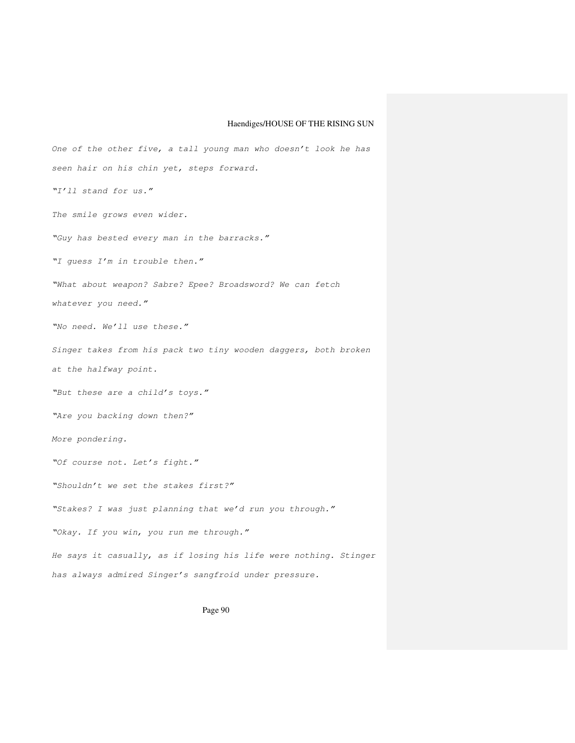*One of the other five, a tall young man who doesn't look he has seen hair on his chin yet, steps forward.*

*"I'll stand for us."*

*The smile grows even wider.*

*"Guy has bested every man in the barracks."*

*"I guess I'm in trouble then."*

*"What about weapon? Sabre? Epee? Broadsword? We can fetch whatever you need."*

*"No need. We'll use these."*

*Singer takes from his pack two tiny wooden daggers, both broken at the halfway point.*

*"But these are a child's toys."*

*"Are you backing down then?"*

*More pondering.*

*"Of course not. Let's fight."*

*"Shouldn't we set the stakes first?"*

*"Stakes? I was just planning that we'd run you through."*

*"Okay. If you win, you run me through."*

*He says it casually, as if losing his life were nothing. Stinger has always admired Singer's sangfroid under pressure.*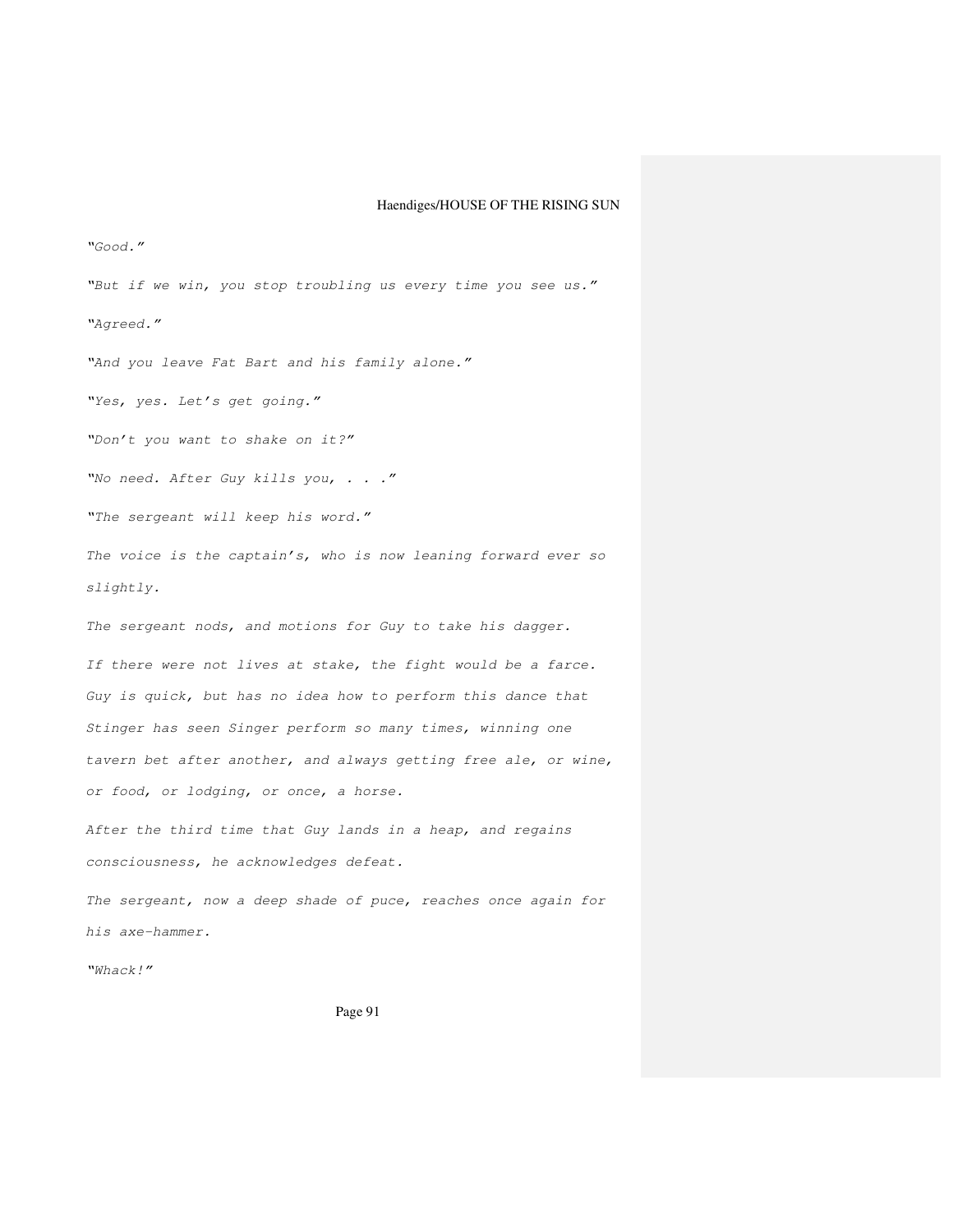*"Good."*

*"But if we win, you stop troubling us every time you see us."*

*"Agreed."*

*"And you leave Fat Bart and his family alone."*

*"Yes, yes. Let's get going."*

*"Don't you want to shake on it?"*

*"No need. After Guy kills you, . . ."*

*"The sergeant will keep his word."*

*The voice is the captain's, who is now leaning forward ever so slightly.*

*The sergeant nods, and motions for Guy to take his dagger.*

*If there were not lives at stake, the fight would be a farce. Guy is quick, but has no idea how to perform this dance that Stinger has seen Singer perform so many times, winning one tavern bet after another, and always getting free ale, or wine, or food, or lodging, or once, a horse.*

*After the third time that Guy lands in a heap, and regains consciousness, he acknowledges defeat.*

*The sergeant, now a deep shade of puce, reaches once again for his axe-hammer.*

*"Whack!"*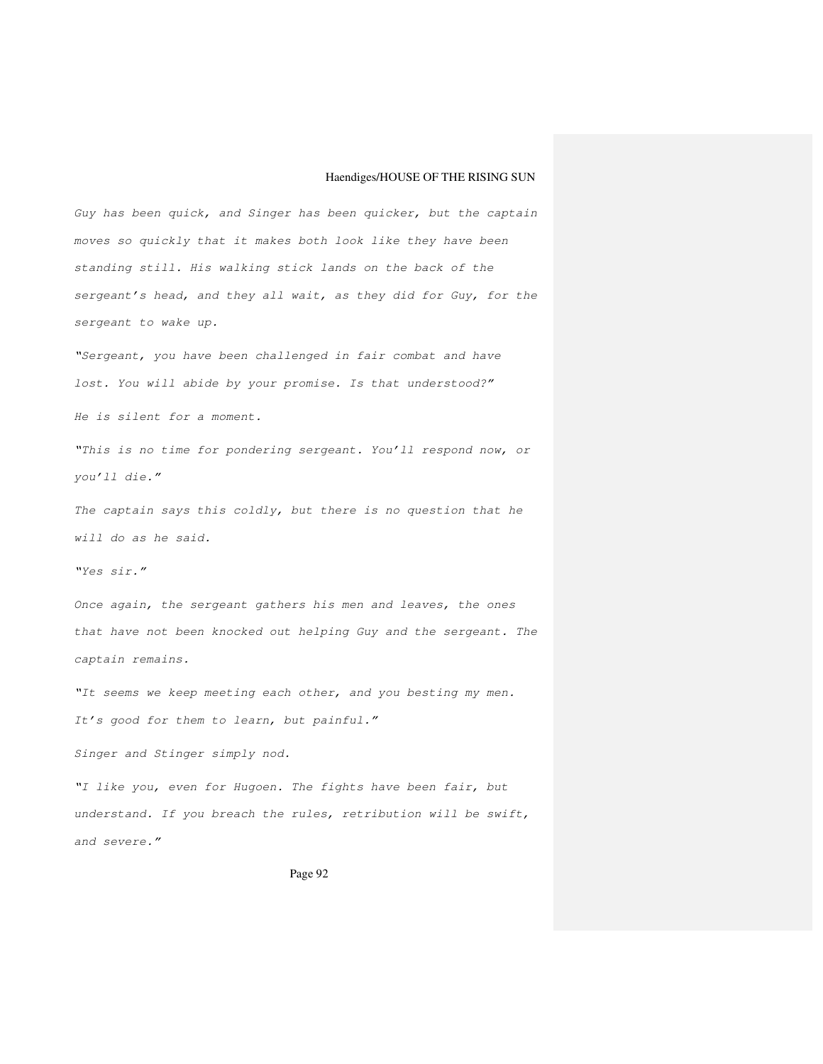*Guy has been quick, and Singer has been quicker, but the captain moves so quickly that it makes both look like they have been standing still. His walking stick lands on the back of the sergeant's head, and they all wait, as they did for Guy, for the sergeant to wake up.*

*"Sergeant, you have been challenged in fair combat and have lost. You will abide by your promise. Is that understood?"*

*He is silent for a moment.*

*"This is no time for pondering sergeant. You'll respond now, or you'll die."*

*The captain says this coldly, but there is no question that he will do as he said.*

*"Yes sir."*

*Once again, the sergeant gathers his men and leaves, the ones that have not been knocked out helping Guy and the sergeant. The captain remains.*

*"It seems we keep meeting each other, and you besting my men. It's good for them to learn, but painful."*

*Singer and Stinger simply nod.*

*"I like you, even for Hugoen. The fights have been fair, but understand. If you breach the rules, retribution will be swift, and severe."*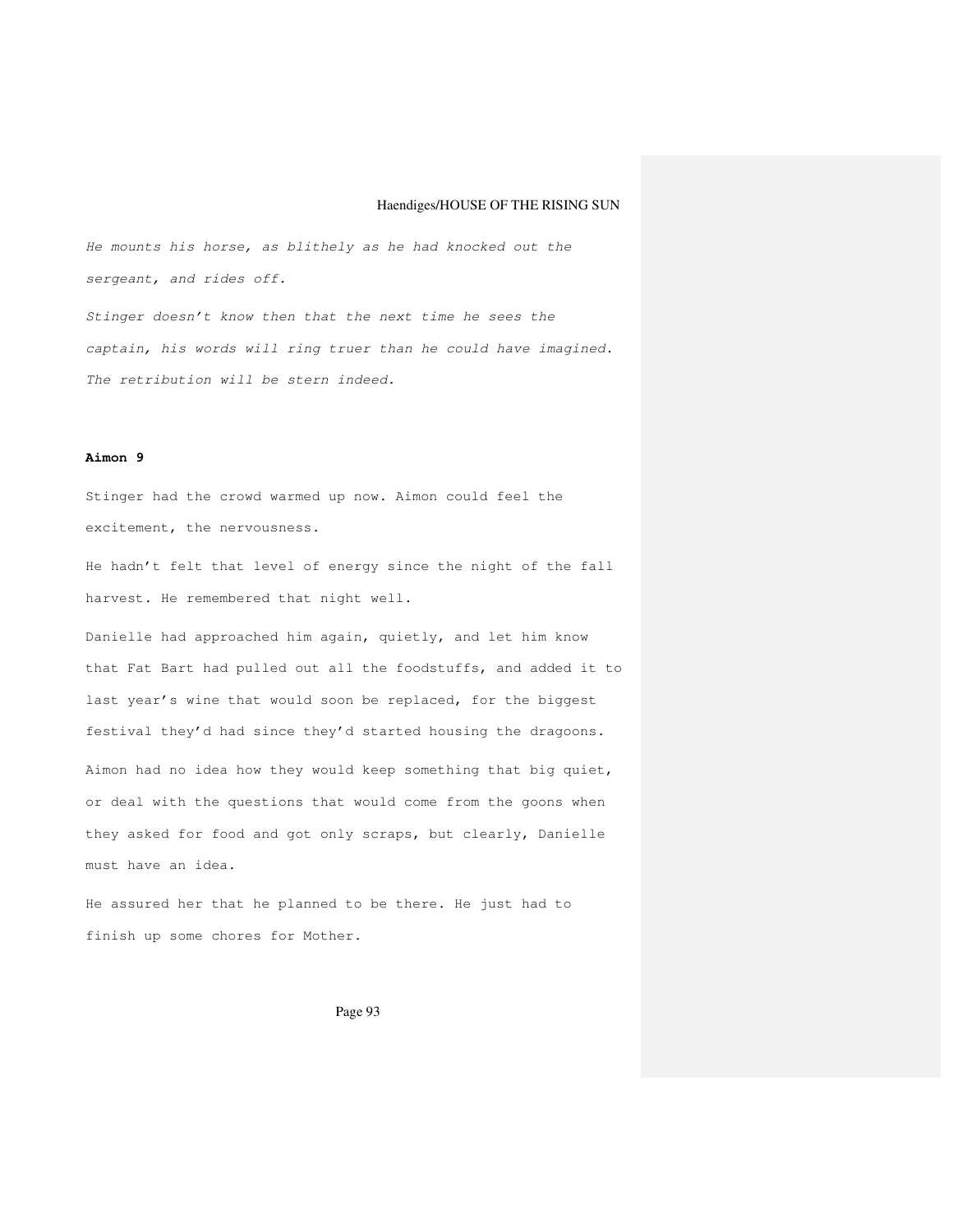*He mounts his horse, as blithely as he had knocked out the sergeant, and rides off.*

*Stinger doesn't know then that the next time he sees the captain, his words will ring truer than he could have imagined. The retribution will be stern indeed.*

**Aimon 9**

Stinger had the crowd warmed up now. Aimon could feel the excitement, the nervousness.

He hadn't felt that level of energy since the night of the fall harvest. He remembered that night well.

Danielle had approached him again, quietly, and let him know that Fat Bart had pulled out all the foodstuffs, and added it to last year's wine that would soon be replaced, for the biggest festival they'd had since they'd started housing the dragoons.

Aimon had no idea how they would keep something that big quiet, or deal with the questions that would come from the goons when they asked for food and got only scraps, but clearly, Danielle must have an idea.

He assured her that he planned to be there. He just had to finish up some chores for Mother.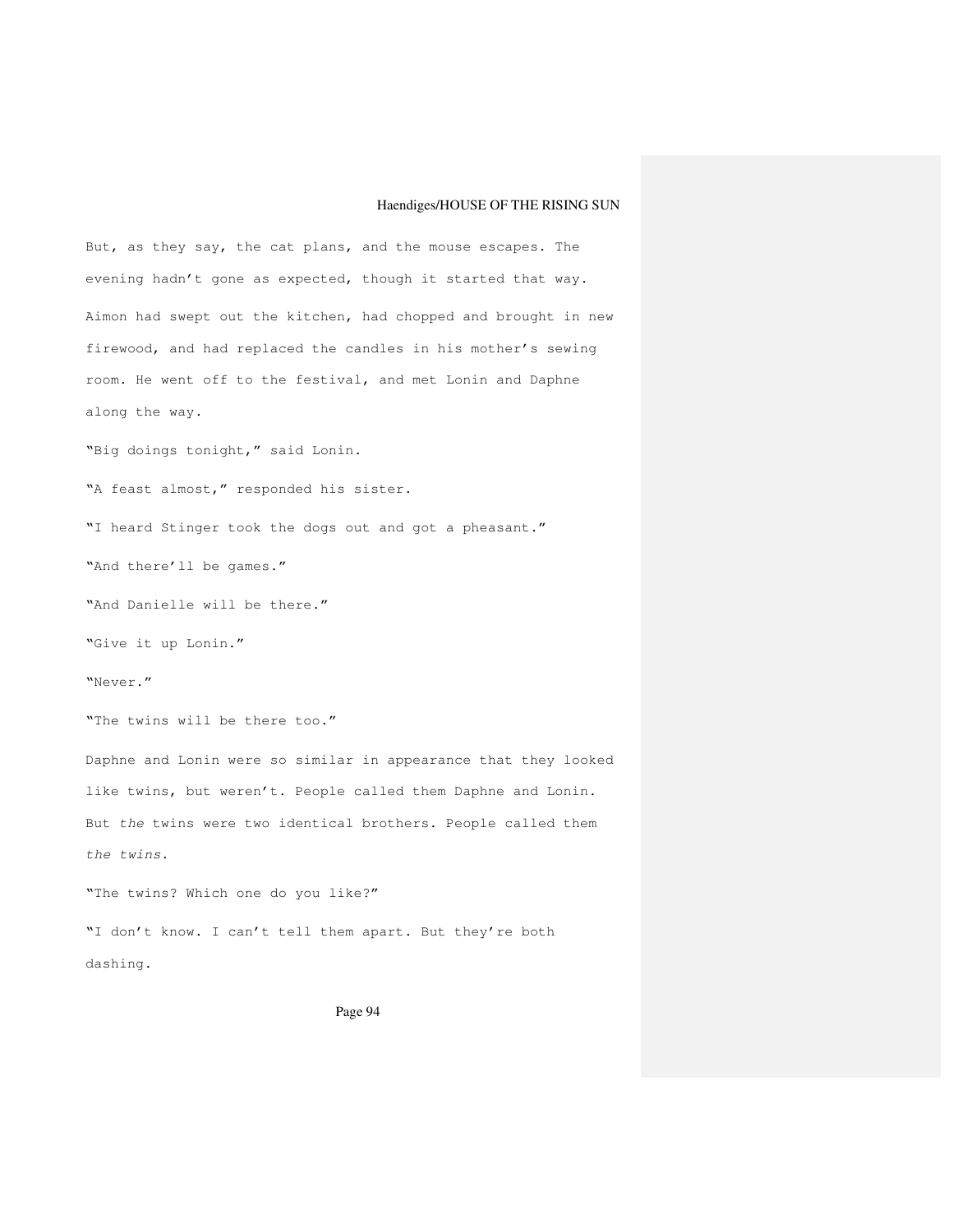But, as they say, the cat plans, and the mouse escapes. The evening hadn't gone as expected, though it started that way.

Aimon had swept out the kitchen, had chopped and brought in new firewood, and had replaced the candles in his mother's sewing room. He went off to the festival, and met Lonin and Daphne along the way.

"Big doings tonight," said Lonin.

"A feast almost," responded his sister.

"I heard Stinger took the dogs out and got a pheasant."

"And there'll be games."

"And Danielle will be there."

"Give it up Lonin."

"Never."

"The twins will be there too."

Daphne and Lonin were so similar in appearance that they looked like twins, but weren't. People called them Daphne and Lonin. But *the* twins were two identical brothers. People called them *the twins*.

"The twins? Which one do you like?"

"I don't know. I can't tell them apart. But they're both dashing.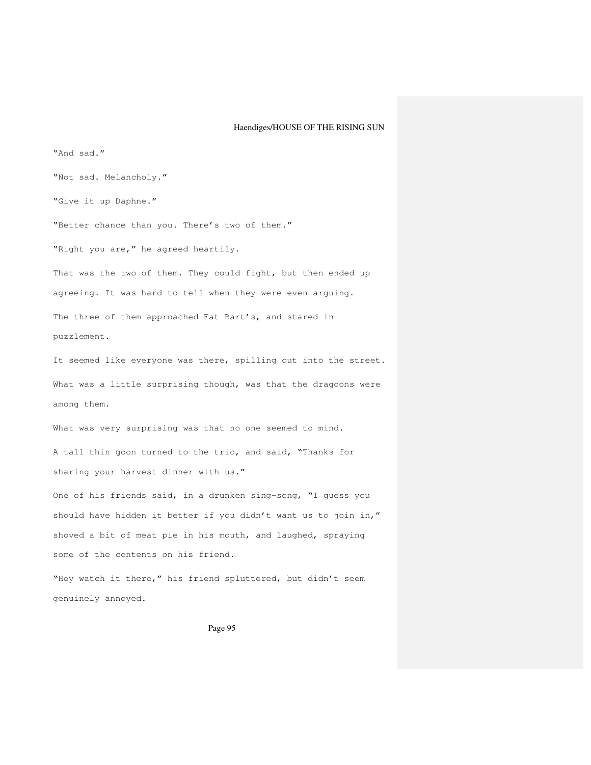"And sad."

"Not sad. Melancholy."

"Give it up Daphne."

"Better chance than you. There's two of them."

"Right you are," he agreed heartily.

That was the two of them. They could fight, but then ended up agreeing. It was hard to tell when they were even arguing.

The three of them approached Fat Bart's, and stared in puzzlement.

It seemed like everyone was there, spilling out into the street.

What was a little surprising though, was that the dragoons were among them.

What was very surprising was that no one seemed to mind.

A tall thin goon turned to the trio, and said, "Thanks for sharing your harvest dinner with us."

One of his friends said, in a drunken sing-song, "I guess you should have hidden it better if you didn't want us to join in," shoved a bit of meat pie in his mouth, and laughed, spraying some of the contents on his friend.

"Hey watch it there," his friend spluttered, but didn't seem genuinely annoyed.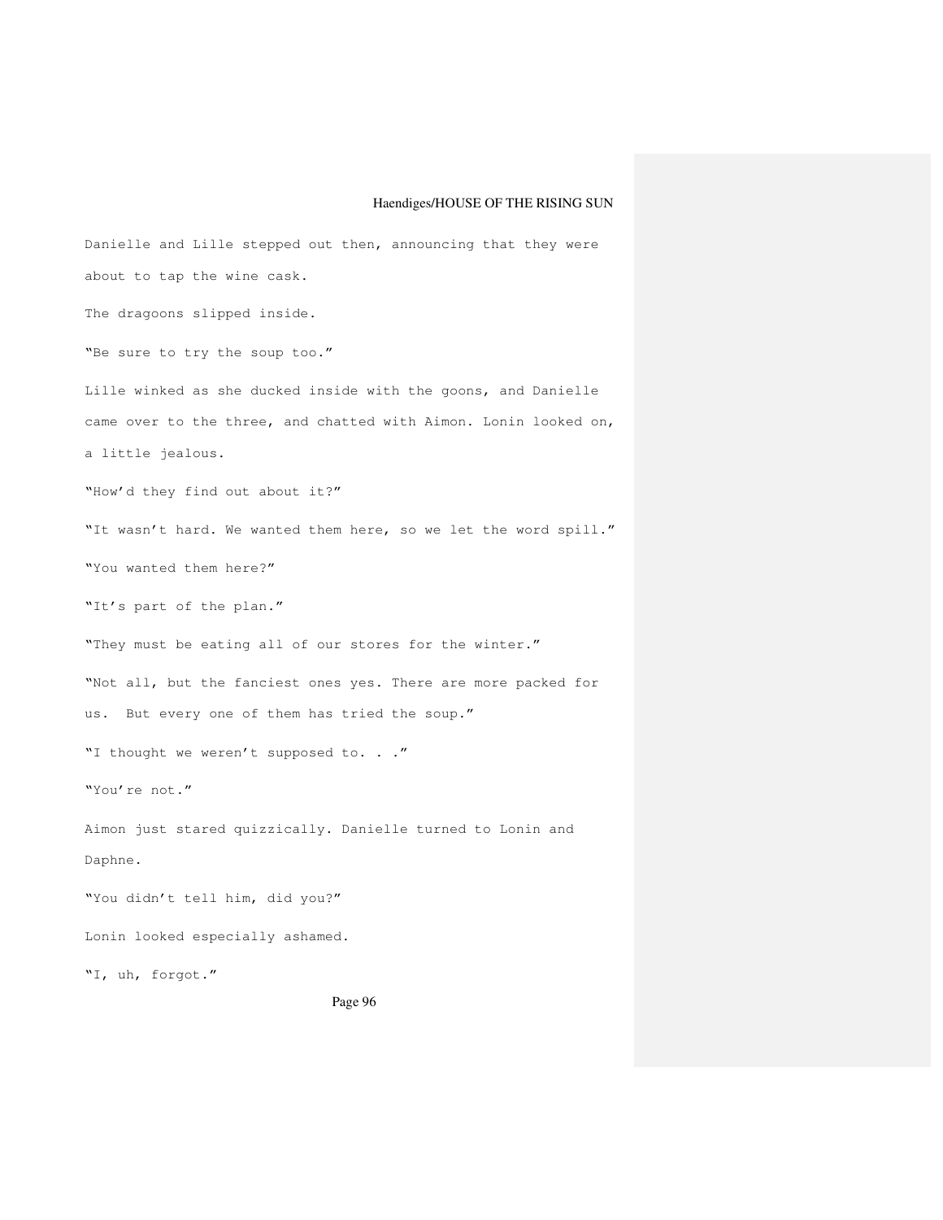Danielle and Lille stepped out then, announcing that they were about to tap the wine cask.

The dragoons slipped inside.

"Be sure to try the soup too."

Lille winked as she ducked inside with the goons, and Danielle came over to the three, and chatted with Aimon. Lonin looked on, a little jealous.

"How'd they find out about it?"

"It wasn't hard. We wanted them here, so we let the word spill."

"You wanted them here?"

"It's part of the plan."

"They must be eating all of our stores for the winter."

"Not all, but the fanciest ones yes. There are more packed for us.  But every one of them has tried the soup."

"I thought we weren't supposed to. . ."

"You're not."

Aimon just stared quizzically. Danielle turned to Lonin and Daphne.

"You didn't tell him, did you?"

Lonin looked especially ashamed.

"I, uh, forgot."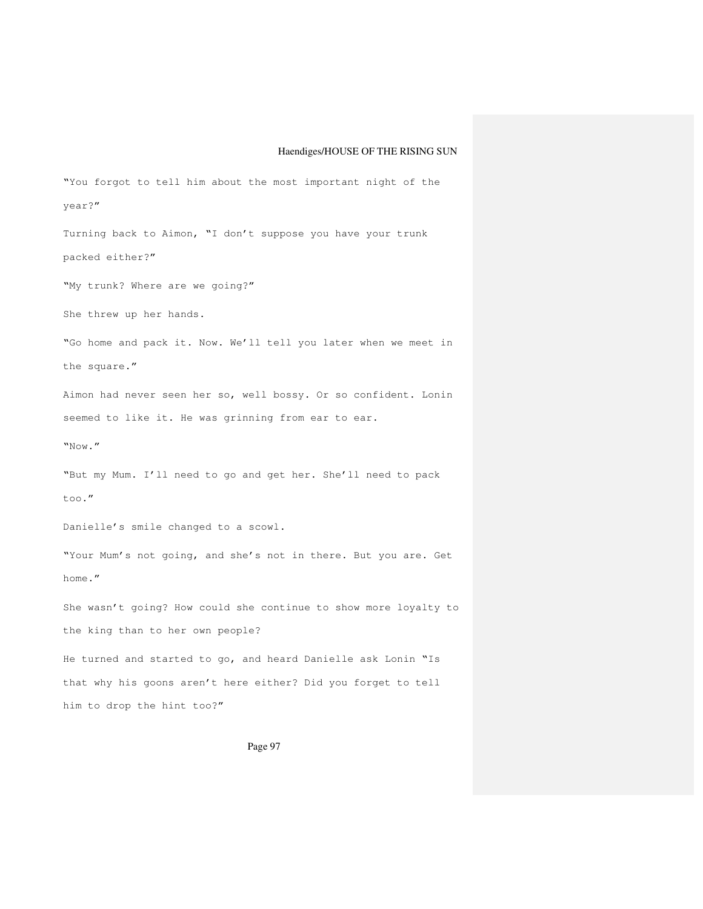"You forgot to tell him about the most important night of the year?"

Turning back to Aimon, "I don't suppose you have your trunk packed either?"

"My trunk? Where are we going?"

She threw up her hands.

"Go home and pack it. Now. We'll tell you later when we meet in the square."

Aimon had never seen her so, well bossy. Or so confident. Lonin seemed to like it. He was grinning from ear to ear.

"Now."

"But my Mum. I'll need to go and get her. She'll need to pack too."

Danielle's smile changed to a scowl.

"Your Mum's not going, and she's not in there. But you are. Get home."

She wasn't going? How could she continue to show more loyalty to the king than to her own people?

He turned and started to go, and heard Danielle ask Lonin "Is that why his goons aren't here either? Did you forget to tell him to drop the hint too?"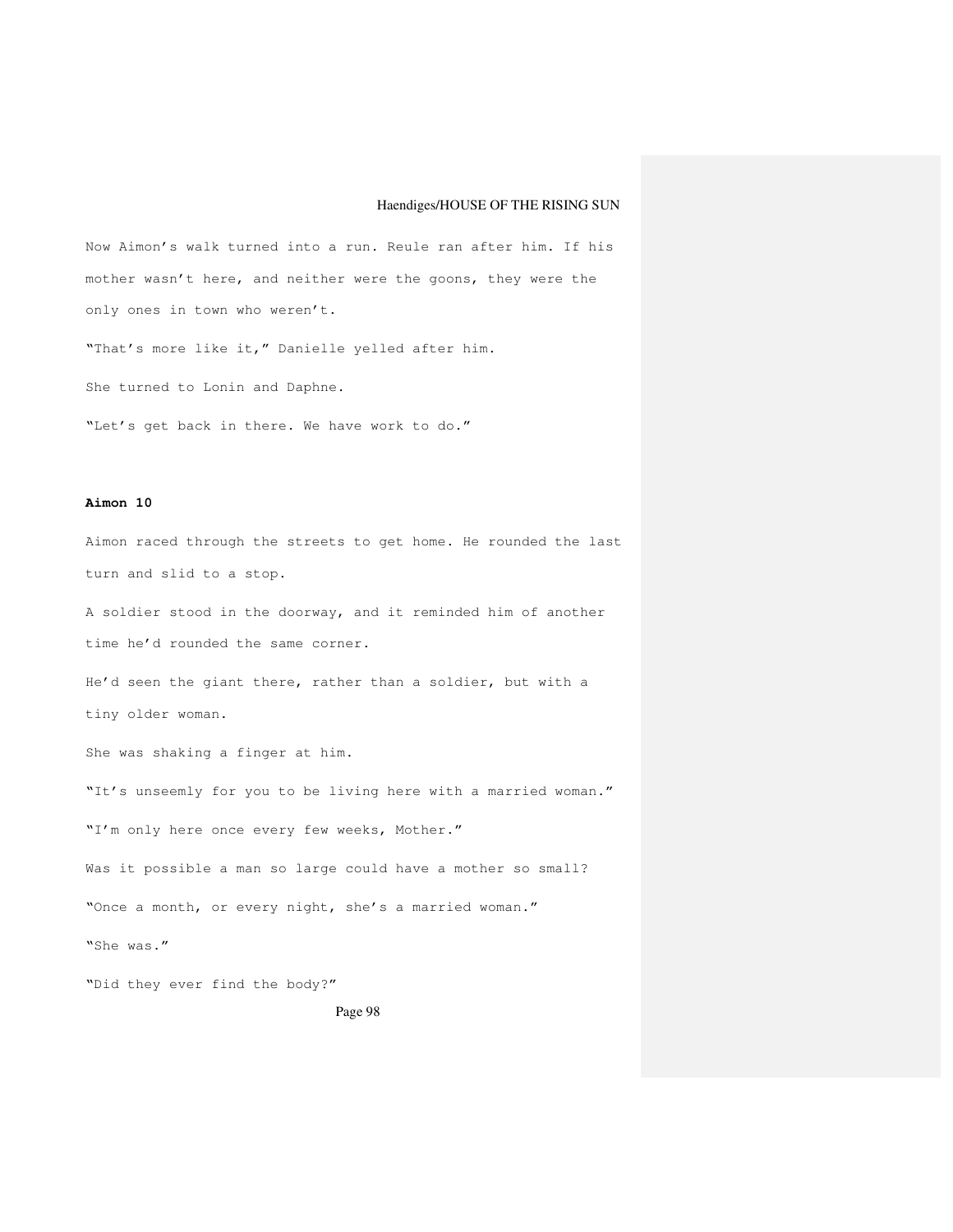Now Aimon's walk turned into a run. Reule ran after him. If his mother wasn't here, and neither were the goons, they were the only ones in town who weren't.

"That's more like it," Danielle yelled after him.

She turned to Lonin and Daphne.

"Let's get back in there. We have work to do."

**Aimon 10**

Aimon raced through the streets to get home. He rounded the last turn and slid to a stop.

A soldier stood in the doorway, and it reminded him of another time he'd rounded the same corner.

He'd seen the giant there, rather than a soldier, but with a tiny older woman.

She was shaking a finger at him.

"It's unseemly for you to be living here with a married woman."

"I'm only here once every few weeks, Mother."

Was it possible a man so large could have a mother so small?

"Once a month, or every night, she's a married woman."

"She was."

"Did they ever find the body?"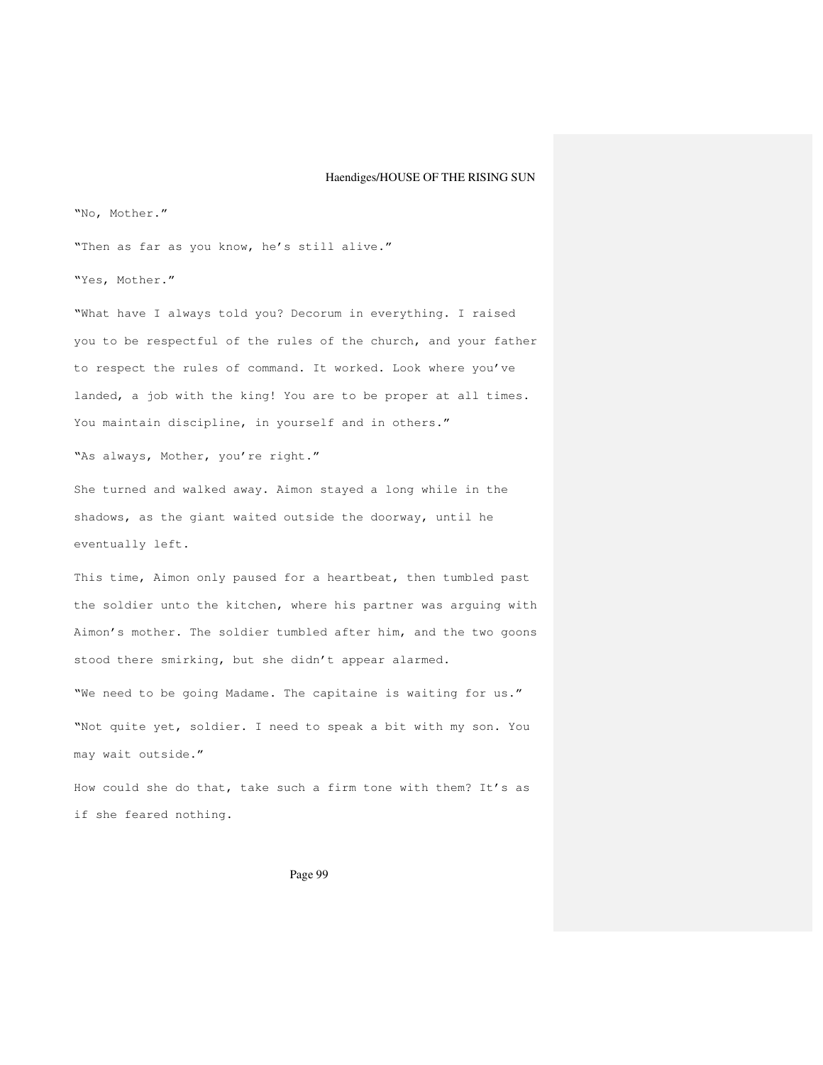"No, Mother."

"Then as far as you know, he's still alive."

"Yes, Mother."

"What have I always told you? Decorum in everything. I raised you to be respectful of the rules of the church, and your father to respect the rules of command. It worked. Look where you've landed, a job with the king! You are to be proper at all times. You maintain discipline, in yourself and in others."

"As always, Mother, you're right."

She turned and walked away. Aimon stayed a long while in the shadows, as the giant waited outside the doorway, until he eventually left.

This time, Aimon only paused for a heartbeat, then tumbled past the soldier unto the kitchen, where his partner was arguing with Aimon's mother. The soldier tumbled after him, and the two goons stood there smirking, but she didn't appear alarmed.

"We need to be going Madame. The capitaine is waiting for us."

"Not quite yet, soldier. I need to speak a bit with my son. You may wait outside."

How could she do that, take such a firm tone with them? It's as if she feared nothing.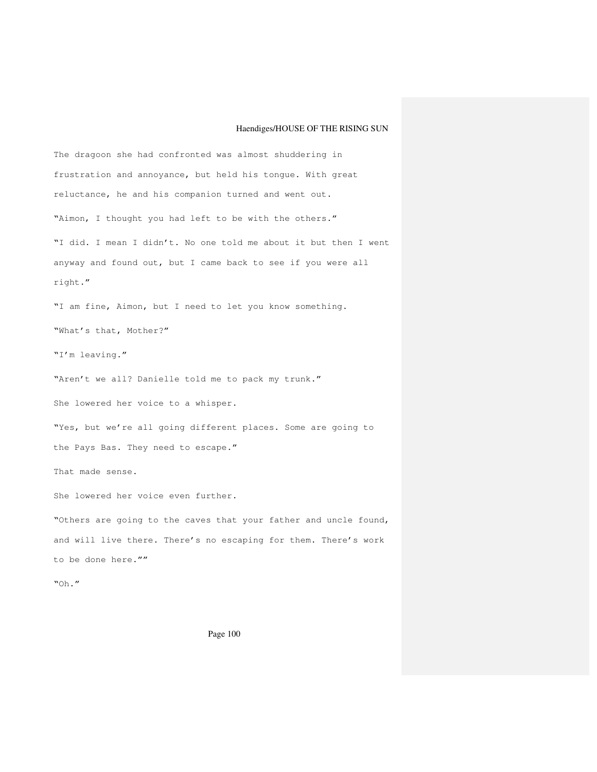The dragoon she had confronted was almost shuddering in frustration and annoyance, but held his tongue. With great reluctance, he and his companion turned and went out.

"Aimon, I thought you had left to be with the others."

"I did. I mean I didn't. No one told me about it but then I went anyway and found out, but I came back to see if you were all right."

"I am fine, Aimon, but I need to let you know something.

"What's that, Mother?"

"I'm leaving."

"Aren't we all? Danielle told me to pack my trunk."

She lowered her voice to a whisper.

"Yes, but we're all going different places. Some are going to the Pays Bas. They need to escape."

That made sense.

She lowered her voice even further.

"Others are going to the caves that your father and uncle found, and will live there. There's no escaping for them. There's work to be done here.""

"Oh."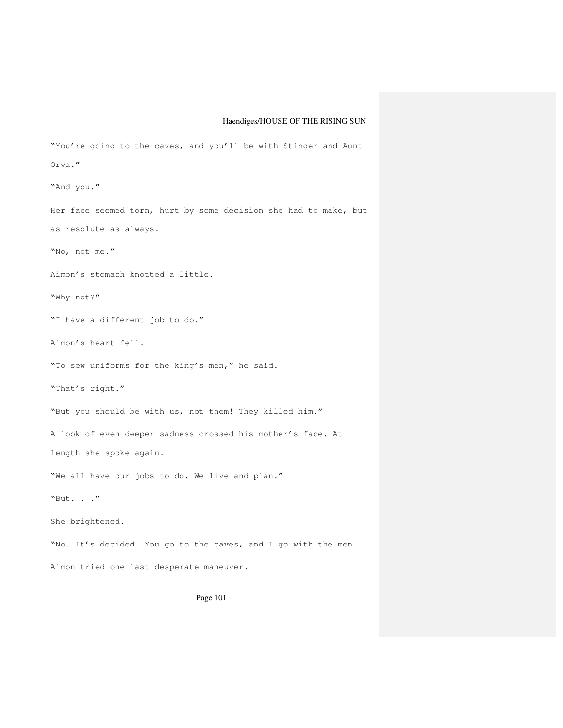"You're going to the caves, and you'll be with Stinger and Aunt Orva."

"And you."

Her face seemed torn, hurt by some decision she had to make, but as resolute as always.

"No, not me."

Aimon's stomach knotted a little.

"Why not?"

"I have a different job to do."

Aimon's heart fell.

"To sew uniforms for the king's men," he said.

"That's right."

"But you should be with us, not them! They killed him."

A look of even deeper sadness crossed his mother's face. At length she spoke again.

"We all have our jobs to do. We live and plan."

"But. . ."

She brightened.

"No. It's decided. You go to the caves, and I go with the men.

Aimon tried one last desperate maneuver.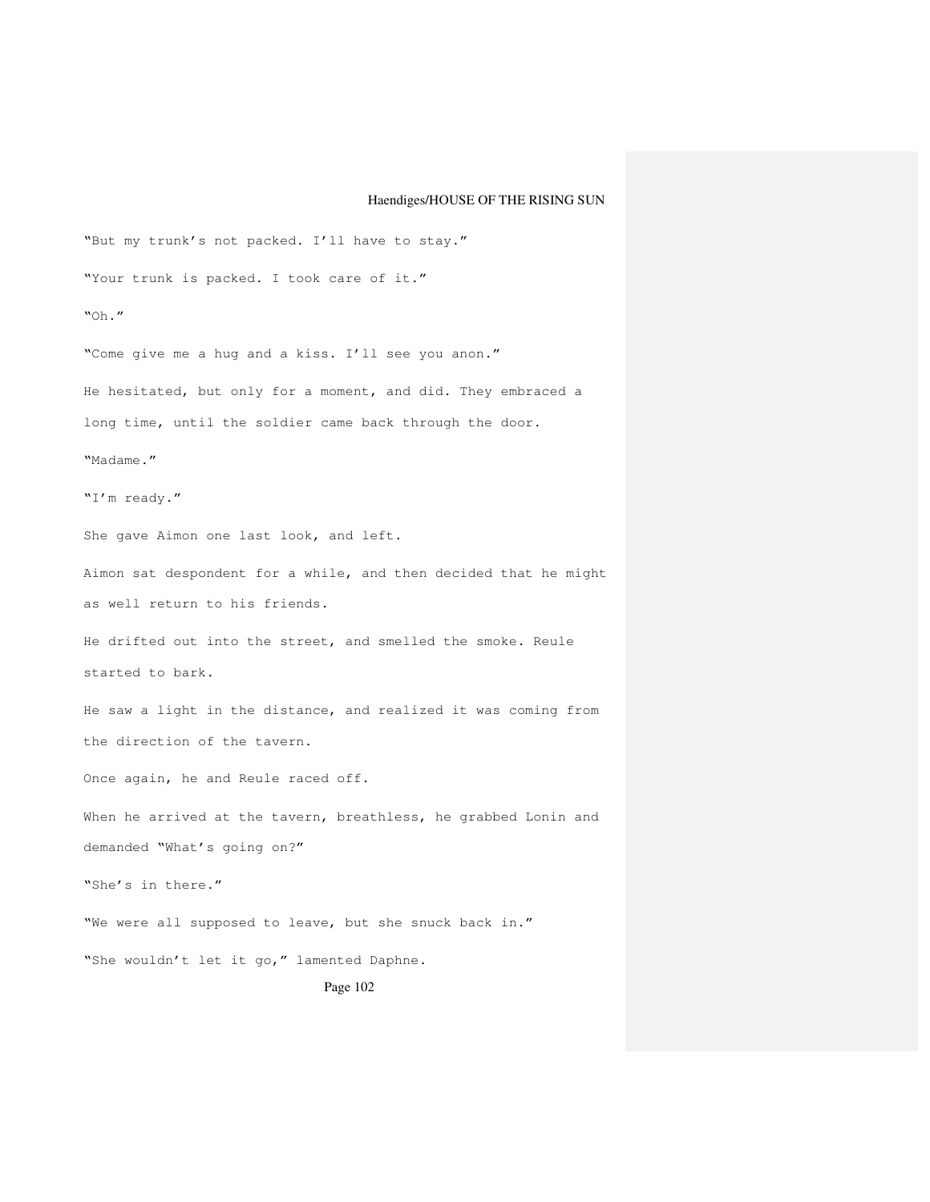"But my trunk's not packed. I'll have to stay."

"Your trunk is packed. I took care of it."

"Oh."

"Come give me a hug and a kiss. I'll see you anon."

He hesitated, but only for a moment, and did. They embraced a long time, until the soldier came back through the door.

"Madame."

"I'm ready."

She gave Aimon one last look, and left.

Aimon sat despondent for a while, and then decided that he might as well return to his friends.

He drifted out into the street, and smelled the smoke. Reule started to bark.

He saw a light in the distance, and realized it was coming from the direction of the tavern.

Once again, he and Reule raced off.

When he arrived at the tavern, breathless, he grabbed Lonin and demanded "What's going on?"

"She's in there."

"We were all supposed to leave, but she snuck back in."

"She wouldn't let it go," lamented Daphne.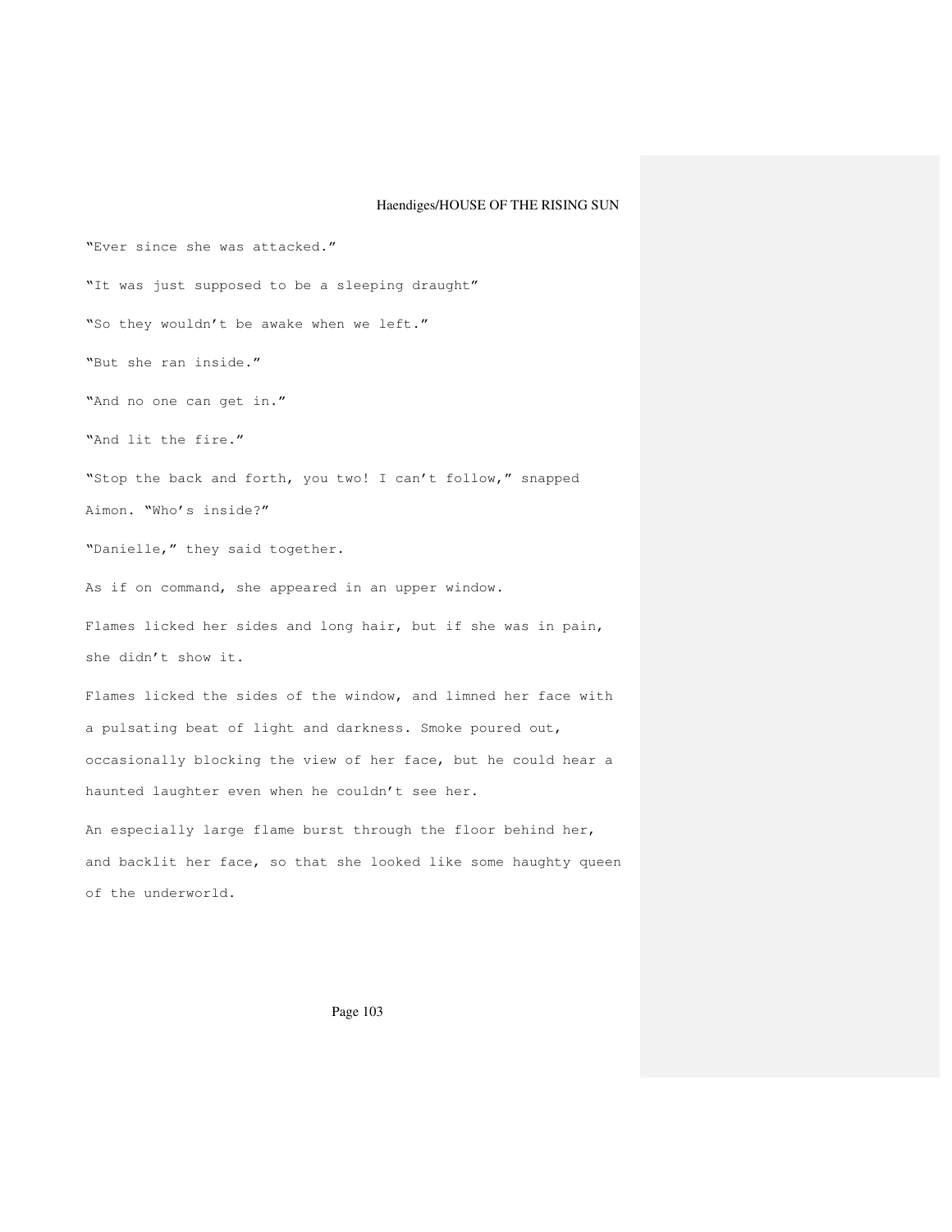"Ever since she was attacked."

"It was just supposed to be a sleeping draught"

"So they wouldn't be awake when we left."

"But she ran inside."

"And no one can get in."

"And lit the fire."

"Stop the back and forth, you two! I can't follow," snapped Aimon. "Who's inside?"

"Danielle," they said together.

As if on command, she appeared in an upper window.

Flames licked her sides and long hair, but if she was in pain, she didn't show it.

Flames licked the sides of the window, and limned her face with a pulsating beat of light and darkness. Smoke poured out, occasionally blocking the view of her face, but he could hear a haunted laughter even when he couldn't see her.

An especially large flame burst through the floor behind her, and backlit her face, so that she looked like some haughty queen of the underworld.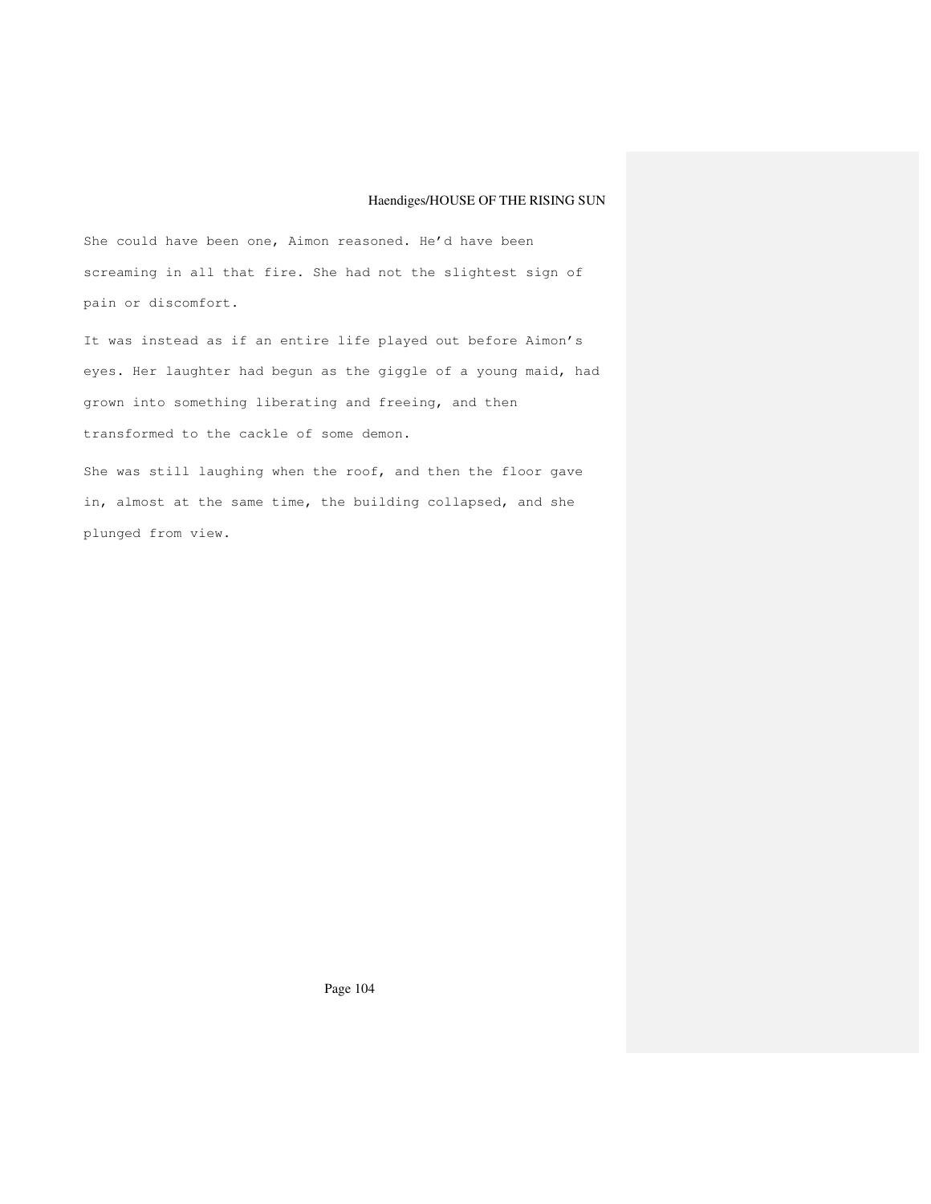She could have been one, Aimon reasoned. He'd have been screaming in all that fire. She had not the slightest sign of pain or discomfort.

It was instead as if an entire life played out before Aimon's eyes. Her laughter had begun as the giggle of a young maid, had grown into something liberating and freeing, and then transformed to the cackle of some demon.

She was still laughing when the roof, and then the floor gave in, almost at the same time, the building collapsed, and she plunged from view.